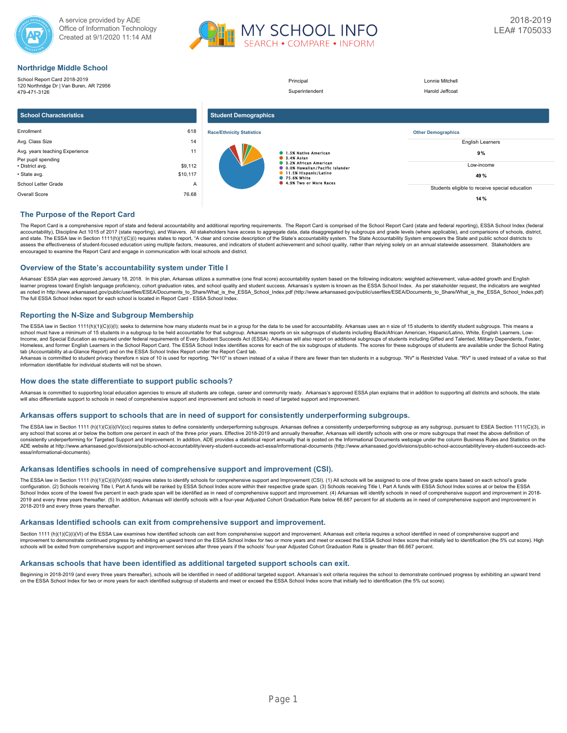A service provided by ADE Office of Information Technology
Created at 9/1/2020 11:14 AM

MY SCHOOL INFO
SEARCH • COMPARE • INFORM

2018-2019
LEA# 1705033

## Northridge Middle School

School Report Card 2018-2019
120 Northridge Dr | Van Buren, AR 72956
479-471-3126

| | |
|---|---|
| Principal | Lonnie Mitchell |
| Superintendent | Harold Jeffcoat |

### School Characteristics

| | |
|---|---|
| Enrollment | 618 |
| Avg. Class Size | 14 |
| Avg. years teaching Experience | 11 |
| Per pupil spending | |
| • District avg. | $9,112 |
| • State avg. | $10,117 |
| School Letter Grade | A |
| Overall Score | 76.68 |

### Student Demographics

**Race/Ethnicity Statistics**

- 1.5% Native American
- 3.4% Asian
- 3.2% African American
- 0.0% Hawaiian/Pacific Islander
- 11.5% Hispanic/Latino
- 75.6% White
- 4.9% Two or More Races

**Other Demographics**

| | |
|---|---|
| English Learners | 9 % |
| Low-income | 49 % |
| Students eligible to receive special education | 14 % |

## The Purpose of the Report Card

The Report Card is a comprehensive report of state and federal accountability and additional reporting requirements. The Report Card is comprised of the School Report Card (state and federal reporting), ESSA School Index (federal accountability), Discipline Act 1015 of 2017 (state reporting), and Waivers. All stakeholders have access to aggregate data, data disaggregated by subgroups and grade levels (where applicable), and comparisons of schools, district, and state. The ESSA law in Section 1111(h)(1)(C)(i) requires states to report, "A clear and concise description of the State's accountability system. The State Accountability System empowers the State and public school districts to assess the effectiveness of student-focused education using multiple factors, measures, and indicators of student achievement and school quality, rather than relying solely on an annual statewide assessment. Stakeholders are encouraged to examine the Report Card and engage in communication with local schools and district.

## Overview of the State's accountability system under Title I

Arkansas' ESSA plan was approved January 18, 2018. In this plan, Arkansas utilizes a summative (one final score) accountability system based on the following indicators: weighted achievement, value-added growth and English learner progress toward English language proficiency, cohort graduation rates, and school quality and student success. Arkansas's system is known as the ESSA School Index. As per stakeholder request, the indicators are weighted as noted in http://www.arkansased.gov/public/userfiles/ESEA/Documents_to_Share/What_is_the_ESSA_School_Index.pdf (http://www.arkansased.gov/public/userfiles/ESEA/Documents_to_Share/What_is_the_ESSA_School_Index.pdf) The full ESSA School Index report for each school is located in Report Card - ESSA School Index.

## Reporting the N-Size and Subgroup Membership

The ESSA law in Section 1111(h)(1)(C)(i)(I); seeks to determine how many students must be in a group for the data to be used for accountability. Arkansas uses an n size of 15 students to identify student subgroups. This means a school must have a minimum of 15 students in a subgroup to be held accountable for that subgroup. Arkansas reports on six subgroups of students including Black/African American, Hispanic/Latino, White, English Learners, Low-Income, and Special Education as required under federal requirements of Every Student Succeeds Act (ESSA). Arkansas will also report on additional subgroups of students including Gifted and Talented, Military Dependents, Foster, Homeless, and former English Learners in the School Report Card. The ESSA School Index identifies scores for each of the six subgroups of students. The scores for these subgroups of students are available under the School Rating tab (Accountability at-a-Glance Report) and on the ESSA School Index Report under the Report Card tab.
Arkansas is committed to student privacy therefore n size of 10 is used for reporting. "N<10" is shown instead of a value if there are fewer than ten students in a subgroup. "RV" is Restricted Value. "RV" is used instead of a value so that information identifiable for individual students will not be shown.

## How does the state differentiate to support public schools?

Arkansas is committed to supporting local education agencies to ensure all students are college, career and community ready. Arkansas's approved ESSA plan explains that in addition to supporting all districts and schools, the state will also differentiate support to schools in need of comprehensive support and improvement and schools in need of targeted support and improvement.

## Arkansas offers support to schools that are in need of support for consistently underperforming subgroups.

The ESSA law in Section 1111 (h)(1)(C)(i)(IV)(cc) requires states to define consistently underperforming subgroups. Arkansas defines a consistently underperforming subgroup as any subgroup, pursuant to ESEA Section 1111(C)(3), in any school that scores at or below the bottom one percent in each of the three prior years. Effective 2018-2019 and annually thereafter, Arkansas will identify schools with one or more subgroups that meet the above definition of consistently underperforming for Targeted Support and Improvement. In addition, ADE provides a statistical report annually that is posted on the Informational Documents webpage under the column Business Rules and Statistics on the ADE website at http://www.arkansased.gov/divisions/public-school-accountability/every-student-succeeds-act-essa/informational-documents (http://www.arkansased.gov/divisions/public-school-accountability/every-student-succeeds-act-essa/informational-documents).

## Arkansas Identifies schools in need of comprehensive support and improvement (CSI).

The ESSA law in Section 1111 (h)(1)(C)(i)(IV)(dd) requires states to identify schools for comprehensive support and Improvement (CSI). (1) All schools will be assigned to one of three grade spans based on each school's grade configuration. (2) Schools receiving Title I, Part A funds will be ranked by ESSA School Index score within their respective grade span. (3) Schools receiving Title I, Part A funds with ESSA School Index scores at or below the ESSA School Index score of the lowest five percent in each grade span will be identified as in need of comprehensive support and improvement. (4) Arkansas will identify schools in need of comprehensive support and improvement in 2018-2019 and every three years thereafter. (5) In addition, Arkansas will identify schools with a four-year Adjusted Cohort Graduation Rate below 66.667 percent for all students as in need of comprehensive support and improvement in 2018-2019 and every three years thereafter.

## Arkansas Identified schools can exit from comprehensive support and improvement.

Section 1111 (h)(1)(C)(i)(VI) of the ESSA Law examines how identified schools can exit from comprehensive support and improvement. Arkansas exit criteria requires a school identified in need of comprehensive support and improvement to demonstrate continued progress by exhibiting an upward trend on the ESSA School Index for two or more years and meet or exceed the ESSA School Index score that initially led to identification (the 5% cut score). High schools will be exited from comprehensive support and improvement services after three years if the schools' four-year Adjusted Cohort Graduation Rate is greater than 66.667 percent.

## Arkansas schools that have been identified as additional targeted support schools can exit.

Beginning in 2018-2019 (and every three years thereafter), schools will be identified in need of additional targeted support. Arkansas's exit criteria requires the school to demonstrate continued progress by exhibiting an upward trend on the ESSA School Index for two or more years for each identified subgroup of students and meet or exceed the ESSA School Index score that initially led to identification (the 5% cut score).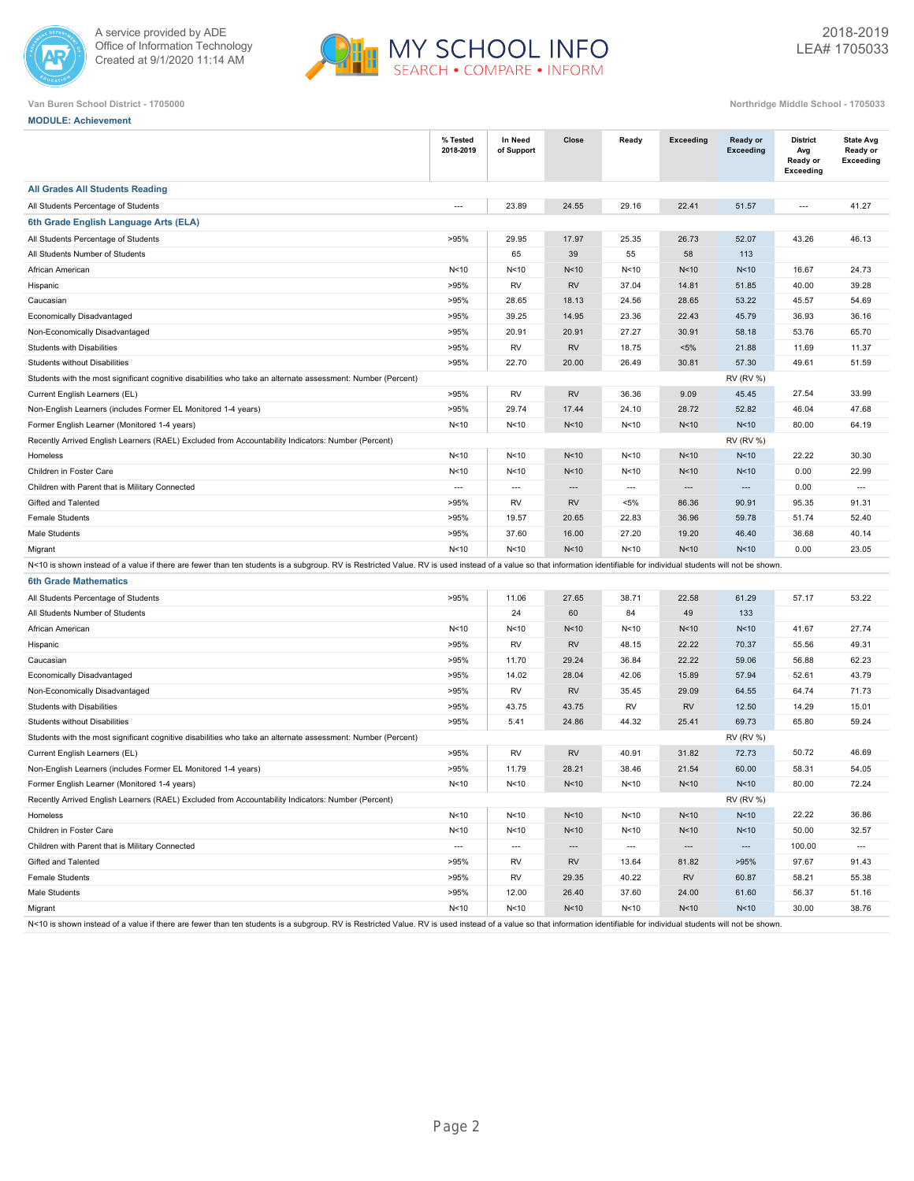Van Buren School District - 1705000

Northridge Middle School - 1705033

2018-2019
LEA# 1705033

**MODULE: Achievement**

| | % Tested 2018-2019 | In Need of Support | Close | Ready | Exceeding | Ready or Exceeding | District Avg Ready or Exceeding | State Avg Ready or Exceeding |
|---|---|---|---|---|---|---|---|---|
| **All Grades All Students Reading** | | | | | | | | |
| All Students Percentage of Students | --- | 23.89 | 24.55 | 29.16 | 22.41 | 51.57 | --- | 41.27 |
| **6th Grade English Language Arts (ELA)** | | | | | | | | |
| All Students Percentage of Students | >95% | 29.95 | 17.97 | 25.35 | 26.73 | 52.07 | 43.26 | 46.13 |
| All Students Number of Students | | 65 | 39 | 55 | 58 | 113 | | |
| African American | N<10 | N<10 | N<10 | N<10 | N<10 | N<10 | 16.67 | 24.73 |
| Hispanic | >95% | RV | RV | 37.04 | 14.81 | 51.85 | 40.00 | 39.28 |
| Caucasian | >95% | 28.65 | 18.13 | 24.56 | 28.65 | 53.22 | 45.57 | 54.69 |
| Economically Disadvantaged | >95% | 39.25 | 14.95 | 23.36 | 22.43 | 45.79 | 36.93 | 36.16 |
| Non-Economically Disadvantaged | >95% | 20.91 | 20.91 | 27.27 | 30.91 | 58.18 | 53.76 | 65.70 |
| Students with Disabilities | >95% | RV | RV | 18.75 | <5% | 21.88 | 11.69 | 11.37 |
| Students without Disabilities | >95% | 22.70 | 20.00 | 26.49 | 30.81 | 57.30 | 49.61 | 51.59 |
| Students with the most significant cognitive disabilities who take an alternate assessment: Number (Percent) | | | | | | RV (RV %) | | |
| Current English Learners (EL) | >95% | RV | RV | 36.36 | 9.09 | 45.45 | 27.54 | 33.99 |
| Non-English Learners (includes Former EL Monitored 1-4 years) | >95% | 29.74 | 17.44 | 24.10 | 28.72 | 52.82 | 46.04 | 47.68 |
| Former English Learner (Monitored 1-4 years) | N<10 | N<10 | N<10 | N<10 | N<10 | N<10 | 80.00 | 64.19 |
| Recently Arrived English Learners (RAEL) Excluded from Accountability Indicators: Number (Percent) | | | | | | RV (RV %) | | |
| Homeless | N<10 | N<10 | N<10 | N<10 | N<10 | N<10 | 22.22 | 30.30 |
| Children in Foster Care | N<10 | N<10 | N<10 | N<10 | N<10 | N<10 | 0.00 | 22.99 |
| Children with Parent that is Military Connected | --- | --- | --- | --- | --- | --- | 0.00 | --- |
| Gifted and Talented | >95% | RV | RV | <5% | 86.36 | 90.91 | 95.35 | 91.31 |
| Female Students | >95% | 19.57 | 20.65 | 22.83 | 36.96 | 59.78 | 51.74 | 52.40 |
| Male Students | >95% | 37.60 | 16.00 | 27.20 | 19.20 | 46.40 | 36.68 | 40.14 |
| Migrant | N<10 | N<10 | N<10 | N<10 | N<10 | N<10 | 0.00 | 23.05 |

N<10 is shown instead of a value if there are fewer than ten students is a subgroup. RV is Restricted Value. RV is used instead of a value so that information identifiable for individual students will not be shown.

| | % Tested 2018-2019 | In Need of Support | Close | Ready | Exceeding | Ready or Exceeding | District Avg Ready or Exceeding | State Avg Ready or Exceeding |
|---|---|---|---|---|---|---|---|---|
| **6th Grade Mathematics** | | | | | | | | |
| All Students Percentage of Students | >95% | 11.06 | 27.65 | 38.71 | 22.58 | 61.29 | 57.17 | 53.22 |
| All Students Number of Students | | 24 | 60 | 84 | 49 | 133 | | |
| African American | N<10 | N<10 | N<10 | N<10 | N<10 | N<10 | 41.67 | 27.74 |
| Hispanic | >95% | RV | RV | 48.15 | 22.22 | 70.37 | 55.56 | 49.31 |
| Caucasian | >95% | 11.70 | 29.24 | 36.84 | 22.22 | 59.06 | 56.88 | 62.23 |
| Economically Disadvantaged | >95% | 14.02 | 28.04 | 42.06 | 15.89 | 57.94 | 52.61 | 43.79 |
| Non-Economically Disadvantaged | >95% | RV | RV | 35.45 | 29.09 | 64.55 | 64.74 | 71.73 |
| Students with Disabilities | >95% | 43.75 | 43.75 | RV | RV | 12.50 | 14.29 | 15.01 |
| Students without Disabilities | >95% | 5.41 | 24.86 | 44.32 | 25.41 | 69.73 | 65.80 | 59.24 |
| Students with the most significant cognitive disabilities who take an alternate assessment: Number (Percent) | | | | | | RV (RV %) | | |
| Current English Learners (EL) | >95% | RV | RV | 40.91 | 31.82 | 72.73 | 50.72 | 46.69 |
| Non-English Learners (includes Former EL Monitored 1-4 years) | >95% | 11.79 | 28.21 | 38.46 | 21.54 | 60.00 | 58.31 | 54.05 |
| Former English Learner (Monitored 1-4 years) | N<10 | N<10 | N<10 | N<10 | N<10 | N<10 | 80.00 | 72.24 |
| Recently Arrived English Learners (RAEL) Excluded from Accountability Indicators: Number (Percent) | | | | | | RV (RV %) | | |
| Homeless | N<10 | N<10 | N<10 | N<10 | N<10 | N<10 | 22.22 | 36.86 |
| Children in Foster Care | N<10 | N<10 | N<10 | N<10 | N<10 | N<10 | 50.00 | 32.57 |
| Children with Parent that is Military Connected | --- | --- | --- | --- | --- | --- | 100.00 | --- |
| Gifted and Talented | >95% | RV | RV | 13.64 | 81.82 | >95% | 97.67 | 91.43 |
| Female Students | >95% | RV | 29.35 | 40.22 | RV | 60.87 | 58.21 | 55.38 |
| Male Students | >95% | 12.00 | 26.40 | 37.60 | 24.00 | 61.60 | 56.37 | 51.16 |
| Migrant | N<10 | N<10 | N<10 | N<10 | N<10 | N<10 | 30.00 | 38.76 |

N<10 is shown instead of a value if there are fewer than ten students is a subgroup. RV is Restricted Value. RV is used instead of a value so that information identifiable for individual students will not be shown.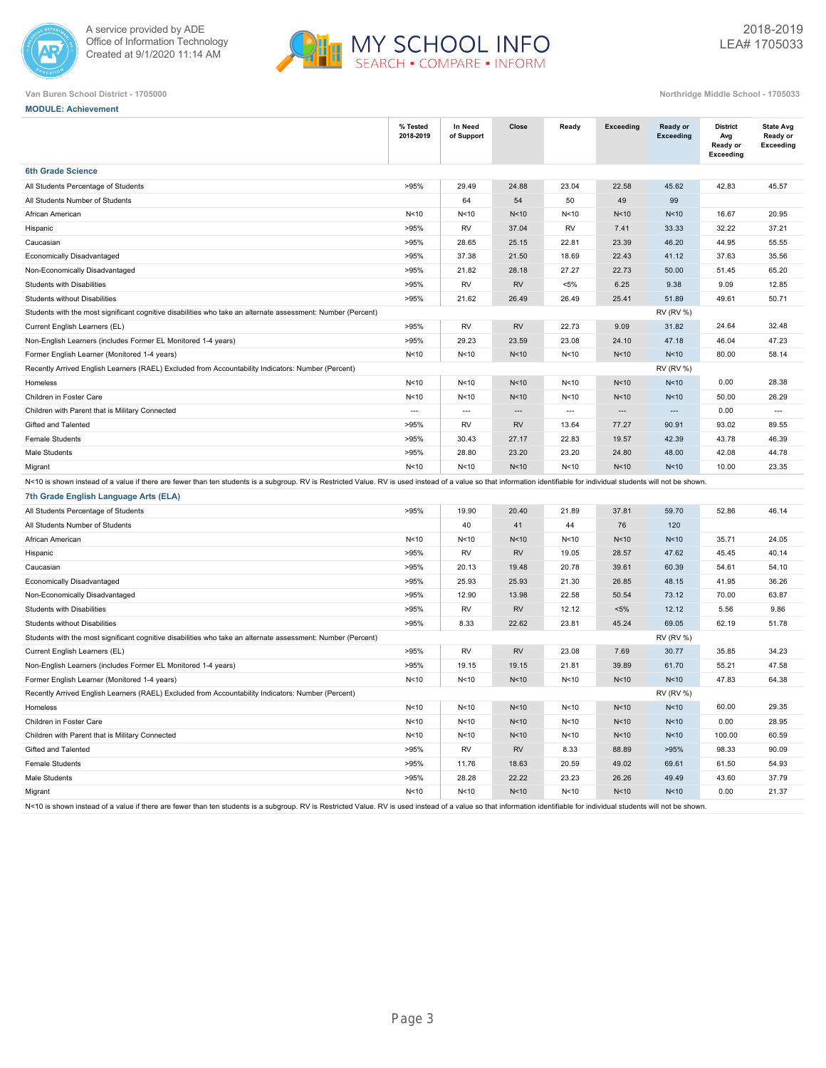A service provided by ADE
Office of Information Technology
Created at 9/1/2020 11:14 AM

MY SCHOOL INFO
SEARCH • COMPARE • INFORM

2018-2019
LEA# 1705033

Van Buren School District - 1705000

Northridge Middle School - 1705033

**MODULE: Achievement**

| | % Tested 2018-2019 | In Need of Support | Close | Ready | Exceeding | Ready or Exceeding | District Avg Ready or Exceeding | State Avg Ready or Exceeding |
|---|---|---|---|---|---|---|---|---|
| **6th Grade Science** | | | | | | | | |
| All Students Percentage of Students | >95% | 29.49 | 24.88 | 23.04 | 22.58 | 45.62 | 42.83 | 45.57 |
| All Students Number of Students | | 64 | 54 | 50 | 49 | 99 | | |
| African American | N<10 | N<10 | N<10 | N<10 | N<10 | N<10 | 16.67 | 20.95 |
| Hispanic | >95% | RV | 37.04 | RV | 7.41 | 33.33 | 32.22 | 37.21 |
| Caucasian | >95% | 28.65 | 25.15 | 22.81 | 23.39 | 46.20 | 44.95 | 55.55 |
| Economically Disadvantaged | >95% | 37.38 | 21.50 | 18.69 | 22.43 | 41.12 | 37.63 | 35.56 |
| Non-Economically Disadvantaged | >95% | 21.82 | 28.18 | 27.27 | 22.73 | 50.00 | 51.45 | 65.20 |
| Students with Disabilities | >95% | RV | RV | <5% | 6.25 | 9.38 | 9.09 | 12.85 |
| Students without Disabilities | >95% | 21.62 | 26.49 | 26.49 | 25.41 | 51.89 | 49.61 | 50.71 |
| Students with the most significant cognitive disabilities who take an alternate assessment: Number (Percent) | | | | | | RV (RV %) | | |
| Current English Learners (EL) | >95% | RV | RV | 22.73 | 9.09 | 31.82 | 24.64 | 32.48 |
| Non-English Learners (includes Former EL Monitored 1-4 years) | >95% | 29.23 | 23.59 | 23.08 | 24.10 | 47.18 | 46.04 | 47.23 |
| Former English Learner (Monitored 1-4 years) | N<10 | N<10 | N<10 | N<10 | N<10 | N<10 | 80.00 | 58.14 |
| Recently Arrived English Learners (RAEL) Excluded from Accountability Indicators: Number (Percent) | | | | | | RV (RV %) | | |
| Homeless | N<10 | N<10 | N<10 | N<10 | N<10 | N<10 | 0.00 | 28.38 |
| Children in Foster Care | N<10 | N<10 | N<10 | N<10 | N<10 | N<10 | 50.00 | 26.29 |
| Children with Parent that is Military Connected | --- | --- | --- | --- | --- | --- | 0.00 | --- |
| Gifted and Talented | >95% | RV | RV | 13.64 | 77.27 | 90.91 | 93.02 | 89.55 |
| Female Students | >95% | 30.43 | 27.17 | 22.83 | 19.57 | 42.39 | 43.78 | 46.39 |
| Male Students | >95% | 28.80 | 23.20 | 23.20 | 24.80 | 48.00 | 42.08 | 44.78 |
| Migrant | N<10 | N<10 | N<10 | N<10 | N<10 | N<10 | 10.00 | 23.35 |

N<10 is shown instead of a value if there are fewer than ten students is a subgroup. RV is Restricted Value. RV is used instead of a value so that information identifiable for individual students will not be shown.

| | % Tested 2018-2019 | In Need of Support | Close | Ready | Exceeding | Ready or Exceeding | District Avg Ready or Exceeding | State Avg Ready or Exceeding |
|---|---|---|---|---|---|---|---|---|
| **7th Grade English Language Arts (ELA)** | | | | | | | | |
| All Students Percentage of Students | >95% | 19.90 | 20.40 | 21.89 | 37.81 | 59.70 | 52.86 | 46.14 |
| All Students Number of Students | | 40 | 41 | 44 | 76 | 120 | | |
| African American | N<10 | N<10 | N<10 | N<10 | N<10 | N<10 | 35.71 | 24.05 |
| Hispanic | >95% | RV | RV | 19.05 | 28.57 | 47.62 | 45.45 | 40.14 |
| Caucasian | >95% | 20.13 | 19.48 | 20.78 | 39.61 | 60.39 | 54.61 | 54.10 |
| Economically Disadvantaged | >95% | 25.93 | 25.93 | 21.30 | 26.85 | 48.15 | 41.95 | 36.26 |
| Non-Economically Disadvantaged | >95% | 12.90 | 13.98 | 22.58 | 50.54 | 73.12 | 70.00 | 63.87 |
| Students with Disabilities | >95% | RV | RV | 12.12 | <5% | 12.12 | 5.56 | 9.86 |
| Students without Disabilities | >95% | 8.33 | 22.62 | 23.81 | 45.24 | 69.05 | 62.19 | 51.78 |
| Students with the most significant cognitive disabilities who take an alternate assessment: Number (Percent) | | | | | | RV (RV %) | | |
| Current English Learners (EL) | >95% | RV | RV | 23.08 | 7.69 | 30.77 | 35.85 | 34.23 |
| Non-English Learners (includes Former EL Monitored 1-4 years) | >95% | 19.15 | 19.15 | 21.81 | 39.89 | 61.70 | 55.21 | 47.58 |
| Former English Learner (Monitored 1-4 years) | N<10 | N<10 | N<10 | N<10 | N<10 | N<10 | 47.83 | 64.38 |
| Recently Arrived English Learners (RAEL) Excluded from Accountability Indicators: Number (Percent) | | | | | | RV (RV %) | | |
| Homeless | N<10 | N<10 | N<10 | N<10 | N<10 | N<10 | 60.00 | 29.35 |
| Children in Foster Care | N<10 | N<10 | N<10 | N<10 | N<10 | N<10 | 0.00 | 28.95 |
| Children with Parent that is Military Connected | N<10 | N<10 | N<10 | N<10 | N<10 | N<10 | 100.00 | 60.59 |
| Gifted and Talented | >95% | RV | RV | 8.33 | 88.89 | >95% | 98.33 | 90.09 |
| Female Students | >95% | 11.76 | 18.63 | 20.59 | 49.02 | 69.61 | 61.50 | 54.93 |
| Male Students | >95% | 28.28 | 22.22 | 23.23 | 26.26 | 49.49 | 43.60 | 37.79 |
| Migrant | N<10 | N<10 | N<10 | N<10 | N<10 | N<10 | 0.00 | 21.37 |

N<10 is shown instead of a value if there are fewer than ten students is a subgroup. RV is Restricted Value. RV is used instead of a value so that information identifiable for individual students will not be shown.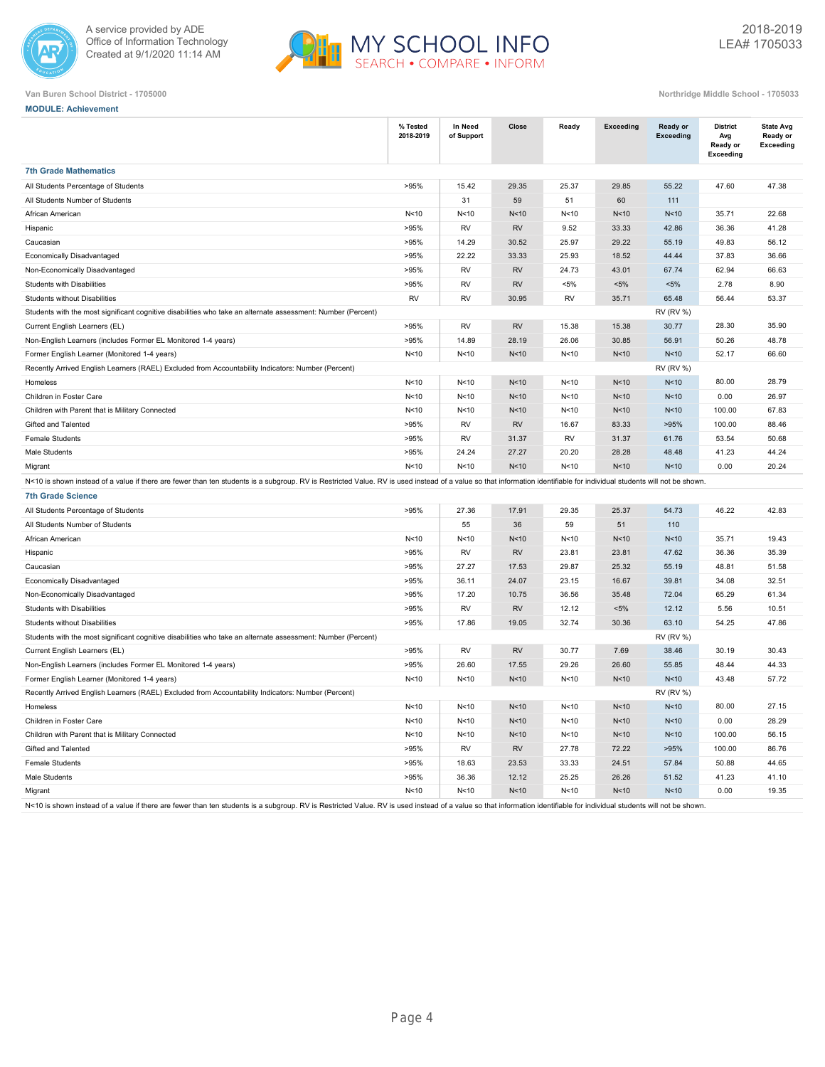A service provided by ADE
Office of Information Technology
Created at 9/1/2020 11:14 AM

MY SCHOOL INFO
SEARCH • COMPARE • INFORM

2018-2019
LEA# 1705033

Van Buren School District - 1705000

Northridge Middle School - 1705033

**MODULE: Achievement**

| | % Tested 2018-2019 | In Need of Support | Close | Ready | Exceeding | Ready or Exceeding | District Avg Ready or Exceeding | State Avg Ready or Exceeding |
|---|---|---|---|---|---|---|---|---|
| **7th Grade Mathematics** | | | | | | | | |
| All Students Percentage of Students | >95% | 15.42 | 29.35 | 25.37 | 29.85 | 55.22 | 47.60 | 47.38 |
| All Students Number of Students | | 31 | 59 | 51 | 60 | 111 | | |
| African American | N<10 | N<10 | N<10 | N<10 | N<10 | N<10 | 35.71 | 22.68 |
| Hispanic | >95% | RV | RV | 9.52 | 33.33 | 42.86 | 36.36 | 41.28 |
| Caucasian | >95% | 14.29 | 30.52 | 25.97 | 29.22 | 55.19 | 49.83 | 56.12 |
| Economically Disadvantaged | >95% | 22.22 | 33.33 | 25.93 | 18.52 | 44.44 | 37.83 | 36.66 |
| Non-Economically Disadvantaged | >95% | RV | RV | 24.73 | 43.01 | 67.74 | 62.94 | 66.63 |
| Students with Disabilities | >95% | RV | RV | <5% | <5% | <5% | 2.78 | 8.90 |
| Students without Disabilities | RV | RV | 30.95 | RV | 35.71 | 65.48 | 56.44 | 53.37 |
| Students with the most significant cognitive disabilities who take an alternate assessment: Number (Percent) | | | | | | RV (RV %) | | |
| Current English Learners (EL) | >95% | RV | RV | 15.38 | 15.38 | 30.77 | 28.30 | 35.90 |
| Non-English Learners (includes Former EL Monitored 1-4 years) | >95% | 14.89 | 28.19 | 26.06 | 30.85 | 56.91 | 50.26 | 48.78 |
| Former English Learner (Monitored 1-4 years) | N<10 | N<10 | N<10 | N<10 | N<10 | N<10 | 52.17 | 66.60 |
| Recently Arrived English Learners (RAEL) Excluded from Accountability Indicators: Number (Percent) | | | | | | RV (RV %) | | |
| Homeless | N<10 | N<10 | N<10 | N<10 | N<10 | N<10 | 80.00 | 28.79 |
| Children in Foster Care | N<10 | N<10 | N<10 | N<10 | N<10 | N<10 | 0.00 | 26.97 |
| Children with Parent that is Military Connected | N<10 | N<10 | N<10 | N<10 | N<10 | N<10 | 100.00 | 67.83 |
| Gifted and Talented | >95% | RV | RV | 16.67 | 83.33 | >95% | 100.00 | 88.46 |
| Female Students | >95% | RV | 31.37 | RV | 31.37 | 61.76 | 53.54 | 50.68 |
| Male Students | >95% | 24.24 | 27.27 | 20.20 | 28.28 | 48.48 | 41.23 | 44.24 |
| Migrant | N<10 | N<10 | N<10 | N<10 | N<10 | N<10 | 0.00 | 20.24 |

N<10 is shown instead of a value if there are fewer than ten students is a subgroup. RV is Restricted Value. RV is used instead of a value so that information identifiable for individual students will not be shown.

| | % Tested 2018-2019 | In Need of Support | Close | Ready | Exceeding | Ready or Exceeding | District Avg Ready or Exceeding | State Avg Ready or Exceeding |
|---|---|---|---|---|---|---|---|---|
| **7th Grade Science** | | | | | | | | |
| All Students Percentage of Students | >95% | 27.36 | 17.91 | 29.35 | 25.37 | 54.73 | 46.22 | 42.83 |
| All Students Number of Students | | 55 | 36 | 59 | 51 | 110 | | |
| African American | N<10 | N<10 | N<10 | N<10 | N<10 | N<10 | 35.71 | 19.43 |
| Hispanic | >95% | RV | RV | 23.81 | 23.81 | 47.62 | 36.36 | 35.39 |
| Caucasian | >95% | 27.27 | 17.53 | 29.87 | 25.32 | 55.19 | 48.81 | 51.58 |
| Economically Disadvantaged | >95% | 36.11 | 24.07 | 23.15 | 16.67 | 39.81 | 34.08 | 32.51 |
| Non-Economically Disadvantaged | >95% | 17.20 | 10.75 | 36.56 | 35.48 | 72.04 | 65.29 | 61.34 |
| Students with Disabilities | >95% | RV | RV | 12.12 | <5% | 12.12 | 5.56 | 10.51 |
| Students without Disabilities | >95% | 17.86 | 19.05 | 32.74 | 30.36 | 63.10 | 54.25 | 47.86 |
| Students with the most significant cognitive disabilities who take an alternate assessment: Number (Percent) | | | | | | RV (RV %) | | |
| Current English Learners (EL) | >95% | RV | RV | 30.77 | 7.69 | 38.46 | 30.19 | 30.43 |
| Non-English Learners (includes Former EL Monitored 1-4 years) | >95% | 26.60 | 17.55 | 29.26 | 26.60 | 55.85 | 48.44 | 44.33 |
| Former English Learner (Monitored 1-4 years) | N<10 | N<10 | N<10 | N<10 | N<10 | N<10 | 43.48 | 57.72 |
| Recently Arrived English Learners (RAEL) Excluded from Accountability Indicators: Number (Percent) | | | | | | RV (RV %) | | |
| Homeless | N<10 | N<10 | N<10 | N<10 | N<10 | N<10 | 80.00 | 27.15 |
| Children in Foster Care | N<10 | N<10 | N<10 | N<10 | N<10 | N<10 | 0.00 | 28.29 |
| Children with Parent that is Military Connected | N<10 | N<10 | N<10 | N<10 | N<10 | N<10 | 100.00 | 56.15 |
| Gifted and Talented | >95% | RV | RV | 27.78 | 72.22 | >95% | 100.00 | 86.76 |
| Female Students | >95% | 18.63 | 23.53 | 33.33 | 24.51 | 57.84 | 50.88 | 44.65 |
| Male Students | >95% | 36.36 | 12.12 | 25.25 | 26.26 | 51.52 | 41.23 | 41.10 |
| Migrant | N<10 | N<10 | N<10 | N<10 | N<10 | N<10 | 0.00 | 19.35 |

N<10 is shown instead of a value if there are fewer than ten students is a subgroup. RV is Restricted Value. RV is used instead of a value so that information identifiable for individual students will not be shown.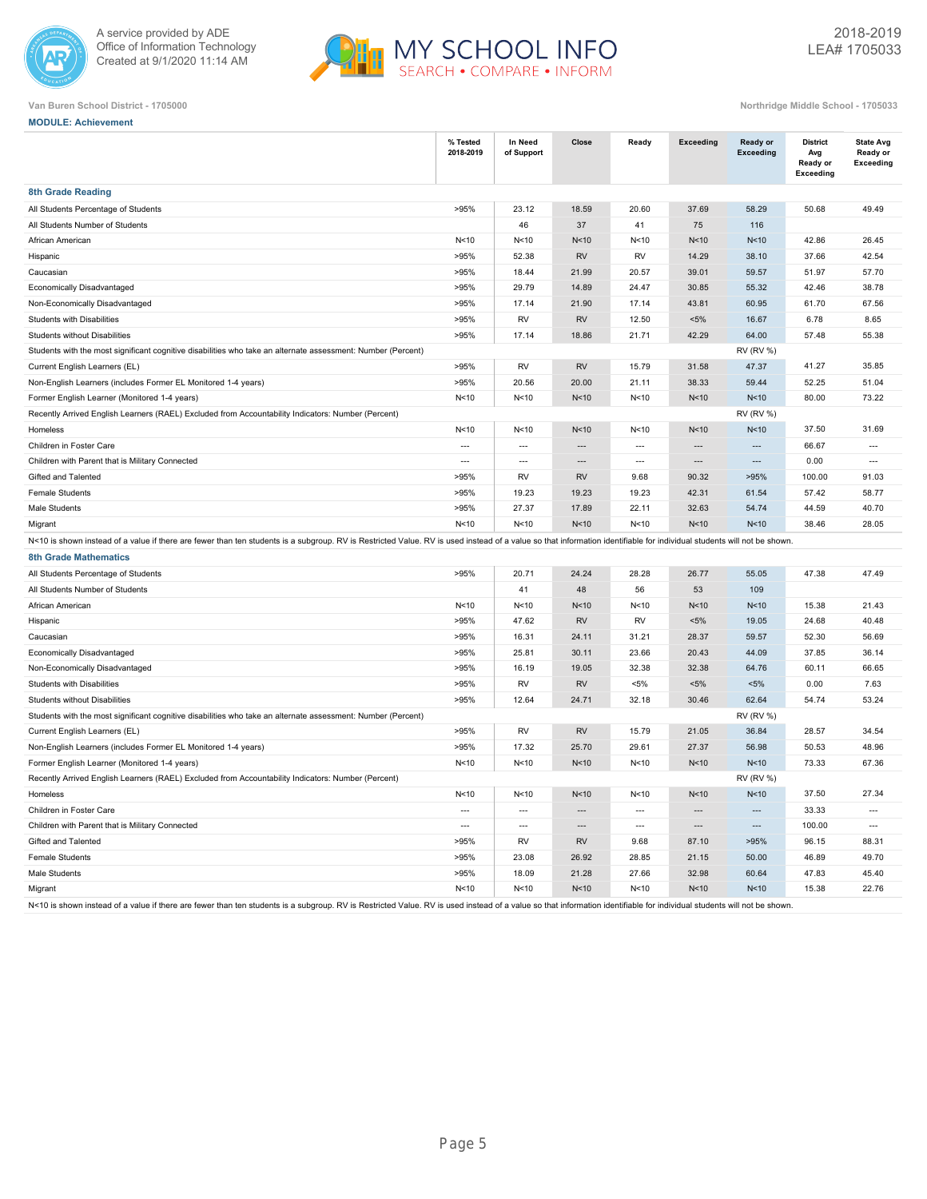Van Buren School District - 1705000

Northridge Middle School - 1705033

**MODULE: Achievement**

| | % Tested 2018-2019 | In Need of Support | Close | Ready | Exceeding | Ready or Exceeding | District Avg Ready or Exceeding | State Avg Ready or Exceeding |
|---|---|---|---|---|---|---|---|---|
| **8th Grade Reading** | | | | | | | | |
| All Students Percentage of Students | >95% | 23.12 | 18.59 | 20.60 | 37.69 | 58.29 | 50.68 | 49.49 |
| All Students Number of Students | | 46 | 37 | 41 | 75 | 116 | | |
| African American | N<10 | N<10 | N<10 | N<10 | N<10 | N<10 | 42.86 | 26.45 |
| Hispanic | >95% | 52.38 | RV | RV | 14.29 | 38.10 | 37.66 | 42.54 |
| Caucasian | >95% | 18.44 | 21.99 | 20.57 | 39.01 | 59.57 | 51.97 | 57.70 |
| Economically Disadvantaged | >95% | 29.79 | 14.89 | 24.47 | 30.85 | 55.32 | 42.46 | 38.78 |
| Non-Economically Disadvantaged | >95% | 17.14 | 21.90 | 17.14 | 43.81 | 60.95 | 61.70 | 67.56 |
| Students with Disabilities | >95% | RV | RV | 12.50 | <5% | 16.67 | 6.78 | 8.65 |
| Students without Disabilities | >95% | 17.14 | 18.86 | 21.71 | 42.29 | 64.00 | 57.48 | 55.38 |
| Students with the most significant cognitive disabilities who take an alternate assessment: Number (Percent) | | | | | | RV (RV %) | | |
| Current English Learners (EL) | >95% | RV | RV | 15.79 | 31.58 | 47.37 | 41.27 | 35.85 |
| Non-English Learners (includes Former EL Monitored 1-4 years) | >95% | 20.56 | 20.00 | 21.11 | 38.33 | 59.44 | 52.25 | 51.04 |
| Former English Learner (Monitored 1-4 years) | N<10 | N<10 | N<10 | N<10 | N<10 | N<10 | 80.00 | 73.22 |
| Recently Arrived English Learners (RAEL) Excluded from Accountability Indicators: Number (Percent) | | | | | | RV (RV %) | | |
| Homeless | N<10 | N<10 | N<10 | N<10 | N<10 | N<10 | 37.50 | 31.69 |
| Children in Foster Care | --- | --- | --- | --- | --- | --- | 66.67 | --- |
| Children with Parent that is Military Connected | --- | --- | --- | --- | --- | --- | 0.00 | --- |
| Gifted and Talented | >95% | RV | RV | 9.68 | 90.32 | >95% | 100.00 | 91.03 |
| Female Students | >95% | 19.23 | 19.23 | 19.23 | 42.31 | 61.54 | 57.42 | 58.77 |
| Male Students | >95% | 27.37 | 17.89 | 22.11 | 32.63 | 54.74 | 44.59 | 40.70 |
| Migrant | N<10 | N<10 | N<10 | N<10 | N<10 | N<10 | 38.46 | 28.05 |

N<10 is shown instead of a value if there are fewer than ten students is a subgroup. RV is Restricted Value. RV is used instead of a value so that information identifiable for individual students will not be shown.

| | % Tested 2018-2019 | In Need of Support | Close | Ready | Exceeding | Ready or Exceeding | District Avg Ready or Exceeding | State Avg Ready or Exceeding |
|---|---|---|---|---|---|---|---|---|
| **8th Grade Mathematics** | | | | | | | | |
| All Students Percentage of Students | >95% | 20.71 | 24.24 | 28.28 | 26.77 | 55.05 | 47.38 | 47.49 |
| All Students Number of Students | | 41 | 48 | 56 | 53 | 109 | | |
| African American | N<10 | N<10 | N<10 | N<10 | N<10 | N<10 | 15.38 | 21.43 |
| Hispanic | >95% | 47.62 | RV | RV | <5% | 19.05 | 24.68 | 40.48 |
| Caucasian | >95% | 16.31 | 24.11 | 31.21 | 28.37 | 59.57 | 52.30 | 56.69 |
| Economically Disadvantaged | >95% | 25.81 | 30.11 | 23.66 | 20.43 | 44.09 | 37.85 | 36.14 |
| Non-Economically Disadvantaged | >95% | 16.19 | 19.05 | 32.38 | 32.38 | 64.76 | 60.11 | 66.65 |
| Students with Disabilities | >95% | RV | RV | <5% | <5% | <5% | 0.00 | 7.63 |
| Students without Disabilities | >95% | 12.64 | 24.71 | 32.18 | 30.46 | 62.64 | 54.74 | 53.24 |
| Students with the most significant cognitive disabilities who take an alternate assessment: Number (Percent) | | | | | | RV (RV %) | | |
| Current English Learners (EL) | >95% | RV | RV | 15.79 | 21.05 | 36.84 | 28.57 | 34.54 |
| Non-English Learners (includes Former EL Monitored 1-4 years) | >95% | 17.32 | 25.70 | 29.61 | 27.37 | 56.98 | 50.53 | 48.96 |
| Former English Learner (Monitored 1-4 years) | N<10 | N<10 | N<10 | N<10 | N<10 | N<10 | 73.33 | 67.36 |
| Recently Arrived English Learners (RAEL) Excluded from Accountability Indicators: Number (Percent) | | | | | | RV (RV %) | | |
| Homeless | N<10 | N<10 | N<10 | N<10 | N<10 | N<10 | 37.50 | 27.34 |
| Children in Foster Care | --- | --- | --- | --- | --- | --- | 33.33 | --- |
| Children with Parent that is Military Connected | --- | --- | --- | --- | --- | --- | 100.00 | --- |
| Gifted and Talented | >95% | RV | RV | 9.68 | 87.10 | >95% | 96.15 | 88.31 |
| Female Students | >95% | 23.08 | 26.92 | 28.85 | 21.15 | 50.00 | 46.89 | 49.70 |
| Male Students | >95% | 18.09 | 21.28 | 27.66 | 32.98 | 60.64 | 47.83 | 45.40 |
| Migrant | N<10 | N<10 | N<10 | N<10 | N<10 | N<10 | 15.38 | 22.76 |

N<10 is shown instead of a value if there are fewer than ten students is a subgroup. RV is Restricted Value. RV is used instead of a value so that information identifiable for individual students will not be shown.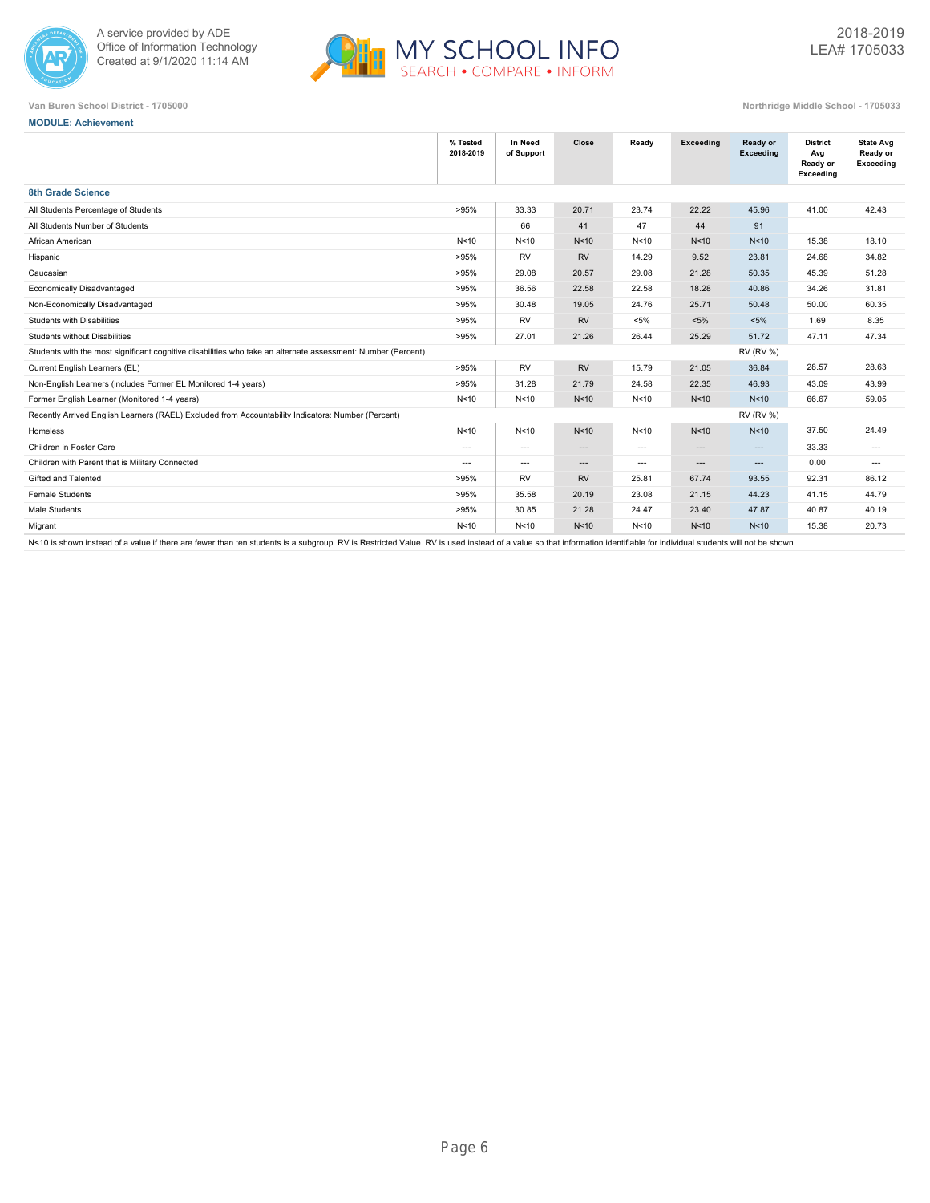A service provided by ADE
Office of Information Technology
Created at 9/1/2020 11:14 AM

MY SCHOOL INFO
SEARCH • COMPARE • INFORM

2018-2019
LEA# 1705033

Van Buren School District - 1705000

Northridge Middle School - 1705033

**MODULE: Achievement**

| | % Tested 2018-2019 | In Need of Support | Close | Ready | Exceeding | Ready or Exceeding | District Avg Ready or Exceeding | State Avg Ready or Exceeding |
|---|---|---|---|---|---|---|---|---|
| **8th Grade Science** | | | | | | | | |
| All Students Percentage of Students | >95% | 33.33 | 20.71 | 23.74 | 22.22 | 45.96 | 41.00 | 42.43 |
| All Students Number of Students | | 66 | 41 | 47 | 44 | 91 | | |
| African American | N<10 | N<10 | N<10 | N<10 | N<10 | N<10 | 15.38 | 18.10 |
| Hispanic | >95% | RV | RV | 14.29 | 9.52 | 23.81 | 24.68 | 34.82 |
| Caucasian | >95% | 29.08 | 20.57 | 29.08 | 21.28 | 50.35 | 45.39 | 51.28 |
| Economically Disadvantaged | >95% | 36.56 | 22.58 | 22.58 | 18.28 | 40.86 | 34.26 | 31.81 |
| Non-Economically Disadvantaged | >95% | 30.48 | 19.05 | 24.76 | 25.71 | 50.48 | 50.00 | 60.35 |
| Students with Disabilities | >95% | RV | RV | <5% | <5% | <5% | 1.69 | 8.35 |
| Students without Disabilities | >95% | 27.01 | 21.26 | 26.44 | 25.29 | 51.72 | 47.11 | 47.34 |
| Students with the most significant cognitive disabilities who take an alternate assessment: Number (Percent) | | | | | | RV (RV %) | | |
| Current English Learners (EL) | >95% | RV | RV | 15.79 | 21.05 | 36.84 | 28.57 | 28.63 |
| Non-English Learners (includes Former EL Monitored 1-4 years) | >95% | 31.28 | 21.79 | 24.58 | 22.35 | 46.93 | 43.09 | 43.99 |
| Former English Learner (Monitored 1-4 years) | N<10 | N<10 | N<10 | N<10 | N<10 | N<10 | 66.67 | 59.05 |
| Recently Arrived English Learners (RAEL) Excluded from Accountability Indicators: Number (Percent) | | | | | | RV (RV %) | | |
| Homeless | N<10 | N<10 | N<10 | N<10 | N<10 | N<10 | 37.50 | 24.49 |
| Children in Foster Care | --- | --- | --- | --- | --- | --- | 33.33 | --- |
| Children with Parent that is Military Connected | --- | --- | --- | --- | --- | --- | 0.00 | --- |
| Gifted and Talented | >95% | RV | RV | 25.81 | 67.74 | 93.55 | 92.31 | 86.12 |
| Female Students | >95% | 35.58 | 20.19 | 23.08 | 21.15 | 44.23 | 41.15 | 44.79 |
| Male Students | >95% | 30.85 | 21.28 | 24.47 | 23.40 | 47.87 | 40.87 | 40.19 |
| Migrant | N<10 | N<10 | N<10 | N<10 | N<10 | N<10 | 15.38 | 20.73 |

N<10 is shown instead of a value if there are fewer than ten students is a subgroup. RV is Restricted Value. RV is used instead of a value so that information identifiable for individual students will not be shown.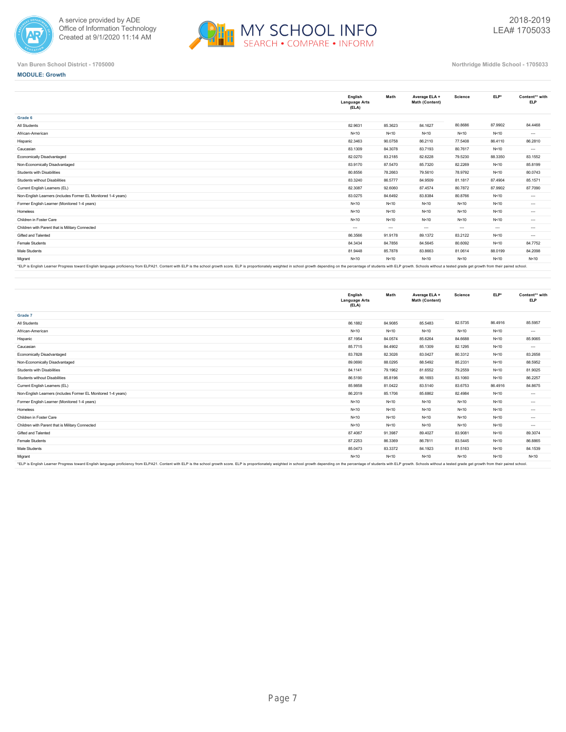A service provided by ADE
Office of Information Technology
Created at 9/1/2020 11:14 AM

MY SCHOOL INFO
SEARCH • COMPARE • INFORM

2018-2019
LEA# 1705033

Van Buren School District - 1705000

Northridge Middle School - 1705033

**MODULE: Growth**

| | English Language Arts (ELA) | Math | Average ELA + Math (Content) | Science | ELP* | Content** with ELP |
|---|---|---|---|---|---|---|
| **Grade 6** | | | | | | |
| All Students | 82.9631 | 85.3623 | 84.1627 | 80.8686 | 87.9902 | 84.4468 |
| African-American | N<10 | N<10 | N<10 | N<10 | N<10 | --- |
| Hispanic | 82.3463 | 90.0758 | 86.2110 | 77.5408 | 86.4110 | 86.2810 |
| Caucasian | 83.1309 | 84.3078 | 83.7193 | 80.7617 | N<10 | --- |
| Economically Disadvantaged | 82.0270 | 83.2185 | 82.6228 | 79.5230 | 88.3350 | 83.1552 |
| Non-Economically Disadvantaged | 83.9170 | 87.5470 | 85.7320 | 82.2269 | N<10 | 85.8199 |
| Students with Disabilities | 80.8556 | 78.2663 | 79.5610 | 78.9792 | N<10 | 80.0743 |
| Students without Disabilities | 83.3240 | 86.5777 | 84.9509 | 81.1817 | 87.4904 | 85.1571 |
| Current English Learners (EL) | 82.3087 | 92.6060 | 87.4574 | 80.7872 | 87.9902 | 87.7090 |
| Non-English Learners (includes Former EL Monitored 1-4 years) | 83.0275 | 84.6492 | 83.8384 | 80.8766 | N<10 | --- |
| Former English Learner (Monitored 1-4 years) | N<10 | N<10 | N<10 | N<10 | N<10 | --- |
| Homeless | N<10 | N<10 | N<10 | N<10 | N<10 | --- |
| Children in Foster Care | N<10 | N<10 | N<10 | N<10 | N<10 | --- |
| Children with Parent that is Military Connected | --- | --- | --- | --- | --- | --- |
| Gifted and Talented | 86.3566 | 91.9178 | 89.1372 | 83.2122 | N<10 | --- |
| Female Students | 84.3434 | 84.7856 | 84.5645 | 80.6092 | N<10 | 84.7752 |
| Male Students | 81.9448 | 85.7878 | 83.8663 | 81.0614 | 88.0199 | 84.2098 |
| Migrant | N<10 | N<10 | N<10 | N<10 | N<10 | N<10 |

*ELP is English Learner Progress toward English language proficiency from ELPA21. Content with ELP is the school growth score. ELP is proportionately weighted in school growth depending on the percentage of students with ELP growth. Schools without a tested grade get growth from their paired school.

| | English Language Arts (ELA) | Math | Average ELA + Math (Content) | Science | ELP* | Content** with ELP |
|---|---|---|---|---|---|---|
| **Grade 7** | | | | | | |
| All Students | 86.1882 | 84.9085 | 85.5483 | 82.5735 | 86.4916 | 85.5957 |
| African-American | N<10 | N<10 | N<10 | N<10 | N<10 | --- |
| Hispanic | 87.1954 | 84.0574 | 85.6264 | 84.6688 | N<10 | 85.9065 |
| Caucasian | 85.7715 | 84.4902 | 85.1309 | 82.1295 | N<10 | --- |
| Economically Disadvantaged | 83.7828 | 82.3026 | 83.0427 | 80.3312 | N<10 | 83.2658 |
| Non-Economically Disadvantaged | 89.0690 | 88.0295 | 88.5492 | 85.2331 | N<10 | 88.5952 |
| Students with Disabilities | 84.1141 | 79.1962 | 81.6552 | 79.2559 | N<10 | 81.9025 |
| Students without Disabilities | 86.5190 | 85.8196 | 86.1693 | 83.1060 | N<10 | 86.2257 |
| Current English Learners (EL) | 85.9858 | 81.0422 | 83.5140 | 83.6753 | 86.4916 | 84.8675 |
| Non-English Learners (includes Former EL Monitored 1-4 years) | 86.2019 | 85.1706 | 85.6862 | 82.4984 | N<10 | --- |
| Former English Learner (Monitored 1-4 years) | N<10 | N<10 | N<10 | N<10 | N<10 | --- |
| Homeless | N<10 | N<10 | N<10 | N<10 | N<10 | --- |
| Children in Foster Care | N<10 | N<10 | N<10 | N<10 | N<10 | --- |
| Children with Parent that is Military Connected | N<10 | N<10 | N<10 | N<10 | N<10 | --- |
| Gifted and Talented | 87.4067 | 91.3987 | 89.4027 | 83.9081 | N<10 | 89.3074 |
| Female Students | 87.2253 | 86.3369 | 86.7811 | 83.5445 | N<10 | 86.8865 |
| Male Students | 85.0473 | 83.3372 | 84.1923 | 81.5163 | N<10 | 84.1539 |
| Migrant | N<10 | N<10 | N<10 | N<10 | N<10 | N<10 |

*ELP is English Learner Progress toward English language proficiency from ELPA21. Content with ELP is the school growth score. ELP is proportionately weighted in school growth depending on the percentage of students with ELP growth. Schools without a tested grade get growth from their paired school.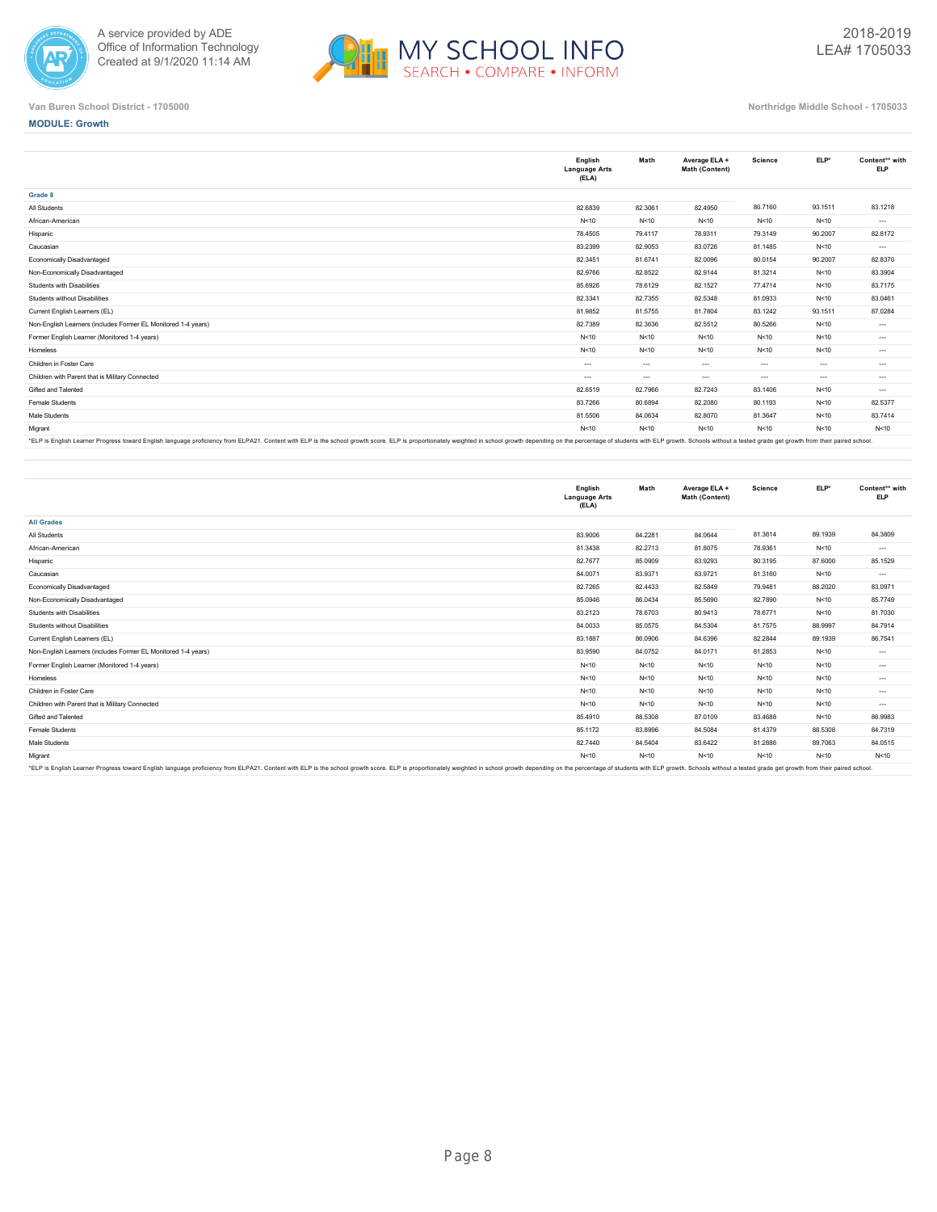Van Buren School District - 1705000

Northridge Middle School - 1705033

**MODULE: Growth**

| | English Language Arts (ELA) | Math | Average ELA + Math (Content) | Science | ELP* | Content** with ELP |
|---|---|---|---|---|---|---|
| **Grade 8** | | | | | | |
| All Students | 82.6839 | 82.3061 | 82.4950 | 80.7160 | 93.1511 | 83.1218 |
| African-American | N<10 | N<10 | N<10 | N<10 | N<10 | --- |
| Hispanic | 78.4505 | 79.4117 | 78.9311 | 79.3149 | 90.2007 | 82.8172 |
| Caucasian | 83.2399 | 82.9053 | 83.0726 | 81.1485 | N<10 | --- |
| Economically Disadvantaged | 82.3451 | 81.6741 | 82.0096 | 80.0154 | 90.2007 | 82.8370 |
| Non-Economically Disadvantaged | 82.9766 | 82.8522 | 82.9144 | 81.3214 | N<10 | 83.3904 |
| Students with Disabilities | 85.6926 | 78.6129 | 82.1527 | 77.4714 | N<10 | 83.7175 |
| Students without Disabilities | 82.3341 | 82.7355 | 82.5348 | 81.0933 | N<10 | 83.0461 |
| Current English Learners (EL) | 81.9852 | 81.5755 | 81.7804 | 83.1242 | 93.1511 | 87.0284 |
| Non-English Learners (includes Former EL Monitored 1-4 years) | 82.7389 | 82.3636 | 82.5512 | 80.5266 | N<10 | --- |
| Former English Learner (Monitored 1-4 years) | N<10 | N<10 | N<10 | N<10 | N<10 | --- |
| Homeless | N<10 | N<10 | N<10 | N<10 | N<10 | --- |
| Children in Foster Care | --- | --- | --- | --- | --- | --- |
| Children with Parent that is Military Connected | --- | --- | --- | --- | --- | --- |
| Gifted and Talented | 82.6519 | 82.7966 | 82.7243 | 83.1406 | N<10 | --- |
| Female Students | 83.7266 | 80.6894 | 82.2080 | 80.1193 | N<10 | 82.5377 |
| Male Students | 81.5506 | 84.0634 | 82.8070 | 81.3647 | N<10 | 83.7414 |
| Migrant | N<10 | N<10 | N<10 | N<10 | N<10 | N<10 |

*ELP is English Learner Progress toward English language proficiency from ELPA21. Content with ELP is the school growth score. ELP is proportionately weighted in school growth depending on the percentage of students with ELP growth. Schools without a tested grade get growth from their paired school.

| | English Language Arts (ELA) | Math | Average ELA + Math (Content) | Science | ELP* | Content** with ELP |
|---|---|---|---|---|---|---|
| **All Grades** | | | | | | |
| All Students | 83.9006 | 84.2281 | 84.0644 | 81.3614 | 89.1939 | 84.3809 |
| African-American | 81.3438 | 82.2713 | 81.8075 | 78.9361 | N<10 | --- |
| Hispanic | 82.7677 | 85.0909 | 83.9293 | 80.3195 | 87.6000 | 85.1529 |
| Caucasian | 84.0071 | 83.9371 | 83.9721 | 81.3160 | N<10 | --- |
| Economically Disadvantaged | 82.7265 | 82.4433 | 82.5849 | 79.9481 | 88.2020 | 83.0971 |
| Non-Economically Disadvantaged | 85.0946 | 86.0434 | 85.5690 | 82.7890 | N<10 | 85.7749 |
| Students with Disabilities | 83.2123 | 78.6703 | 80.9413 | 78.6771 | N<10 | 81.7030 |
| Students without Disabilities | 84.0033 | 85.0575 | 84.5304 | 81.7575 | 88.9997 | 84.7914 |
| Current English Learners (EL) | 83.1887 | 86.0906 | 84.6396 | 82.2844 | 89.1939 | 86.7541 |
| Non-English Learners (includes Former EL Monitored 1-4 years) | 83.9590 | 84.0752 | 84.0171 | 81.2853 | N<10 | --- |
| Former English Learner (Monitored 1-4 years) | N<10 | N<10 | N<10 | N<10 | N<10 | --- |
| Homeless | N<10 | N<10 | N<10 | N<10 | N<10 | --- |
| Children in Foster Care | N<10 | N<10 | N<10 | N<10 | N<10 | --- |
| Children with Parent that is Military Connected | N<10 | N<10 | N<10 | N<10 | N<10 | --- |
| Gifted and Talented | 85.4910 | 88.5308 | 87.0109 | 83.4688 | N<10 | 86.9983 |
| Female Students | 85.1172 | 83.8996 | 84.5084 | 81.4379 | 88.5308 | 84.7319 |
| Male Students | 82.7440 | 84.5404 | 83.6422 | 81.2886 | 89.7063 | 84.0515 |
| Migrant | N<10 | N<10 | N<10 | N<10 | N<10 | N<10 |

*ELP is English Learner Progress toward English language proficiency from ELPA21. Content with ELP is the school growth score. ELP is proportionately weighted in school growth depending on the percentage of students with ELP growth. Schools without a tested grade get growth from their paired school.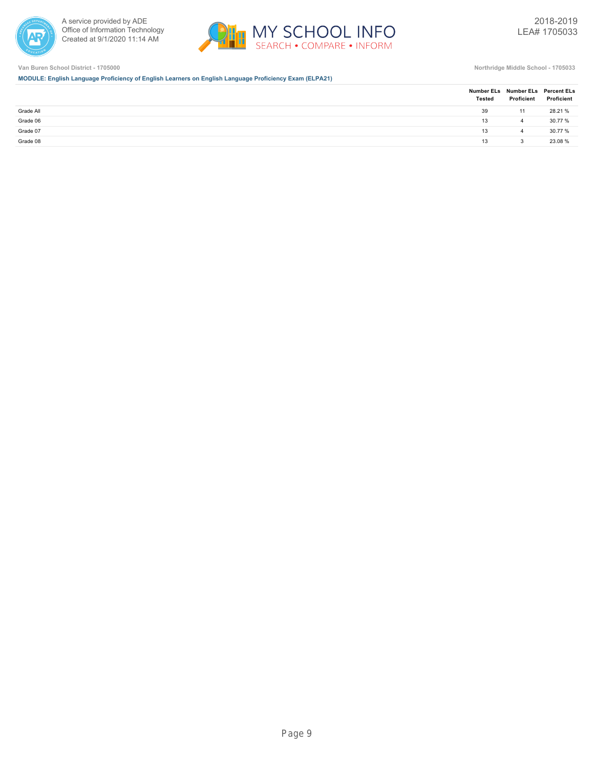Van Buren School District - 1705000

Northridge Middle School - 1705033

**MODULE: English Language Proficiency of English Learners on English Language Proficiency Exam (ELPA21)**

| | Number ELs Tested | Number ELs Proficient | Percent ELs Proficient |
|---|---|---|---|
| Grade All | 39 | 11 | 28.21 % |
| Grade 06 | 13 | 4 | 30.77 % |
| Grade 07 | 13 | 4 | 30.77 % |
| Grade 08 | 13 | 3 | 23.08 % |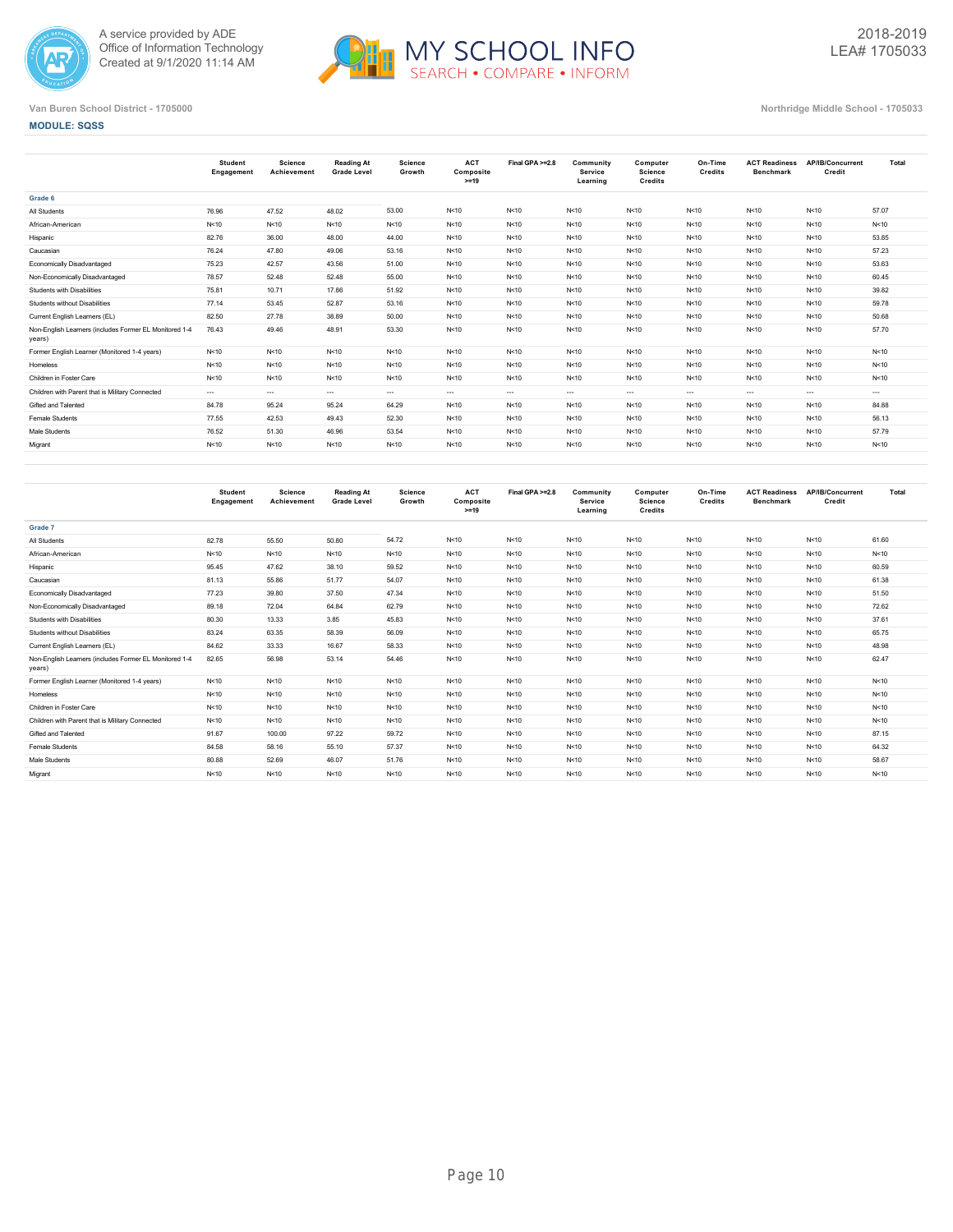Van Buren School District - 1705000

Northridge Middle School - 1705033

**MODULE: SQSS**

| | Student Engagement | Science Achievement | Reading At Grade Level | Science Growth | ACT Composite >=19 | Final GPA >=2.8 | Community Service Learning | Computer Science Credits | On-Time Credits | ACT Readiness Benchmark | AP/IB/Concurrent Credit | Total |
|---|---|---|---|---|---|---|---|---|---|---|---|---|
| **Grade 6** | | | | | | | | | | | | |
| All Students | 76.96 | 47.52 | 48.02 | 53.00 | N<10 | N<10 | N<10 | N<10 | N<10 | N<10 | N<10 | 57.07 |
| African-American | N<10 | N<10 | N<10 | N<10 | N<10 | N<10 | N<10 | N<10 | N<10 | N<10 | N<10 | N<10 |
| Hispanic | 82.76 | 36.00 | 48.00 | 44.00 | N<10 | N<10 | N<10 | N<10 | N<10 | N<10 | N<10 | 53.85 |
| Caucasian | 76.24 | 47.80 | 49.06 | 53.16 | N<10 | N<10 | N<10 | N<10 | N<10 | N<10 | N<10 | 57.23 |
| Economically Disadvantaged | 75.23 | 42.57 | 43.56 | 51.00 | N<10 | N<10 | N<10 | N<10 | N<10 | N<10 | N<10 | 53.63 |
| Non-Economically Disadvantaged | 78.57 | 52.48 | 52.48 | 55.00 | N<10 | N<10 | N<10 | N<10 | N<10 | N<10 | N<10 | 60.45 |
| Students with Disabilities | 75.81 | 10.71 | 17.86 | 51.92 | N<10 | N<10 | N<10 | N<10 | N<10 | N<10 | N<10 | 39.82 |
| Students without Disabilities | 77.14 | 53.45 | 52.87 | 53.16 | N<10 | N<10 | N<10 | N<10 | N<10 | N<10 | N<10 | 59.78 |
| Current English Learners (EL) | 82.50 | 27.78 | 38.89 | 50.00 | N<10 | N<10 | N<10 | N<10 | N<10 | N<10 | N<10 | 50.68 |
| Non-English Learners (includes Former EL Monitored 1-4 years) | 76.43 | 49.46 | 48.91 | 53.30 | N<10 | N<10 | N<10 | N<10 | N<10 | N<10 | N<10 | 57.70 |
| Former English Learner (Monitored 1-4 years) | N<10 | N<10 | N<10 | N<10 | N<10 | N<10 | N<10 | N<10 | N<10 | N<10 | N<10 | N<10 |
| Homeless | N<10 | N<10 | N<10 | N<10 | N<10 | N<10 | N<10 | N<10 | N<10 | N<10 | N<10 | N<10 |
| Children in Foster Care | N<10 | N<10 | N<10 | N<10 | N<10 | N<10 | N<10 | N<10 | N<10 | N<10 | N<10 | N<10 |
| Children with Parent that is Military Connected | --- | --- | --- | --- | --- | --- | --- | --- | --- | --- | --- | --- |
| Gifted and Talented | 84.78 | 95.24 | 95.24 | 64.29 | N<10 | N<10 | N<10 | N<10 | N<10 | N<10 | N<10 | 84.88 |
| Female Students | 77.55 | 42.53 | 49.43 | 52.30 | N<10 | N<10 | N<10 | N<10 | N<10 | N<10 | N<10 | 56.13 |
| Male Students | 76.52 | 51.30 | 46.96 | 53.54 | N<10 | N<10 | N<10 | N<10 | N<10 | N<10 | N<10 | 57.79 |
| Migrant | N<10 | N<10 | N<10 | N<10 | N<10 | N<10 | N<10 | N<10 | N<10 | N<10 | N<10 | N<10 |

| | Student Engagement | Science Achievement | Reading At Grade Level | Science Growth | ACT Composite >=19 | Final GPA >=2.8 | Community Service Learning | Computer Science Credits | On-Time Credits | ACT Readiness Benchmark | AP/IB/Concurrent Credit | Total |
|---|---|---|---|---|---|---|---|---|---|---|---|---|
| **Grade 7** | | | | | | | | | | | | |
| All Students | 82.78 | 55.50 | 50.80 | 54.72 | N<10 | N<10 | N<10 | N<10 | N<10 | N<10 | N<10 | 61.60 |
| African-American | N<10 | N<10 | N<10 | N<10 | N<10 | N<10 | N<10 | N<10 | N<10 | N<10 | N<10 | N<10 |
| Hispanic | 95.45 | 47.62 | 38.10 | 59.52 | N<10 | N<10 | N<10 | N<10 | N<10 | N<10 | N<10 | 60.59 |
| Caucasian | 81.13 | 55.86 | 51.77 | 54.07 | N<10 | N<10 | N<10 | N<10 | N<10 | N<10 | N<10 | 61.38 |
| Economically Disadvantaged | 77.23 | 39.80 | 37.50 | 47.34 | N<10 | N<10 | N<10 | N<10 | N<10 | N<10 | N<10 | 51.50 |
| Non-Economically Disadvantaged | 89.18 | 72.04 | 64.84 | 62.79 | N<10 | N<10 | N<10 | N<10 | N<10 | N<10 | N<10 | 72.62 |
| Students with Disabilities | 80.30 | 13.33 | 3.85 | 45.83 | N<10 | N<10 | N<10 | N<10 | N<10 | N<10 | N<10 | 37.61 |
| Students without Disabilities | 83.24 | 63.35 | 58.39 | 56.09 | N<10 | N<10 | N<10 | N<10 | N<10 | N<10 | N<10 | 65.75 |
| Current English Learners (EL) | 84.62 | 33.33 | 16.67 | 58.33 | N<10 | N<10 | N<10 | N<10 | N<10 | N<10 | N<10 | 48.98 |
| Non-English Learners (includes Former EL Monitored 1-4 years) | 82.65 | 56.98 | 53.14 | 54.46 | N<10 | N<10 | N<10 | N<10 | N<10 | N<10 | N<10 | 62.47 |
| Former English Learner (Monitored 1-4 years) | N<10 | N<10 | N<10 | N<10 | N<10 | N<10 | N<10 | N<10 | N<10 | N<10 | N<10 | N<10 |
| Homeless | N<10 | N<10 | N<10 | N<10 | N<10 | N<10 | N<10 | N<10 | N<10 | N<10 | N<10 | N<10 |
| Children in Foster Care | N<10 | N<10 | N<10 | N<10 | N<10 | N<10 | N<10 | N<10 | N<10 | N<10 | N<10 | N<10 |
| Children with Parent that is Military Connected | N<10 | N<10 | N<10 | N<10 | N<10 | N<10 | N<10 | N<10 | N<10 | N<10 | N<10 | N<10 |
| Gifted and Talented | 91.67 | 100.00 | 97.22 | 59.72 | N<10 | N<10 | N<10 | N<10 | N<10 | N<10 | N<10 | 87.15 |
| Female Students | 84.58 | 58.16 | 55.10 | 57.37 | N<10 | N<10 | N<10 | N<10 | N<10 | N<10 | N<10 | 64.32 |
| Male Students | 80.88 | 52.69 | 46.07 | 51.76 | N<10 | N<10 | N<10 | N<10 | N<10 | N<10 | N<10 | 58.67 |
| Migrant | N<10 | N<10 | N<10 | N<10 | N<10 | N<10 | N<10 | N<10 | N<10 | N<10 | N<10 | N<10 |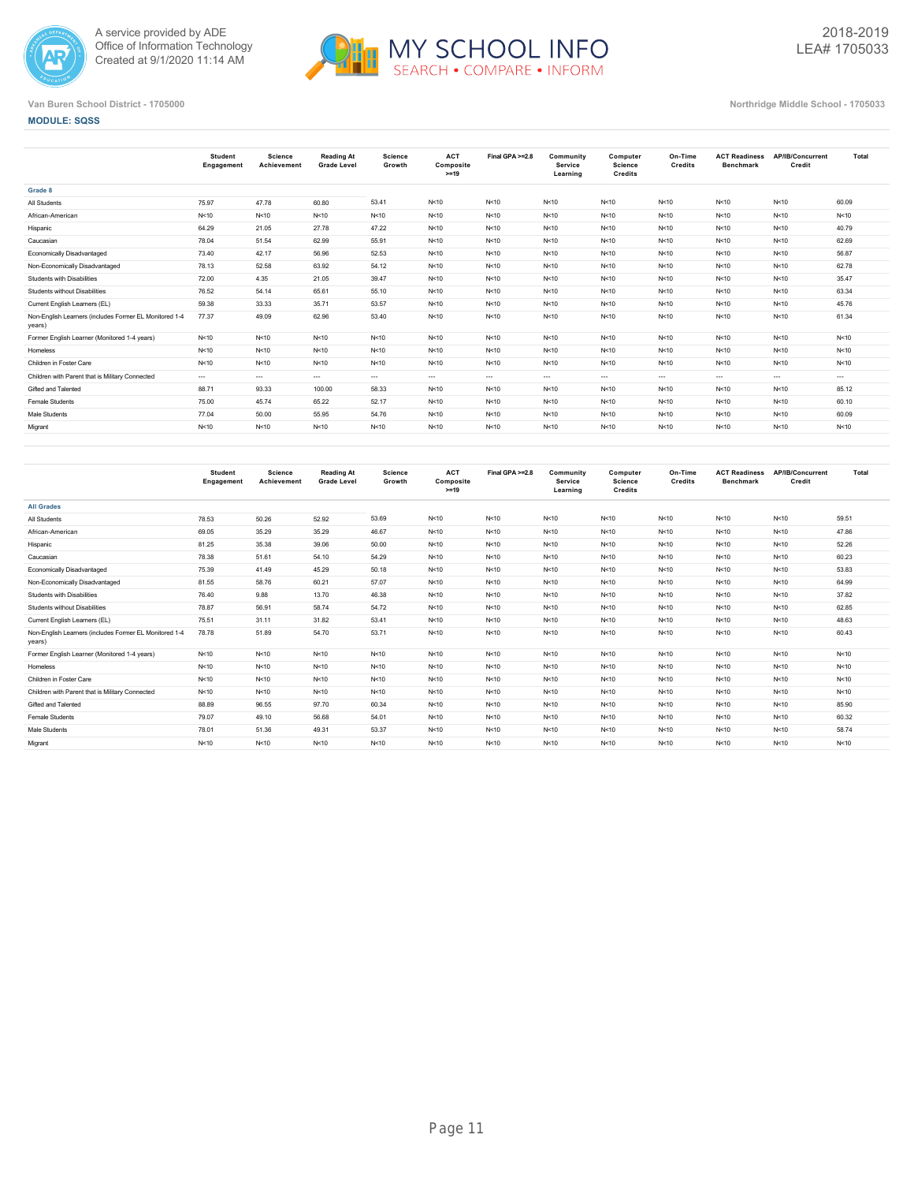A service provided by ADE
Office of Information Technology
Created at 9/1/2020 11:14 AM

2018-2019
LEA# 1705033

Van Buren School District - 1705000

Northridge Middle School - 1705033

**MODULE: SQSS**

| | Student Engagement | Science Achievement | Reading At Grade Level | Science Growth | ACT Composite >=19 | Final GPA >=2.8 | Community Service Learning | Computer Science Credits | On-Time Credits | ACT Readiness Benchmark | AP/IB/Concurrent Credit | Total |
|---|---|---|---|---|---|---|---|---|---|---|---|---|
| **Grade 8** | | | | | | | | | | | | |
| All Students | 75.97 | 47.78 | 60.80 | 53.41 | N<10 | N<10 | N<10 | N<10 | N<10 | N<10 | N<10 | 60.09 |
| African-American | N<10 | N<10 | N<10 | N<10 | N<10 | N<10 | N<10 | N<10 | N<10 | N<10 | N<10 | N<10 |
| Hispanic | 64.29 | 21.05 | 27.78 | 47.22 | N<10 | N<10 | N<10 | N<10 | N<10 | N<10 | N<10 | 40.79 |
| Caucasian | 78.04 | 51.54 | 62.99 | 55.91 | N<10 | N<10 | N<10 | N<10 | N<10 | N<10 | N<10 | 62.69 |
| Economically Disadvantaged | 73.40 | 42.17 | 56.96 | 52.53 | N<10 | N<10 | N<10 | N<10 | N<10 | N<10 | N<10 | 56.87 |
| Non-Economically Disadvantaged | 78.13 | 52.58 | 63.92 | 54.12 | N<10 | N<10 | N<10 | N<10 | N<10 | N<10 | N<10 | 62.78 |
| Students with Disabilities | 72.00 | 4.35 | 21.05 | 39.47 | N<10 | N<10 | N<10 | N<10 | N<10 | N<10 | N<10 | 35.47 |
| Students without Disabilities | 76.52 | 54.14 | 65.61 | 55.10 | N<10 | N<10 | N<10 | N<10 | N<10 | N<10 | N<10 | 63.34 |
| Current English Learners (EL) | 59.38 | 33.33 | 35.71 | 53.57 | N<10 | N<10 | N<10 | N<10 | N<10 | N<10 | N<10 | 45.76 |
| Non-English Learners (includes Former EL Monitored 1-4 years) | 77.37 | 49.09 | 62.96 | 53.40 | N<10 | N<10 | N<10 | N<10 | N<10 | N<10 | N<10 | 61.34 |
| Former English Learner (Monitored 1-4 years) | N<10 | N<10 | N<10 | N<10 | N<10 | N<10 | N<10 | N<10 | N<10 | N<10 | N<10 | N<10 |
| Homeless | N<10 | N<10 | N<10 | N<10 | N<10 | N<10 | N<10 | N<10 | N<10 | N<10 | N<10 | N<10 |
| Children in Foster Care | N<10 | N<10 | N<10 | N<10 | N<10 | N<10 | N<10 | N<10 | N<10 | N<10 | N<10 | N<10 |
| Children with Parent that is Military Connected | --- | --- | --- | --- | --- | --- | --- | --- | --- | --- | --- | --- |
| Gifted and Talented | 88.71 | 93.33 | 100.00 | 58.33 | N<10 | N<10 | N<10 | N<10 | N<10 | N<10 | N<10 | 85.12 |
| Female Students | 75.00 | 45.74 | 65.22 | 52.17 | N<10 | N<10 | N<10 | N<10 | N<10 | N<10 | N<10 | 60.10 |
| Male Students | 77.04 | 50.00 | 55.95 | 54.76 | N<10 | N<10 | N<10 | N<10 | N<10 | N<10 | N<10 | 60.09 |
| Migrant | N<10 | N<10 | N<10 | N<10 | N<10 | N<10 | N<10 | N<10 | N<10 | N<10 | N<10 | N<10 |

| | Student Engagement | Science Achievement | Reading At Grade Level | Science Growth | ACT Composite >=19 | Final GPA >=2.8 | Community Service Learning | Computer Science Credits | On-Time Credits | ACT Readiness Benchmark | AP/IB/Concurrent Credit | Total |
|---|---|---|---|---|---|---|---|---|---|---|---|---|
| **All Grades** | | | | | | | | | | | | |
| All Students | 78.53 | 50.26 | 52.92 | 53.69 | N<10 | N<10 | N<10 | N<10 | N<10 | N<10 | N<10 | 59.51 |
| African-American | 69.05 | 35.29 | 35.29 | 46.67 | N<10 | N<10 | N<10 | N<10 | N<10 | N<10 | N<10 | 47.86 |
| Hispanic | 81.25 | 35.38 | 39.06 | 50.00 | N<10 | N<10 | N<10 | N<10 | N<10 | N<10 | N<10 | 52.26 |
| Caucasian | 78.38 | 51.61 | 54.10 | 54.29 | N<10 | N<10 | N<10 | N<10 | N<10 | N<10 | N<10 | 60.23 |
| Economically Disadvantaged | 75.39 | 41.49 | 45.29 | 50.18 | N<10 | N<10 | N<10 | N<10 | N<10 | N<10 | N<10 | 53.83 |
| Non-Economically Disadvantaged | 81.55 | 58.76 | 60.21 | 57.07 | N<10 | N<10 | N<10 | N<10 | N<10 | N<10 | N<10 | 64.99 |
| Students with Disabilities | 76.40 | 9.88 | 13.70 | 46.38 | N<10 | N<10 | N<10 | N<10 | N<10 | N<10 | N<10 | 37.82 |
| Students without Disabilities | 78.87 | 56.91 | 58.74 | 54.72 | N<10 | N<10 | N<10 | N<10 | N<10 | N<10 | N<10 | 62.85 |
| Current English Learners (EL) | 75.51 | 31.11 | 31.82 | 53.41 | N<10 | N<10 | N<10 | N<10 | N<10 | N<10 | N<10 | 48.63 |
| Non-English Learners (includes Former EL Monitored 1-4 years) | 78.78 | 51.89 | 54.70 | 53.71 | N<10 | N<10 | N<10 | N<10 | N<10 | N<10 | N<10 | 60.43 |
| Former English Learner (Monitored 1-4 years) | N<10 | N<10 | N<10 | N<10 | N<10 | N<10 | N<10 | N<10 | N<10 | N<10 | N<10 | N<10 |
| Homeless | N<10 | N<10 | N<10 | N<10 | N<10 | N<10 | N<10 | N<10 | N<10 | N<10 | N<10 | N<10 |
| Children in Foster Care | N<10 | N<10 | N<10 | N<10 | N<10 | N<10 | N<10 | N<10 | N<10 | N<10 | N<10 | N<10 |
| Children with Parent that is Military Connected | N<10 | N<10 | N<10 | N<10 | N<10 | N<10 | N<10 | N<10 | N<10 | N<10 | N<10 | N<10 |
| Gifted and Talented | 88.89 | 96.55 | 97.70 | 60.34 | N<10 | N<10 | N<10 | N<10 | N<10 | N<10 | N<10 | 85.90 |
| Female Students | 79.07 | 49.10 | 56.68 | 54.01 | N<10 | N<10 | N<10 | N<10 | N<10 | N<10 | N<10 | 60.32 |
| Male Students | 78.01 | 51.36 | 49.31 | 53.37 | N<10 | N<10 | N<10 | N<10 | N<10 | N<10 | N<10 | 58.74 |
| Migrant | N<10 | N<10 | N<10 | N<10 | N<10 | N<10 | N<10 | N<10 | N<10 | N<10 | N<10 | N<10 |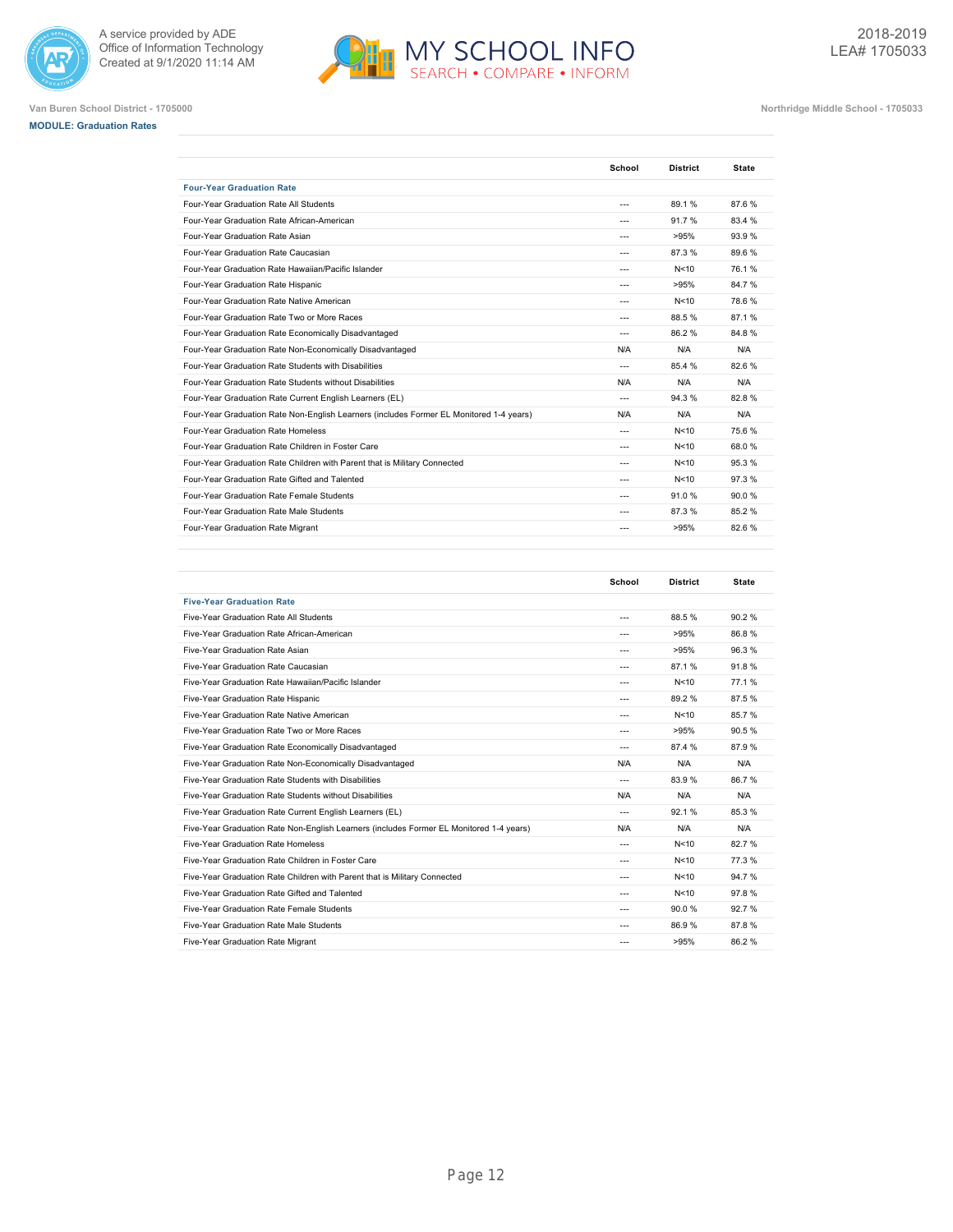Van Buren School District - 1705000

Northridge Middle School - 1705033

**MODULE: Graduation Rates**

| | School | District | State |
|---|---|---|---|
| **Four-Year Graduation Rate** | | | |
| Four-Year Graduation Rate All Students | --- | 89.1 % | 87.6 % |
| Four-Year Graduation Rate African-American | --- | 91.7 % | 83.4 % |
| Four-Year Graduation Rate Asian | --- | >95% | 93.9 % |
| Four-Year Graduation Rate Caucasian | --- | 87.3 % | 89.6 % |
| Four-Year Graduation Rate Hawaiian/Pacific Islander | --- | N<10 | 76.1 % |
| Four-Year Graduation Rate Hispanic | --- | >95% | 84.7 % |
| Four-Year Graduation Rate Native American | --- | N<10 | 78.6 % |
| Four-Year Graduation Rate Two or More Races | --- | 88.5 % | 87.1 % |
| Four-Year Graduation Rate Economically Disadvantaged | --- | 86.2 % | 84.8 % |
| Four-Year Graduation Rate Non-Economically Disadvantaged | N/A | N/A | N/A |
| Four-Year Graduation Rate Students with Disabilities | --- | 85.4 % | 82.6 % |
| Four-Year Graduation Rate Students without Disabilities | N/A | N/A | N/A |
| Four-Year Graduation Rate Current English Learners (EL) | --- | 94.3 % | 82.8 % |
| Four-Year Graduation Rate Non-English Learners (includes Former EL Monitored 1-4 years) | N/A | N/A | N/A |
| Four-Year Graduation Rate Homeless | --- | N<10 | 75.6 % |
| Four-Year Graduation Rate Children in Foster Care | --- | N<10 | 68.0 % |
| Four-Year Graduation Rate Children with Parent that is Military Connected | --- | N<10 | 95.3 % |
| Four-Year Graduation Rate Gifted and Talented | --- | N<10 | 97.3 % |
| Four-Year Graduation Rate Female Students | --- | 91.0 % | 90.0 % |
| Four-Year Graduation Rate Male Students | --- | 87.3 % | 85.2 % |
| Four-Year Graduation Rate Migrant | --- | >95% | 82.6 % |

| | School | District | State |
|---|---|---|---|
| **Five-Year Graduation Rate** | | | |
| Five-Year Graduation Rate All Students | --- | 88.5 % | 90.2 % |
| Five-Year Graduation Rate African-American | --- | >95% | 86.8 % |
| Five-Year Graduation Rate Asian | --- | >95% | 96.3 % |
| Five-Year Graduation Rate Caucasian | --- | 87.1 % | 91.8 % |
| Five-Year Graduation Rate Hawaiian/Pacific Islander | --- | N<10 | 77.1 % |
| Five-Year Graduation Rate Hispanic | --- | 89.2 % | 87.5 % |
| Five-Year Graduation Rate Native American | --- | N<10 | 85.7 % |
| Five-Year Graduation Rate Two or More Races | --- | >95% | 90.5 % |
| Five-Year Graduation Rate Economically Disadvantaged | --- | 87.4 % | 87.9 % |
| Five-Year Graduation Rate Non-Economically Disadvantaged | N/A | N/A | N/A |
| Five-Year Graduation Rate Students with Disabilities | --- | 83.9 % | 86.7 % |
| Five-Year Graduation Rate Students without Disabilities | N/A | N/A | N/A |
| Five-Year Graduation Rate Current English Learners (EL) | --- | 92.1 % | 85.3 % |
| Five-Year Graduation Rate Non-English Learners (includes Former EL Monitored 1-4 years) | N/A | N/A | N/A |
| Five-Year Graduation Rate Homeless | --- | N<10 | 82.7 % |
| Five-Year Graduation Rate Children in Foster Care | --- | N<10 | 77.3 % |
| Five-Year Graduation Rate Children with Parent that is Military Connected | --- | N<10 | 94.7 % |
| Five-Year Graduation Rate Gifted and Talented | --- | N<10 | 97.8 % |
| Five-Year Graduation Rate Female Students | --- | 90.0 % | 92.7 % |
| Five-Year Graduation Rate Male Students | --- | 86.9 % | 87.8 % |
| Five-Year Graduation Rate Migrant | --- | >95% | 86.2 % |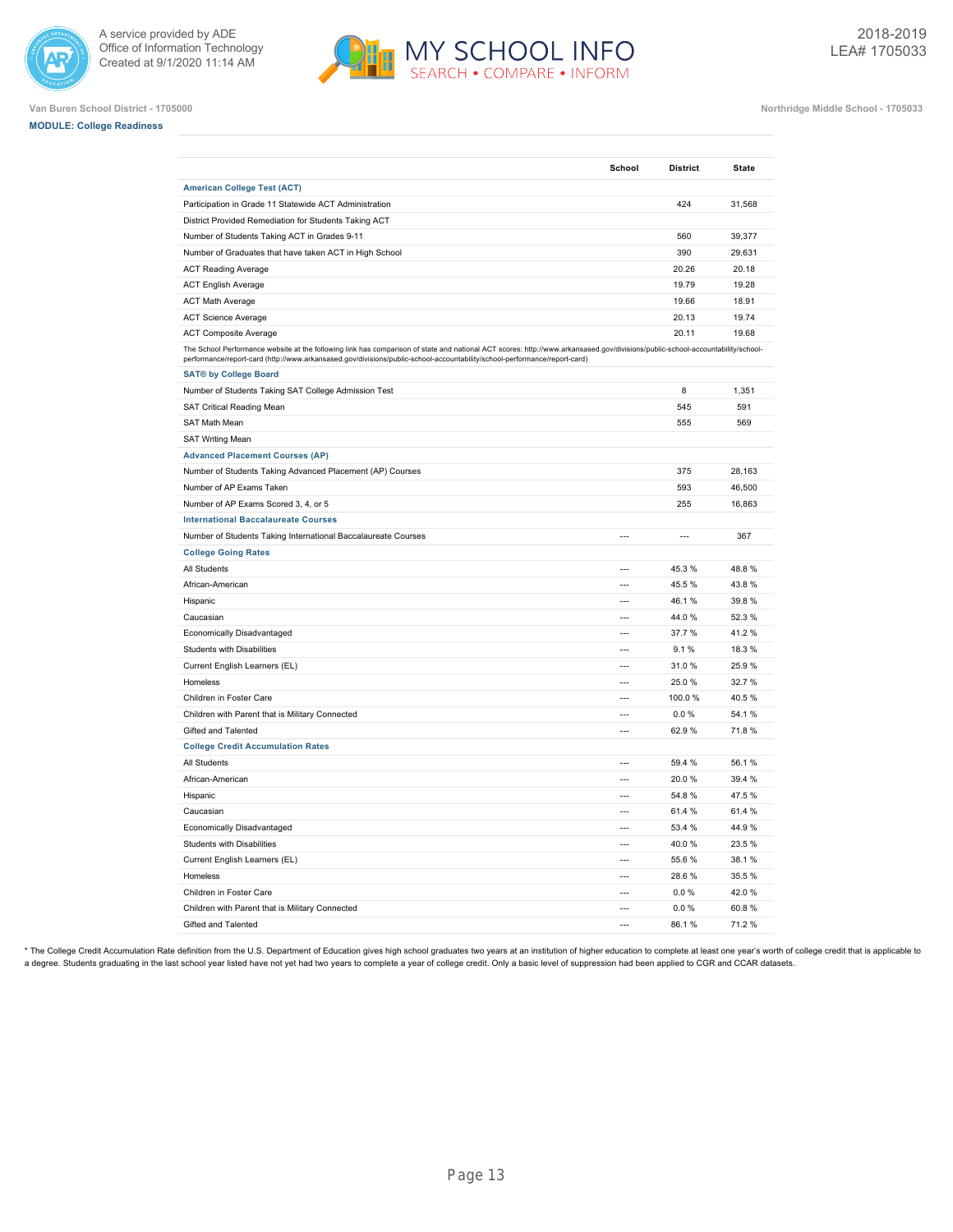Van Buren School District - 1705000

Northridge Middle School - 1705033

**MODULE: College Readiness**

| | School | District | State |
|---|---|---|---|
| **American College Test (ACT)** | | | |
| Participation in Grade 11 Statewide ACT Administration | | 424 | 31,568 |
| District Provided Remediation for Students Taking ACT | | | |
| Number of Students Taking ACT in Grades 9-11 | | 560 | 39,377 |
| Number of Graduates that have taken ACT in High School | | 390 | 29,631 |
| ACT Reading Average | | 20.26 | 20.18 |
| ACT English Average | | 19.79 | 19.28 |
| ACT Math Average | | 19.66 | 18.91 |
| ACT Science Average | | 20.13 | 19.74 |
| ACT Composite Average | | 20.11 | 19.68 |
| The School Performance website at the following link has comparison of state and national ACT scores: http://www.arkansased.gov/divisions/public-school-accountability/school-performance/report-card (http://www.arkansased.gov/divisions/public-school-accountability/school-performance/report-card) | | | |
| **SAT® by College Board** | | | |
| Number of Students Taking SAT College Admission Test | | 8 | 1,351 |
| SAT Critical Reading Mean | | 545 | 591 |
| SAT Math Mean | | 555 | 569 |
| SAT Writing Mean | | | |
| **Advanced Placement Courses (AP)** | | | |
| Number of Students Taking Advanced Placement (AP) Courses | | 375 | 28,163 |
| Number of AP Exams Taken | | 593 | 46,500 |
| Number of AP Exams Scored 3, 4, or 5 | | 255 | 16,863 |
| **International Baccalaureate Courses** | | | |
| Number of Students Taking International Baccalaureate Courses | --- | --- | 367 |
| **College Going Rates** | | | |
| All Students | --- | 45.3 % | 48.8 % |
| African-American | --- | 45.5 % | 43.8 % |
| Hispanic | --- | 46.1 % | 39.8 % |
| Caucasian | --- | 44.0 % | 52.3 % |
| Economically Disadvantaged | --- | 37.7 % | 41.2 % |
| Students with Disabilities | --- | 9.1 % | 18.3 % |
| Current English Learners (EL) | --- | 31.0 % | 25.9 % |
| Homeless | --- | 25.0 % | 32.7 % |
| Children in Foster Care | --- | 100.0 % | 40.5 % |
| Children with Parent that is Military Connected | --- | 0.0 % | 54.1 % |
| Gifted and Talented | --- | 62.9 % | 71.8 % |
| **College Credit Accumulation Rates** | | | |
| All Students | --- | 59.4 % | 56.1 % |
| African-American | --- | 20.0 % | 39.4 % |
| Hispanic | --- | 54.8 % | 47.5 % |
| Caucasian | --- | 61.4 % | 61.4 % |
| Economically Disadvantaged | --- | 53.4 % | 44.9 % |
| Students with Disabilities | --- | 40.0 % | 23.5 % |
| Current English Learners (EL) | --- | 55.6 % | 38.1 % |
| Homeless | --- | 28.6 % | 35.5 % |
| Children in Foster Care | --- | 0.0 % | 42.0 % |
| Children with Parent that is Military Connected | --- | 0.0 % | 60.8 % |
| Gifted and Talented | --- | 86.1 % | 71.2 % |

* The College Credit Accumulation Rate definition from the U.S. Department of Education gives high school graduates two years at an institution of higher education to complete at least one year's worth of college credit that is applicable to a degree. Students graduating in the last school year listed have not yet had two years to complete a year of college credit. Only a basic level of suppression had been applied to CGR and CCAR datasets.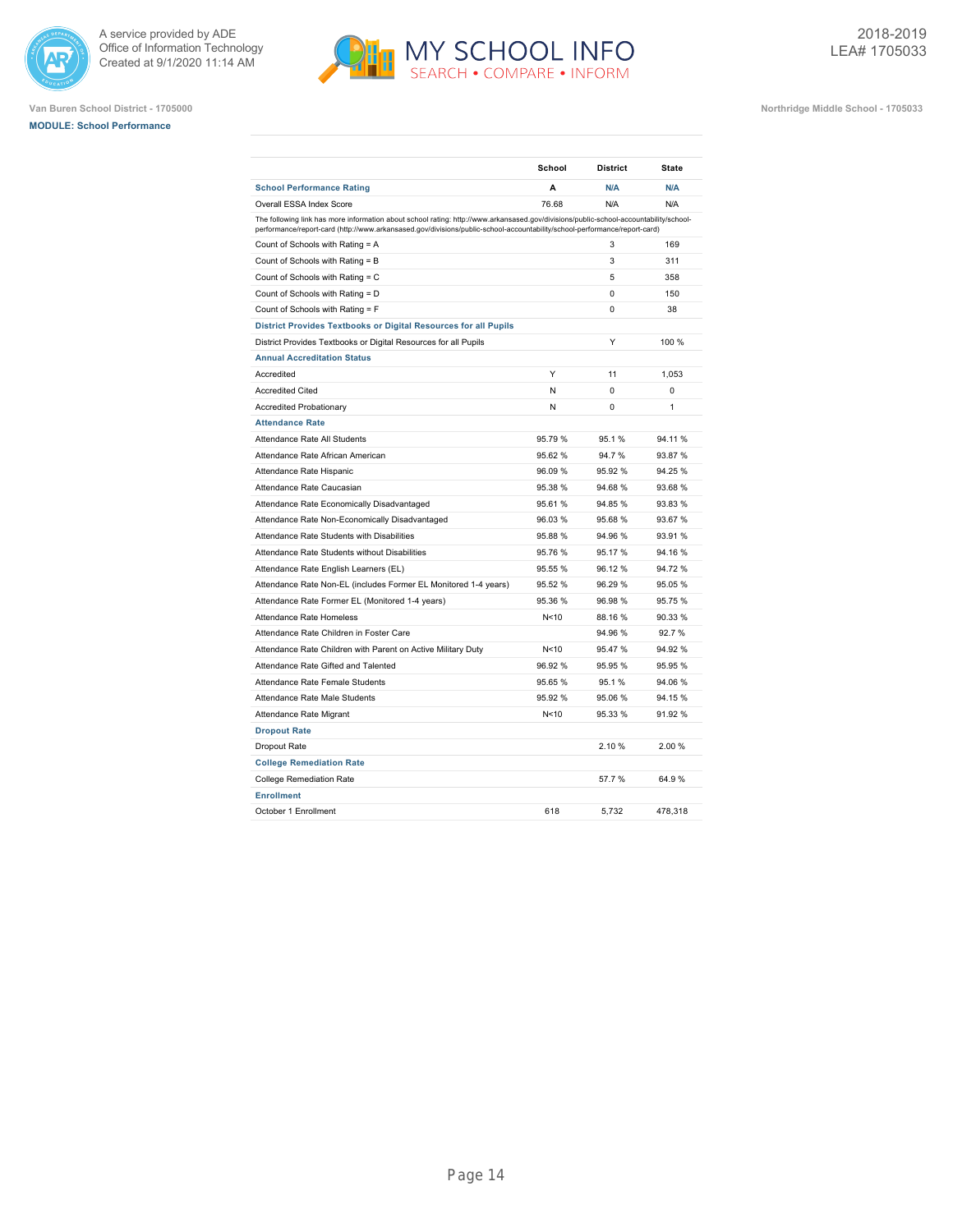Van Buren School District - 1705000

**MODULE: School Performance**

Northridge Middle School - 1705033

2018-2019
LEA# 1705033

| | School | District | State |
|---|---|---|---|
| **School Performance Rating** | **A** | **N/A** | **N/A** |
| Overall ESSA Index Score | 76.68 | N/A | N/A |
| The following link has more information about school rating: http://www.arkansased.gov/divisions/public-school-accountability/school-performance/report-card (http://www.arkansased.gov/divisions/public-school-accountability/school-performance/report-card) | | | |
| Count of Schools with Rating = A | | 3 | 169 |
| Count of Schools with Rating = B | | 3 | 311 |
| Count of Schools with Rating = C | | 5 | 358 |
| Count of Schools with Rating = D | | 0 | 150 |
| Count of Schools with Rating = F | | 0 | 38 |
| **District Provides Textbooks or Digital Resources for all Pupils** | | | |
| District Provides Textbooks or Digital Resources for all Pupils | | Y | 100 % |
| **Annual Accreditation Status** | | | |
| Accredited | Y | 11 | 1,053 |
| Accredited Cited | N | 0 | 0 |
| Accredited Probationary | N | 0 | 1 |
| **Attendance Rate** | | | |
| Attendance Rate All Students | 95.79 % | 95.1 % | 94.11 % |
| Attendance Rate African American | 95.62 % | 94.7 % | 93.87 % |
| Attendance Rate Hispanic | 96.09 % | 95.92 % | 94.25 % |
| Attendance Rate Caucasian | 95.38 % | 94.68 % | 93.68 % |
| Attendance Rate Economically Disadvantaged | 95.61 % | 94.85 % | 93.83 % |
| Attendance Rate Non-Economically Disadvantaged | 96.03 % | 95.68 % | 93.67 % |
| Attendance Rate Students with Disabilities | 95.88 % | 94.96 % | 93.91 % |
| Attendance Rate Students without Disabilities | 95.76 % | 95.17 % | 94.16 % |
| Attendance Rate English Learners (EL) | 95.55 % | 96.12 % | 94.72 % |
| Attendance Rate Non-EL (includes Former EL Monitored 1-4 years) | 95.52 % | 96.29 % | 95.05 % |
| Attendance Rate Former EL (Monitored 1-4 years) | 95.36 % | 96.98 % | 95.75 % |
| Attendance Rate Homeless | N<10 | 88.16 % | 90.33 % |
| Attendance Rate Children in Foster Care | | 94.96 % | 92.7 % |
| Attendance Rate Children with Parent on Active Military Duty | N<10 | 95.47 % | 94.92 % |
| Attendance Rate Gifted and Talented | 96.92 % | 95.95 % | 95.95 % |
| Attendance Rate Female Students | 95.65 % | 95.1 % | 94.06 % |
| Attendance Rate Male Students | 95.92 % | 95.06 % | 94.15 % |
| Attendance Rate Migrant | N<10 | 95.33 % | 91.92 % |
| **Dropout Rate** | | | |
| Dropout Rate | | 2.10 % | 2.00 % |
| **College Remediation Rate** | | | |
| College Remediation Rate | | 57.7 % | 64.9 % |
| **Enrollment** | | | |
| October 1 Enrollment | 618 | 5,732 | 478,318 |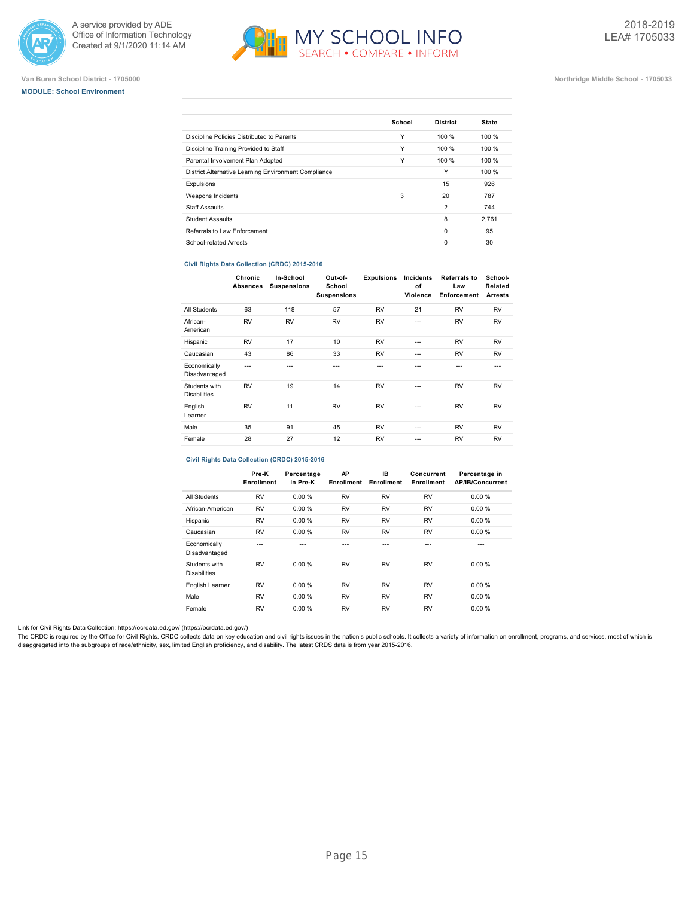Van Buren School District - 1705000

**MODULE: School Environment**

Northridge Middle School - 1705033

| | School | District | State |
|---|---|---|---|
| Discipline Policies Distributed to Parents | Y | 100 % | 100 % |
| Discipline Training Provided to Staff | Y | 100 % | 100 % |
| Parental Involvement Plan Adopted | Y | 100 % | 100 % |
| District Alternative Learning Environment Compliance | | Y | 100 % |
| Expulsions | | 15 | 926 |
| Weapons Incidents | 3 | 20 | 787 |
| Staff Assaults | | 2 | 744 |
| Student Assaults | | 8 | 2,761 |
| Referrals to Law Enforcement | | 0 | 95 |
| School-related Arrests | | 0 | 30 |

**Civil Rights Data Collection (CRDC) 2015-2016**

| | Chronic Absences | In-School Suspensions | Out-of-School Suspensions | Expulsions | Incidents of Violence | Referrals to Law Enforcement | School-Related Arrests |
|---|---|---|---|---|---|---|---|
| All Students | 63 | 118 | 57 | RV | 21 | RV | RV |
| African-American | RV | RV | RV | RV | --- | RV | RV |
| Hispanic | RV | 17 | 10 | RV | --- | RV | RV |
| Caucasian | 43 | 86 | 33 | RV | --- | RV | RV |
| Economically Disadvantaged | --- | --- | --- | --- | --- | --- | --- |
| Students with Disabilities | RV | 19 | 14 | RV | --- | RV | RV |
| English Learner | RV | 11 | RV | RV | --- | RV | RV |
| Male | 35 | 91 | 45 | RV | --- | RV | RV |
| Female | 28 | 27 | 12 | RV | --- | RV | RV |

**Civil Rights Data Collection (CRDC) 2015-2016**

| | Pre-K Enrollment | Percentage in Pre-K | AP Enrollment | IB Enrollment | Concurrent Enrollment | Percentage in AP/IB/Concurrent |
|---|---|---|---|---|---|---|
| All Students | RV | 0.00 % | RV | RV | RV | 0.00 % |
| African-American | RV | 0.00 % | RV | RV | RV | 0.00 % |
| Hispanic | RV | 0.00 % | RV | RV | RV | 0.00 % |
| Caucasian | RV | 0.00 % | RV | RV | RV | 0.00 % |
| Economically Disadvantaged | --- | --- | --- | --- | --- | --- |
| Students with Disabilities | RV | 0.00 % | RV | RV | RV | 0.00 % |
| English Learner | RV | 0.00 % | RV | RV | RV | 0.00 % |
| Male | RV | 0.00 % | RV | RV | RV | 0.00 % |
| Female | RV | 0.00 % | RV | RV | RV | 0.00 % |

Link for Civil Rights Data Collection: https://ocrdata.ed.gov/ (https://ocrdata.ed.gov/)

The CRDC is required by the Office for Civil Rights. CRDC collects data on key education and civil rights issues in the nation's public schools. It collects a variety of information on enrollment, programs, and services, most of which is disaggregated into the subgroups of race/ethnicity, sex, limited English proficiency, and disability. The latest CRDS data is from year 2015-2016.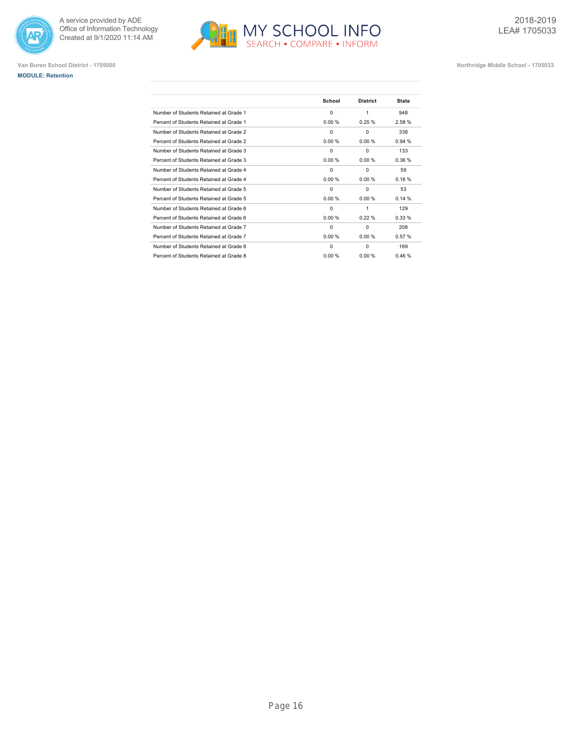Van Buren School District - 1705000

Northridge Middle School - 1705033

**MODULE: Retention**

| | School | District | State |
|---|---|---|---|
| Number of Students Retained at Grade 1 | 0 | 1 | 948 |
| Percent of Students Retained at Grade 1 | 0.00 % | 0.25 % | 2.58 % |
| Number of Students Retained at Grade 2 | 0 | 0 | 338 |
| Percent of Students Retained at Grade 2 | 0.00 % | 0.00 % | 0.94 % |
| Number of Students Retained at Grade 3 | 0 | 0 | 133 |
| Percent of Students Retained at Grade 3 | 0.00 % | 0.00 % | 0.36 % |
| Number of Students Retained at Grade 4 | 0 | 0 | 59 |
| Percent of Students Retained at Grade 4 | 0.00 % | 0.00 % | 0.16 % |
| Number of Students Retained at Grade 5 | 0 | 0 | 53 |
| Percent of Students Retained at Grade 5 | 0.00 % | 0.00 % | 0.14 % |
| Number of Students Retained at Grade 6 | 0 | 1 | 129 |
| Percent of Students Retained at Grade 6 | 0.00 % | 0.22 % | 0.33 % |
| Number of Students Retained at Grade 7 | 0 | 0 | 208 |
| Percent of Students Retained at Grade 7 | 0.00 % | 0.00 % | 0.57 % |
| Number of Students Retained at Grade 8 | 0 | 0 | 169 |
| Percent of Students Retained at Grade 8 | 0.00 % | 0.00 % | 0.46 % |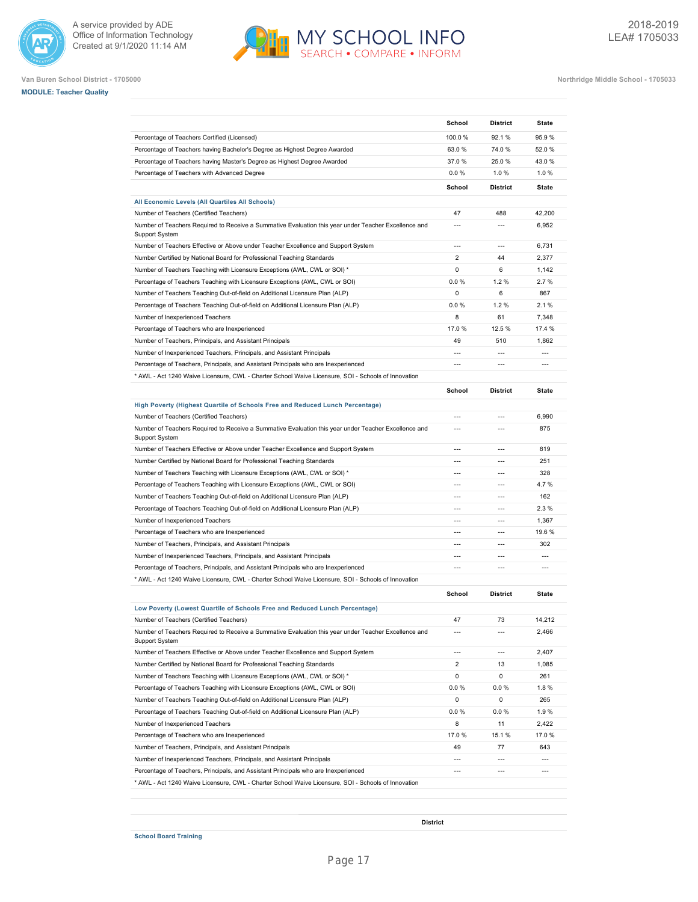Van Buren School District - 1705000

Northridge Middle School - 1705033

**MODULE: Teacher Quality**

| | School | District | State |
|---|---|---|---|
| Percentage of Teachers Certified (Licensed) | 100.0 % | 92.1 % | 95.9 % |
| Percentage of Teachers having Bachelor's Degree as Highest Degree Awarded | 63.0 % | 74.0 % | 52.0 % |
| Percentage of Teachers having Master's Degree as Highest Degree Awarded | 37.0 % | 25.0 % | 43.0 % |
| Percentage of Teachers with Advanced Degree | 0.0 % | 1.0 % | 1.0 % |

| All Economic Levels (All Quartiles All Schools) | School | District | State |
|---|---|---|---|
| Number of Teachers (Certified Teachers) | 47 | 488 | 42,200 |
| Number of Teachers Required to Receive a Summative Evaluation this year under Teacher Excellence and Support System | --- | --- | 6,952 |
| Number of Teachers Effective or Above under Teacher Excellence and Support System | --- | --- | 6,731 |
| Number Certified by National Board for Professional Teaching Standards | 2 | 44 | 2,377 |
| Number of Teachers Teaching with Licensure Exceptions (AWL, CWL or SOI) * | 0 | 6 | 1,142 |
| Percentage of Teachers Teaching with Licensure Exceptions (AWL, CWL or SOI) | 0.0 % | 1.2 % | 2.7 % |
| Number of Teachers Teaching Out-of-field on Additional Licensure Plan (ALP) | 0 | 6 | 867 |
| Percentage of Teachers Teaching Out-of-field on Additional Licensure Plan (ALP) | 0.0 % | 1.2 % | 2.1 % |
| Number of Inexperienced Teachers | 8 | 61 | 7,348 |
| Percentage of Teachers who are Inexperienced | 17.0 % | 12.5 % | 17.4 % |
| Number of Teachers, Principals, and Assistant Principals | 49 | 510 | 1,862 |
| Number of Inexperienced Teachers, Principals, and Assistant Principals | --- | --- | --- |
| Percentage of Teachers, Principals, and Assistant Principals who are Inexperienced | --- | --- | --- |

* AWL - Act 1240 Waive Licensure, CWL - Charter School Waive Licensure, SOI - Schools of Innovation

| High Poverty (Highest Quartile of Schools Free and Reduced Lunch Percentage) | School | District | State |
|---|---|---|---|
| Number of Teachers (Certified Teachers) | --- | --- | 6,990 |
| Number of Teachers Required to Receive a Summative Evaluation this year under Teacher Excellence and Support System | --- | --- | 875 |
| Number of Teachers Effective or Above under Teacher Excellence and Support System | --- | --- | 819 |
| Number Certified by National Board for Professional Teaching Standards | --- | --- | 251 |
| Number of Teachers Teaching with Licensure Exceptions (AWL, CWL or SOI) * | --- | --- | 328 |
| Percentage of Teachers Teaching with Licensure Exceptions (AWL, CWL or SOI) | --- | --- | 4.7 % |
| Number of Teachers Teaching Out-of-field on Additional Licensure Plan (ALP) | --- | --- | 162 |
| Percentage of Teachers Teaching Out-of-field on Additional Licensure Plan (ALP) | --- | --- | 2.3 % |
| Number of Inexperienced Teachers | --- | --- | 1,367 |
| Percentage of Teachers who are Inexperienced | --- | --- | 19.6 % |
| Number of Teachers, Principals, and Assistant Principals | --- | --- | 302 |
| Number of Inexperienced Teachers, Principals, and Assistant Principals | --- | --- | --- |
| Percentage of Teachers, Principals, and Assistant Principals who are Inexperienced | --- | --- | --- |

* AWL - Act 1240 Waive Licensure, CWL - Charter School Waive Licensure, SOI - Schools of Innovation

| Low Poverty (Lowest Quartile of Schools Free and Reduced Lunch Percentage) | School | District | State |
|---|---|---|---|
| Number of Teachers (Certified Teachers) | 47 | 73 | 14,212 |
| Number of Teachers Required to Receive a Summative Evaluation this year under Teacher Excellence and Support System | --- | --- | 2,466 |
| Number of Teachers Effective or Above under Teacher Excellence and Support System | --- | --- | 2,407 |
| Number Certified by National Board for Professional Teaching Standards | 2 | 13 | 1,085 |
| Number of Teachers Teaching with Licensure Exceptions (AWL, CWL or SOI) * | 0 | 0 | 261 |
| Percentage of Teachers Teaching with Licensure Exceptions (AWL, CWL or SOI) | 0.0 % | 0.0 % | 1.8 % |
| Number of Teachers Teaching Out-of-field on Additional Licensure Plan (ALP) | 0 | 0 | 265 |
| Percentage of Teachers Teaching Out-of-field on Additional Licensure Plan (ALP) | 0.0 % | 0.0 % | 1.9 % |
| Number of Inexperienced Teachers | 8 | 11 | 2,422 |
| Percentage of Teachers who are Inexperienced | 17.0 % | 15.1 % | 17.0 % |
| Number of Teachers, Principals, and Assistant Principals | 49 | 77 | 643 |
| Number of Inexperienced Teachers, Principals, and Assistant Principals | --- | --- | --- |
| Percentage of Teachers, Principals, and Assistant Principals who are Inexperienced | --- | --- | --- |

* AWL - Act 1240 Waive Licensure, CWL - Charter School Waive Licensure, SOI - Schools of Innovation

| | District |
|---|---|
| **School Board Training** | |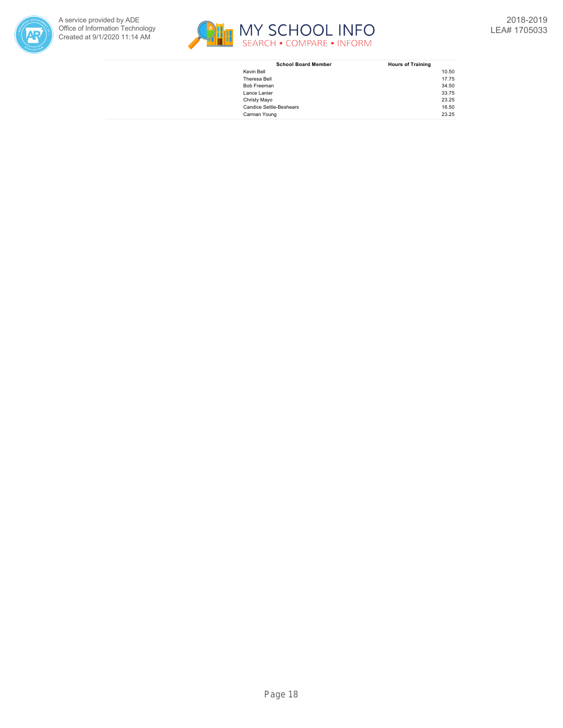| School Board Member | Hours of Training |
| --- | --- |
| Kevin Bell | 10.50 |
| Theresa Bell | 17.75 |
| Bob Freeman | 34.50 |
| Lance Lanier | 33.75 |
| Christy Mayo | 23.25 |
| Candice Settle-Beshears | 16.50 |
| Carman Young | 23.25 |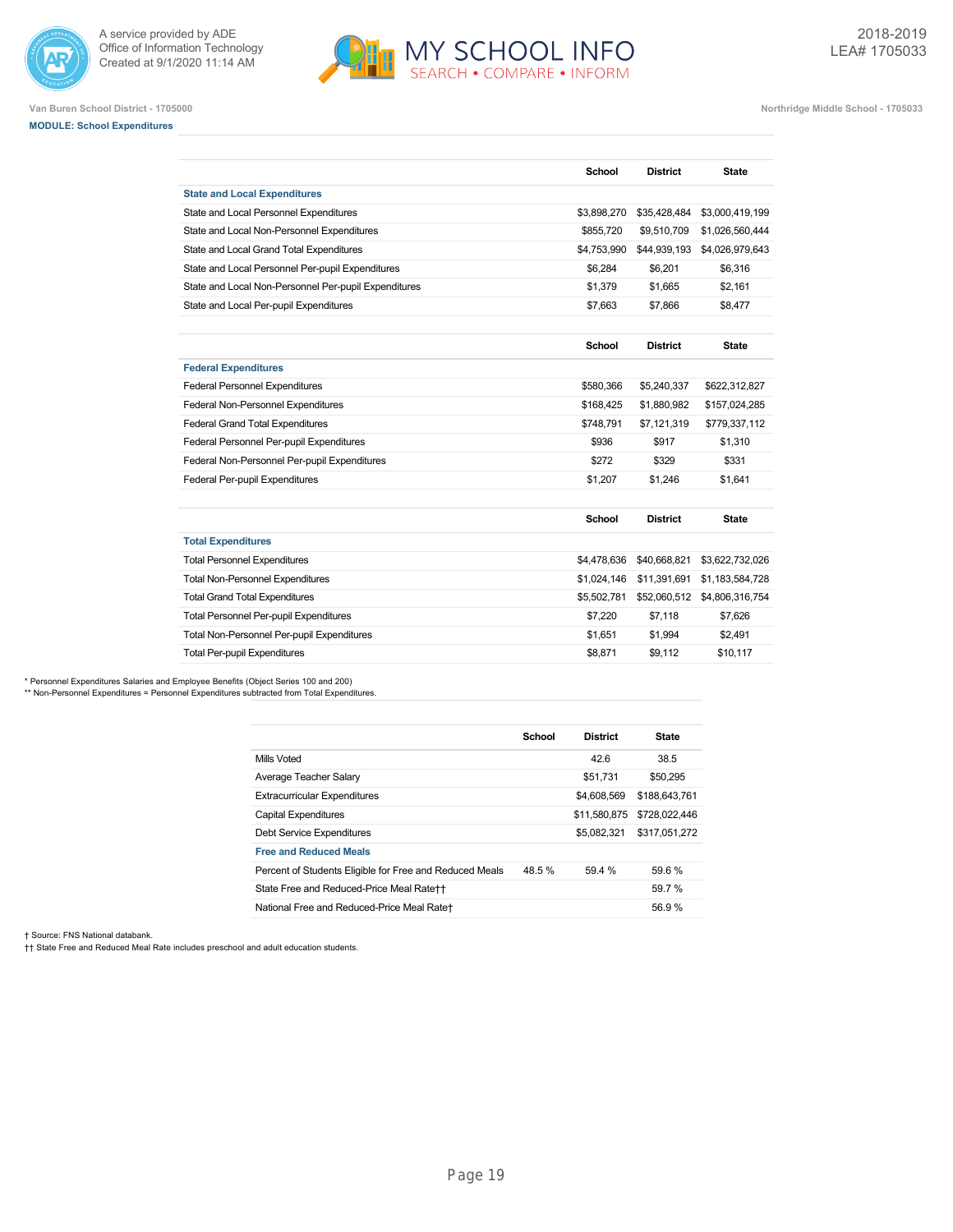Van Buren School District - 1705000

Northridge Middle School - 1705033

**MODULE: School Expenditures**

| | School | District | State |
|---|---|---|---|
| **State and Local Expenditures** | | | |
| State and Local Personnel Expenditures | $3,898,270 | $35,428,484 | $3,000,419,199 |
| State and Local Non-Personnel Expenditures | $855,720 | $9,510,709 | $1,026,560,444 |
| State and Local Grand Total Expenditures | $4,753,990 | $44,939,193 | $4,026,979,643 |
| State and Local Personnel Per-pupil Expenditures | $6,284 | $6,201 | $6,316 |
| State and Local Non-Personnel Per-pupil Expenditures | $1,379 | $1,665 | $2,161 |
| State and Local Per-pupil Expenditures | $7,663 | $7,866 | $8,477 |

| | School | District | State |
|---|---|---|---|
| **Federal Expenditures** | | | |
| Federal Personnel Expenditures | $580,366 | $5,240,337 | $622,312,827 |
| Federal Non-Personnel Expenditures | $168,425 | $1,880,982 | $157,024,285 |
| Federal Grand Total Expenditures | $748,791 | $7,121,319 | $779,337,112 |
| Federal Personnel Per-pupil Expenditures | $936 | $917 | $1,310 |
| Federal Non-Personnel Per-pupil Expenditures | $272 | $329 | $331 |
| Federal Per-pupil Expenditures | $1,207 | $1,246 | $1,641 |

| | School | District | State |
|---|---|---|---|
| **Total Expenditures** | | | |
| Total Personnel Expenditures | $4,478,636 | $40,668,821 | $3,622,732,026 |
| Total Non-Personnel Expenditures | $1,024,146 | $11,391,691 | $1,183,584,728 |
| Total Grand Total Expenditures | $5,502,781 | $52,060,512 | $4,806,316,754 |
| Total Personnel Per-pupil Expenditures | $7,220 | $7,118 | $7,626 |
| Total Non-Personnel Per-pupil Expenditures | $1,651 | $1,994 | $2,491 |
| Total Per-pupil Expenditures | $8,871 | $9,112 | $10,117 |

\* Personnel Expenditures Salaries and Employee Benefits (Object Series 100 and 200)
\*\* Non-Personnel Expenditures = Personnel Expenditures subtracted from Total Expenditures.

| | School | District | State |
|---|---|---|---|
| Mills Voted | | 42.6 | 38.5 |
| Average Teacher Salary | | $51,731 | $50,295 |
| Extracurricular Expenditures | | $4,608,569 | $188,643,761 |
| Capital Expenditures | | $11,580,875 | $728,022,446 |
| Debt Service Expenditures | | $5,082,321 | $317,051,272 |
| **Free and Reduced Meals** | | | |
| Percent of Students Eligible for Free and Reduced Meals | 48.5 % | 59.4 % | 59.6 % |
| State Free and Reduced-Price Meal Rate†† | | | 59.7 % |
| National Free and Reduced-Price Meal Rate† | | | 56.9 % |

† Source: FNS National databank.
†† State Free and Reduced Meal Rate includes preschool and adult education students.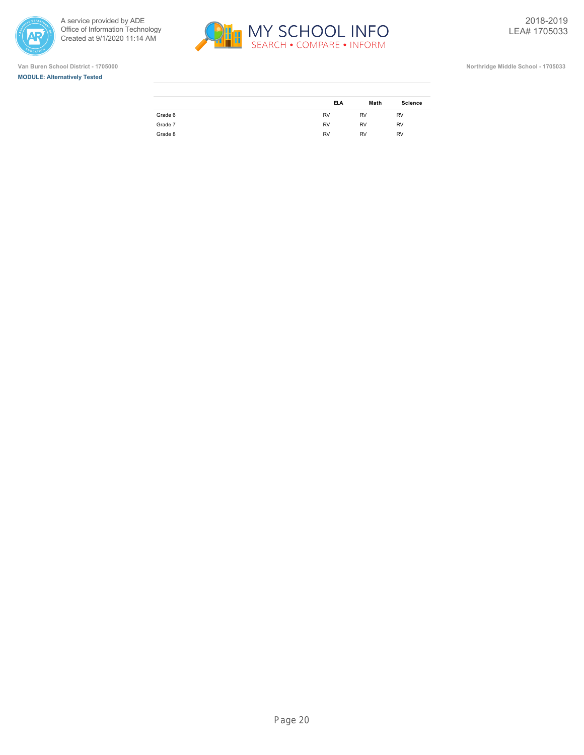Van Buren School District - 1705000

Northridge Middle School - 1705033

**MODULE: Alternatively Tested**

| | ELA | Math | Science |
|---|---|---|---|
| Grade 6 | RV | RV | RV |
| Grade 7 | RV | RV | RV |
| Grade 8 | RV | RV | RV |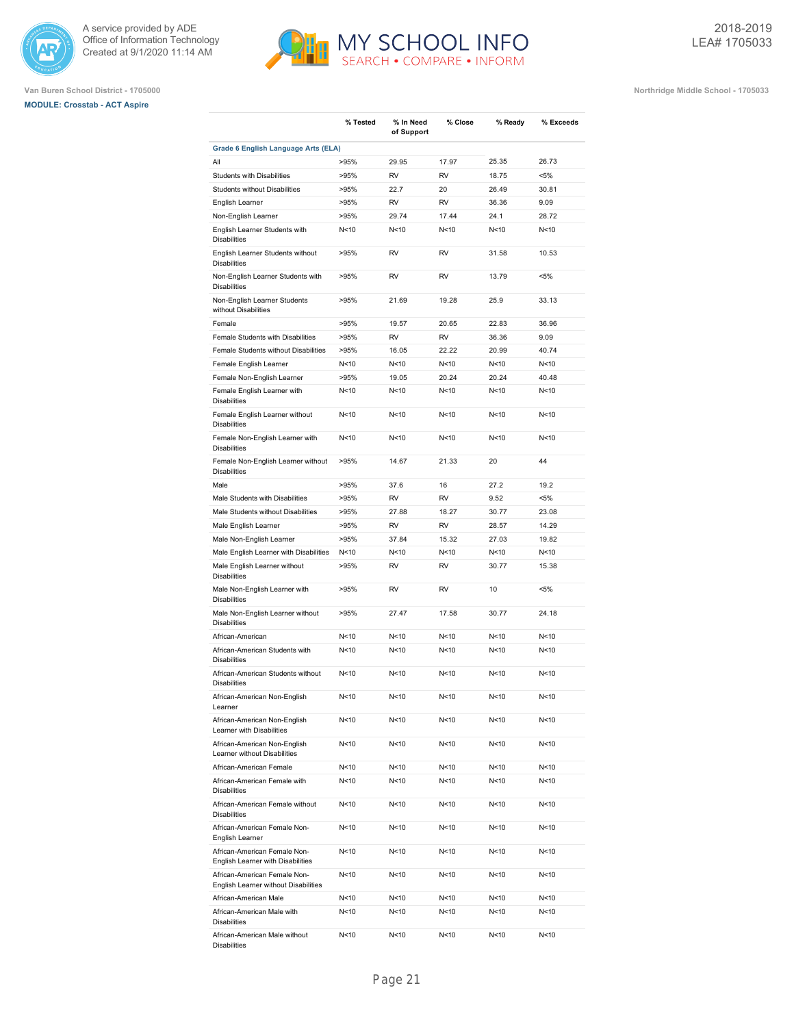Van Buren School District - 1705000

**MODULE: Crosstab - ACT Aspire**

Northridge Middle School - 1705033

| | % Tested | % In Need of Support | % Close | % Ready | % Exceeds |
|---|---|---|---|---|---|
| **Grade 6 English Language Arts (ELA)** | | | | | |
| All | >95% | 29.95 | 17.97 | 25.35 | 26.73 |
| Students with Disabilities | >95% | RV | RV | 18.75 | <5% |
| Students without Disabilities | >95% | 22.7 | 20 | 26.49 | 30.81 |
| English Learner | >95% | RV | RV | 36.36 | 9.09 |
| Non-English Learner | >95% | 29.74 | 17.44 | 24.1 | 28.72 |
| English Learner Students with Disabilities | N<10 | N<10 | N<10 | N<10 | N<10 |
| English Learner Students without Disabilities | >95% | RV | RV | 31.58 | 10.53 |
| Non-English Learner Students with Disabilities | >95% | RV | RV | 13.79 | <5% |
| Non-English Learner Students without Disabilities | >95% | 21.69 | 19.28 | 25.9 | 33.13 |
| Female | >95% | 19.57 | 20.65 | 22.83 | 36.96 |
| Female Students with Disabilities | >95% | RV | RV | 36.36 | 9.09 |
| Female Students without Disabilities | >95% | 16.05 | 22.22 | 20.99 | 40.74 |
| Female English Learner | N<10 | N<10 | N<10 | N<10 | N<10 |
| Female Non-English Learner | >95% | 19.05 | 20.24 | 20.24 | 40.48 |
| Female English Learner with Disabilities | N<10 | N<10 | N<10 | N<10 | N<10 |
| Female English Learner without Disabilities | N<10 | N<10 | N<10 | N<10 | N<10 |
| Female Non-English Learner with Disabilities | N<10 | N<10 | N<10 | N<10 | N<10 |
| Female Non-English Learner without Disabilities | >95% | 14.67 | 21.33 | 20 | 44 |
| Male | >95% | 37.6 | 16 | 27.2 | 19.2 |
| Male Students with Disabilities | >95% | RV | RV | 9.52 | <5% |
| Male Students without Disabilities | >95% | 27.88 | 18.27 | 30.77 | 23.08 |
| Male English Learner | >95% | RV | RV | 28.57 | 14.29 |
| Male Non-English Learner | >95% | 37.84 | 15.32 | 27.03 | 19.82 |
| Male English Learner with Disabilities | N<10 | N<10 | N<10 | N<10 | N<10 |
| Male English Learner without Disabilities | >95% | RV | RV | 30.77 | 15.38 |
| Male Non-English Learner with Disabilities | >95% | RV | RV | 10 | <5% |
| Male Non-English Learner without Disabilities | >95% | 27.47 | 17.58 | 30.77 | 24.18 |
| African-American | N<10 | N<10 | N<10 | N<10 | N<10 |
| African-American Students with Disabilities | N<10 | N<10 | N<10 | N<10 | N<10 |
| African-American Students without Disabilities | N<10 | N<10 | N<10 | N<10 | N<10 |
| African-American Non-English Learner | N<10 | N<10 | N<10 | N<10 | N<10 |
| African-American Non-English Learner with Disabilities | N<10 | N<10 | N<10 | N<10 | N<10 |
| African-American Non-English Learner without Disabilities | N<10 | N<10 | N<10 | N<10 | N<10 |
| African-American Female | N<10 | N<10 | N<10 | N<10 | N<10 |
| African-American Female with Disabilities | N<10 | N<10 | N<10 | N<10 | N<10 |
| African-American Female without Disabilities | N<10 | N<10 | N<10 | N<10 | N<10 |
| African-American Female Non-English Learner | N<10 | N<10 | N<10 | N<10 | N<10 |
| African-American Female Non-English Learner with Disabilities | N<10 | N<10 | N<10 | N<10 | N<10 |
| African-American Female Non-English Learner without Disabilities | N<10 | N<10 | N<10 | N<10 | N<10 |
| African-American Male | N<10 | N<10 | N<10 | N<10 | N<10 |
| African-American Male with Disabilities | N<10 | N<10 | N<10 | N<10 | N<10 |
| African-American Male without Disabilities | N<10 | N<10 | N<10 | N<10 | N<10 |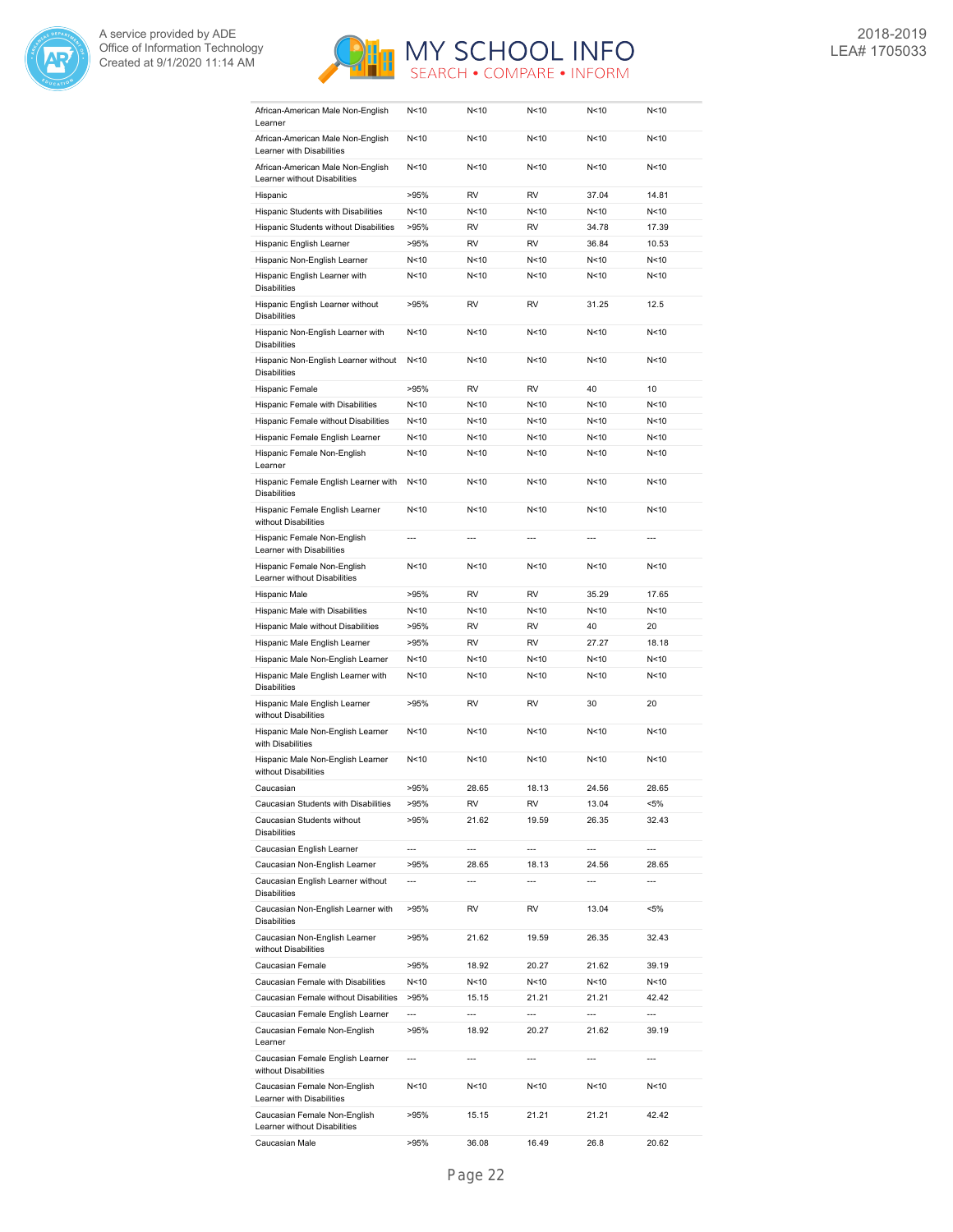| | | | | | |
|---|---|---|---|---|---|
| African-American Male Non-English Learner | N<10 | N<10 | N<10 | N<10 | N<10 |
| African-American Male Non-English Learner with Disabilities | N<10 | N<10 | N<10 | N<10 | N<10 |
| African-American Male Non-English Learner without Disabilities | N<10 | N<10 | N<10 | N<10 | N<10 |
| Hispanic | >95% | RV | RV | 37.04 | 14.81 |
| Hispanic Students with Disabilities | N<10 | N<10 | N<10 | N<10 | N<10 |
| Hispanic Students without Disabilities | >95% | RV | RV | 34.78 | 17.39 |
| Hispanic English Learner | >95% | RV | RV | 36.84 | 10.53 |
| Hispanic Non-English Learner | N<10 | N<10 | N<10 | N<10 | N<10 |
| Hispanic English Learner with Disabilities | N<10 | N<10 | N<10 | N<10 | N<10 |
| Hispanic English Learner without Disabilities | >95% | RV | RV | 31.25 | 12.5 |
| Hispanic Non-English Learner with Disabilities | N<10 | N<10 | N<10 | N<10 | N<10 |
| Hispanic Non-English Learner without Disabilities | N<10 | N<10 | N<10 | N<10 | N<10 |
| Hispanic Female | >95% | RV | RV | 40 | 10 |
| Hispanic Female with Disabilities | N<10 | N<10 | N<10 | N<10 | N<10 |
| Hispanic Female without Disabilities | N<10 | N<10 | N<10 | N<10 | N<10 |
| Hispanic Female English Learner | N<10 | N<10 | N<10 | N<10 | N<10 |
| Hispanic Female Non-English Learner | N<10 | N<10 | N<10 | N<10 | N<10 |
| Hispanic Female English Learner with Disabilities | N<10 | N<10 | N<10 | N<10 | N<10 |
| Hispanic Female English Learner without Disabilities | N<10 | N<10 | N<10 | N<10 | N<10 |
| Hispanic Female Non-English Learner with Disabilities | --- | --- | --- | --- | --- |
| Hispanic Female Non-English Learner without Disabilities | N<10 | N<10 | N<10 | N<10 | N<10 |
| Hispanic Male | >95% | RV | RV | 35.29 | 17.65 |
| Hispanic Male with Disabilities | N<10 | N<10 | N<10 | N<10 | N<10 |
| Hispanic Male without Disabilities | >95% | RV | RV | 40 | 20 |
| Hispanic Male English Learner | >95% | RV | RV | 27.27 | 18.18 |
| Hispanic Male Non-English Learner | N<10 | N<10 | N<10 | N<10 | N<10 |
| Hispanic Male English Learner with Disabilities | N<10 | N<10 | N<10 | N<10 | N<10 |
| Hispanic Male English Learner without Disabilities | >95% | RV | RV | 30 | 20 |
| Hispanic Male Non-English Learner with Disabilities | N<10 | N<10 | N<10 | N<10 | N<10 |
| Hispanic Male Non-English Learner without Disabilities | N<10 | N<10 | N<10 | N<10 | N<10 |
| Caucasian | >95% | 28.65 | 18.13 | 24.56 | 28.65 |
| Caucasian Students with Disabilities | >95% | RV | RV | 13.04 | <5% |
| Caucasian Students without Disabilities | >95% | 21.62 | 19.59 | 26.35 | 32.43 |
| Caucasian English Learner | --- | --- | --- | --- | --- |
| Caucasian Non-English Learner | >95% | 28.65 | 18.13 | 24.56 | 28.65 |
| Caucasian English Learner without Disabilities | --- | --- | --- | --- | --- |
| Caucasian Non-English Learner with Disabilities | >95% | RV | RV | 13.04 | <5% |
| Caucasian Non-English Learner without Disabilities | >95% | 21.62 | 19.59 | 26.35 | 32.43 |
| Caucasian Female | >95% | 18.92 | 20.27 | 21.62 | 39.19 |
| Caucasian Female with Disabilities | N<10 | N<10 | N<10 | N<10 | N<10 |
| Caucasian Female without Disabilities | >95% | 15.15 | 21.21 | 21.21 | 42.42 |
| Caucasian Female English Learner | --- | --- | --- | --- | --- |
| Caucasian Female Non-English Learner | >95% | 18.92 | 20.27 | 21.62 | 39.19 |
| Caucasian Female English Learner without Disabilities | --- | --- | --- | --- | --- |
| Caucasian Female Non-English Learner with Disabilities | N<10 | N<10 | N<10 | N<10 | N<10 |
| Caucasian Female Non-English Learner without Disabilities | >95% | 15.15 | 21.21 | 21.21 | 42.42 |
| Caucasian Male | >95% | 36.08 | 16.49 | 26.8 | 20.62 |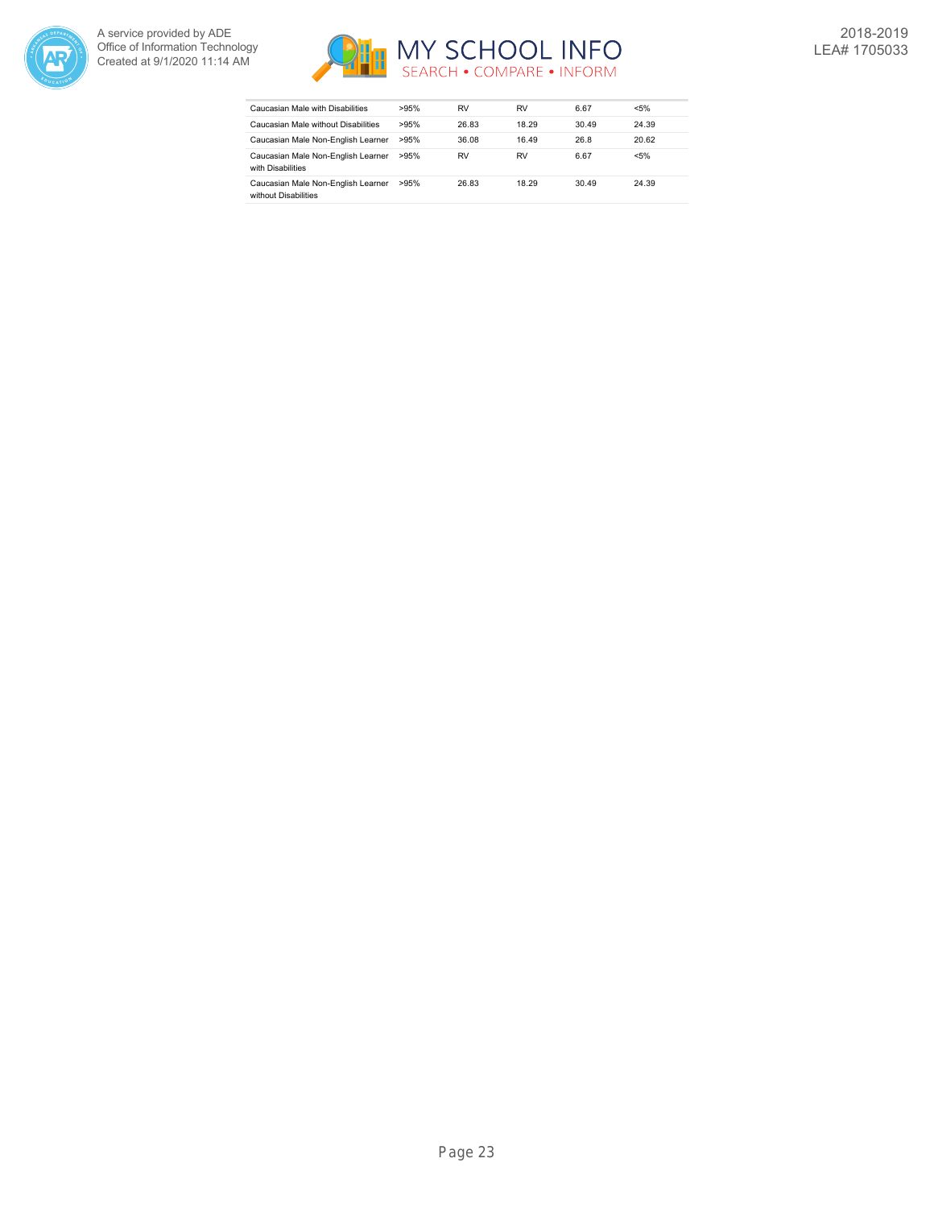| | | | | | |
|---|---|---|---|---|---|
| Caucasian Male with Disabilities | >95% | RV | RV | 6.67 | <5% |
| Caucasian Male without Disabilities | >95% | 26.83 | 18.29 | 30.49 | 24.39 |
| Caucasian Male Non-English Learner | >95% | 36.08 | 16.49 | 26.8 | 20.62 |
| Caucasian Male Non-English Learner with Disabilities | >95% | RV | RV | 6.67 | <5% |
| Caucasian Male Non-English Learner without Disabilities | >95% | 26.83 | 18.29 | 30.49 | 24.39 |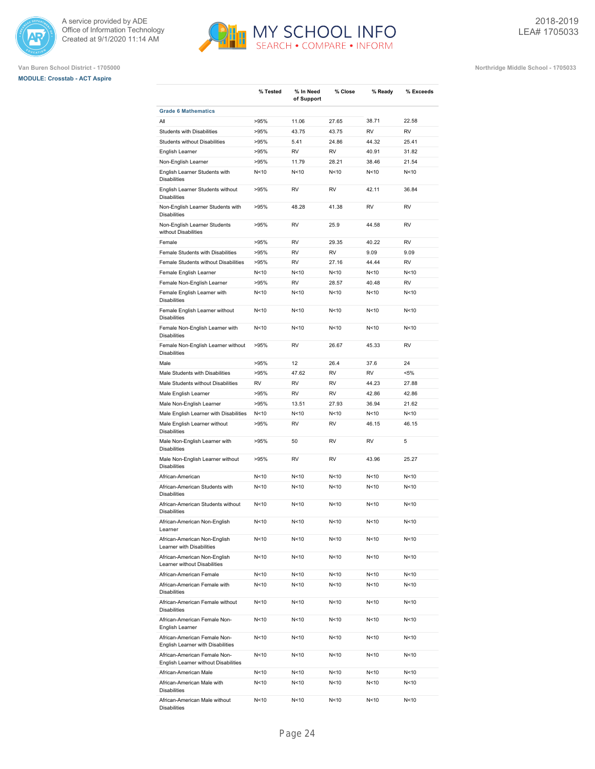Van Buren School District - 1705000

**MODULE: Crosstab - ACT Aspire**

Northridge Middle School - 1705033

| | % Tested | % In Need of Support | % Close | % Ready | % Exceeds |
|---|---|---|---|---|---|
| **Grade 6 Mathematics** | | | | | |
| All | >95% | 11.06 | 27.65 | 38.71 | 22.58 |
| Students with Disabilities | >95% | 43.75 | 43.75 | RV | RV |
| Students without Disabilities | >95% | 5.41 | 24.86 | 44.32 | 25.41 |
| English Learner | >95% | RV | RV | 40.91 | 31.82 |
| Non-English Learner | >95% | 11.79 | 28.21 | 38.46 | 21.54 |
| English Learner Students with Disabilities | N<10 | N<10 | N<10 | N<10 | N<10 |
| English Learner Students without Disabilities | >95% | RV | RV | 42.11 | 36.84 |
| Non-English Learner Students with Disabilities | >95% | 48.28 | 41.38 | RV | RV |
| Non-English Learner Students without Disabilities | >95% | RV | 25.9 | 44.58 | RV |
| Female | >95% | RV | 29.35 | 40.22 | RV |
| Female Students with Disabilities | >95% | RV | RV | 9.09 | 9.09 |
| Female Students without Disabilities | >95% | RV | 27.16 | 44.44 | RV |
| Female English Learner | N<10 | N<10 | N<10 | N<10 | N<10 |
| Female Non-English Learner | >95% | RV | 28.57 | 40.48 | RV |
| Female English Learner with Disabilities | N<10 | N<10 | N<10 | N<10 | N<10 |
| Female English Learner without Disabilities | N<10 | N<10 | N<10 | N<10 | N<10 |
| Female Non-English Learner with Disabilities | N<10 | N<10 | N<10 | N<10 | N<10 |
| Female Non-English Learner without Disabilities | >95% | RV | 26.67 | 45.33 | RV |
| Male | >95% | 12 | 26.4 | 37.6 | 24 |
| Male Students with Disabilities | >95% | 47.62 | RV | RV | <5% |
| Male Students without Disabilities | RV | RV | RV | 44.23 | 27.88 |
| Male English Learner | >95% | RV | RV | 42.86 | 42.86 |
| Male Non-English Learner | >95% | 13.51 | 27.93 | 36.94 | 21.62 |
| Male English Learner with Disabilities | N<10 | N<10 | N<10 | N<10 | N<10 |
| Male English Learner without Disabilities | >95% | RV | RV | 46.15 | 46.15 |
| Male Non-English Learner with Disabilities | >95% | 50 | RV | RV | 5 |
| Male Non-English Learner without Disabilities | >95% | RV | RV | 43.96 | 25.27 |
| African-American | N<10 | N<10 | N<10 | N<10 | N<10 |
| African-American Students with Disabilities | N<10 | N<10 | N<10 | N<10 | N<10 |
| African-American Students without Disabilities | N<10 | N<10 | N<10 | N<10 | N<10 |
| African-American Non-English Learner | N<10 | N<10 | N<10 | N<10 | N<10 |
| African-American Non-English Learner with Disabilities | N<10 | N<10 | N<10 | N<10 | N<10 |
| African-American Non-English Learner without Disabilities | N<10 | N<10 | N<10 | N<10 | N<10 |
| African-American Female | N<10 | N<10 | N<10 | N<10 | N<10 |
| African-American Female with Disabilities | N<10 | N<10 | N<10 | N<10 | N<10 |
| African-American Female without Disabilities | N<10 | N<10 | N<10 | N<10 | N<10 |
| African-American Female Non-English Learner | N<10 | N<10 | N<10 | N<10 | N<10 |
| African-American Female Non-English Learner with Disabilities | N<10 | N<10 | N<10 | N<10 | N<10 |
| African-American Female Non-English Learner without Disabilities | N<10 | N<10 | N<10 | N<10 | N<10 |
| African-American Male | N<10 | N<10 | N<10 | N<10 | N<10 |
| African-American Male with Disabilities | N<10 | N<10 | N<10 | N<10 | N<10 |
| African-American Male without Disabilities | N<10 | N<10 | N<10 | N<10 | N<10 |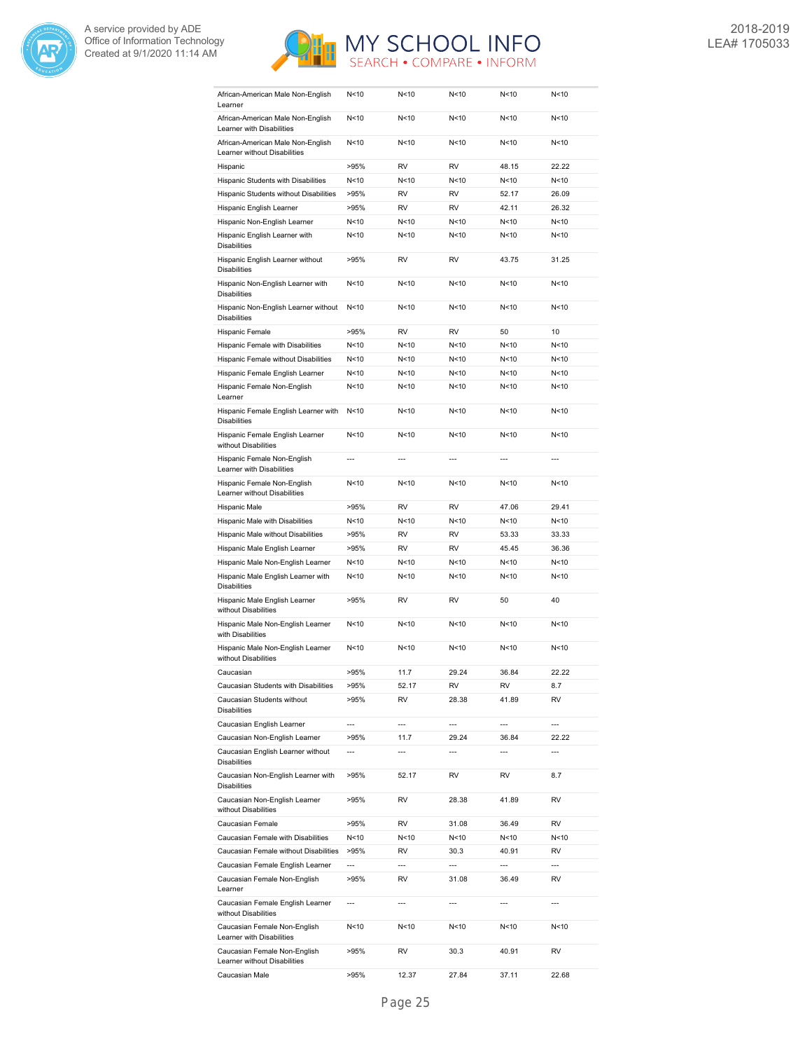| | | | | | |
|---|---|---|---|---|---|
| African-American Male Non-English Learner | N<10 | N<10 | N<10 | N<10 | N<10 |
| African-American Male Non-English Learner with Disabilities | N<10 | N<10 | N<10 | N<10 | N<10 |
| African-American Male Non-English Learner without Disabilities | N<10 | N<10 | N<10 | N<10 | N<10 |
| Hispanic | >95% | RV | RV | 48.15 | 22.22 |
| Hispanic Students with Disabilities | N<10 | N<10 | N<10 | N<10 | N<10 |
| Hispanic Students without Disabilities | >95% | RV | RV | 52.17 | 26.09 |
| Hispanic English Learner | >95% | RV | RV | 42.11 | 26.32 |
| Hispanic Non-English Learner | N<10 | N<10 | N<10 | N<10 | N<10 |
| Hispanic English Learner with Disabilities | N<10 | N<10 | N<10 | N<10 | N<10 |
| Hispanic English Learner without Disabilities | >95% | RV | RV | 43.75 | 31.25 |
| Hispanic Non-English Learner with Disabilities | N<10 | N<10 | N<10 | N<10 | N<10 |
| Hispanic Non-English Learner without Disabilities | N<10 | N<10 | N<10 | N<10 | N<10 |
| Hispanic Female | >95% | RV | RV | 50 | 10 |
| Hispanic Female with Disabilities | N<10 | N<10 | N<10 | N<10 | N<10 |
| Hispanic Female without Disabilities | N<10 | N<10 | N<10 | N<10 | N<10 |
| Hispanic Female English Learner | N<10 | N<10 | N<10 | N<10 | N<10 |
| Hispanic Female Non-English Learner | N<10 | N<10 | N<10 | N<10 | N<10 |
| Hispanic Female English Learner with Disabilities | N<10 | N<10 | N<10 | N<10 | N<10 |
| Hispanic Female English Learner without Disabilities | N<10 | N<10 | N<10 | N<10 | N<10 |
| Hispanic Female Non-English Learner with Disabilities | --- | --- | --- | --- | --- |
| Hispanic Female Non-English Learner without Disabilities | N<10 | N<10 | N<10 | N<10 | N<10 |
| Hispanic Male | >95% | RV | RV | 47.06 | 29.41 |
| Hispanic Male with Disabilities | N<10 | N<10 | N<10 | N<10 | N<10 |
| Hispanic Male without Disabilities | >95% | RV | RV | 53.33 | 33.33 |
| Hispanic Male English Learner | >95% | RV | RV | 45.45 | 36.36 |
| Hispanic Male Non-English Learner | N<10 | N<10 | N<10 | N<10 | N<10 |
| Hispanic Male English Learner with Disabilities | N<10 | N<10 | N<10 | N<10 | N<10 |
| Hispanic Male English Learner without Disabilities | >95% | RV | RV | 50 | 40 |
| Hispanic Male Non-English Learner with Disabilities | N<10 | N<10 | N<10 | N<10 | N<10 |
| Hispanic Male Non-English Learner without Disabilities | N<10 | N<10 | N<10 | N<10 | N<10 |
| Caucasian | >95% | 11.7 | 29.24 | 36.84 | 22.22 |
| Caucasian Students with Disabilities | >95% | 52.17 | RV | RV | 8.7 |
| Caucasian Students without Disabilities | >95% | RV | 28.38 | 41.89 | RV |
| Caucasian English Learner | --- | --- | --- | --- | --- |
| Caucasian Non-English Learner | >95% | 11.7 | 29.24 | 36.84 | 22.22 |
| Caucasian English Learner without Disabilities | --- | --- | --- | --- | --- |
| Caucasian Non-English Learner with Disabilities | >95% | 52.17 | RV | RV | 8.7 |
| Caucasian Non-English Learner without Disabilities | >95% | RV | 28.38 | 41.89 | RV |
| Caucasian Female | >95% | RV | 31.08 | 36.49 | RV |
| Caucasian Female with Disabilities | N<10 | N<10 | N<10 | N<10 | N<10 |
| Caucasian Female without Disabilities | >95% | RV | 30.3 | 40.91 | RV |
| Caucasian Female English Learner | --- | --- | --- | --- | --- |
| Caucasian Female Non-English Learner | >95% | RV | 31.08 | 36.49 | RV |
| Caucasian Female English Learner without Disabilities | --- | --- | --- | --- | --- |
| Caucasian Female Non-English Learner with Disabilities | N<10 | N<10 | N<10 | N<10 | N<10 |
| Caucasian Female Non-English Learner without Disabilities | >95% | RV | 30.3 | 40.91 | RV |
| Caucasian Male | >95% | 12.37 | 27.84 | 37.11 | 22.68 |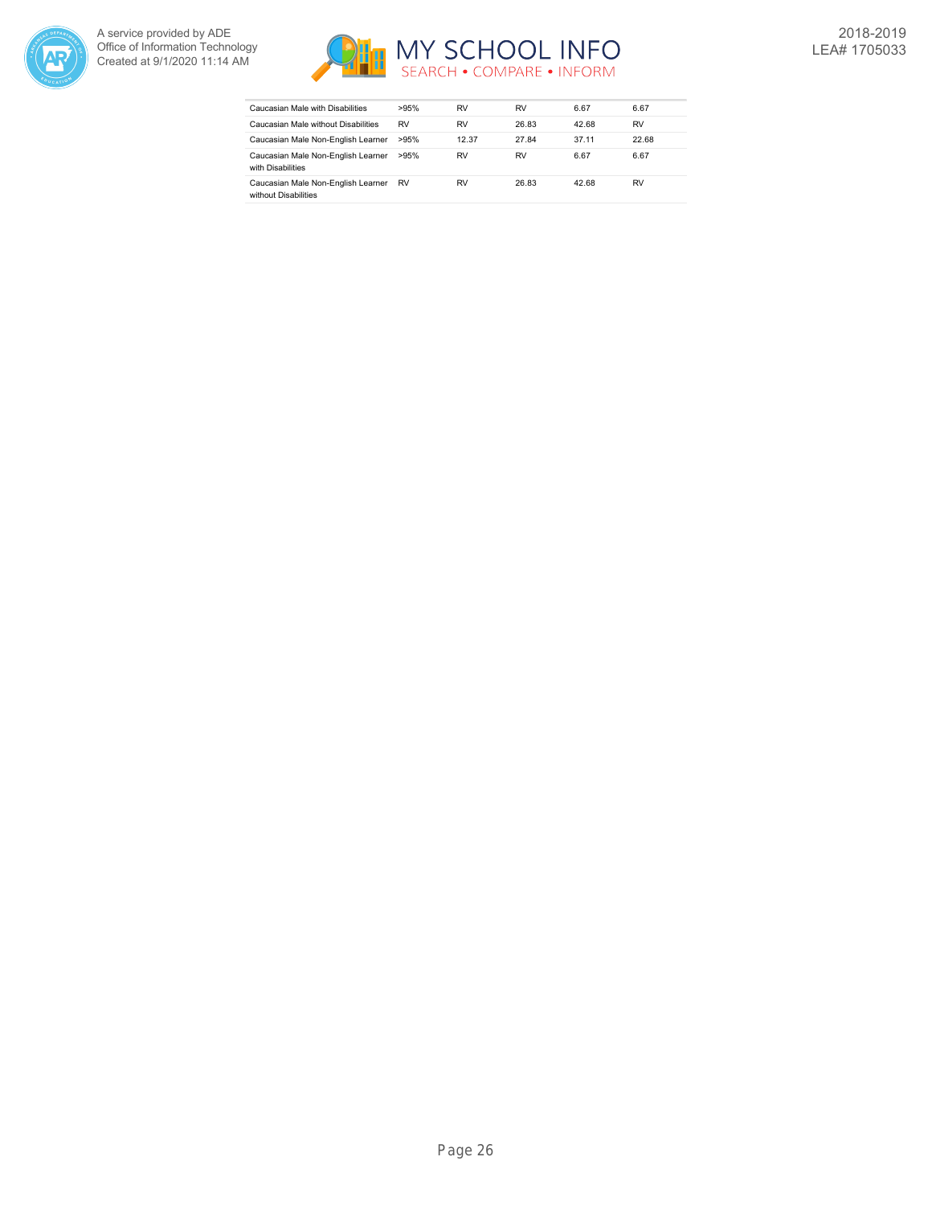| | | | | | |
|---|---|---|---|---|---|
| Caucasian Male with Disabilities | >95% | RV | RV | 6.67 | 6.67 |
| Caucasian Male without Disabilities | RV | RV | 26.83 | 42.68 | RV |
| Caucasian Male Non-English Learner | >95% | 12.37 | 27.84 | 37.11 | 22.68 |
| Caucasian Male Non-English Learner with Disabilities | >95% | RV | RV | 6.67 | 6.67 |
| Caucasian Male Non-English Learner without Disabilities | RV | RV | 26.83 | 42.68 | RV |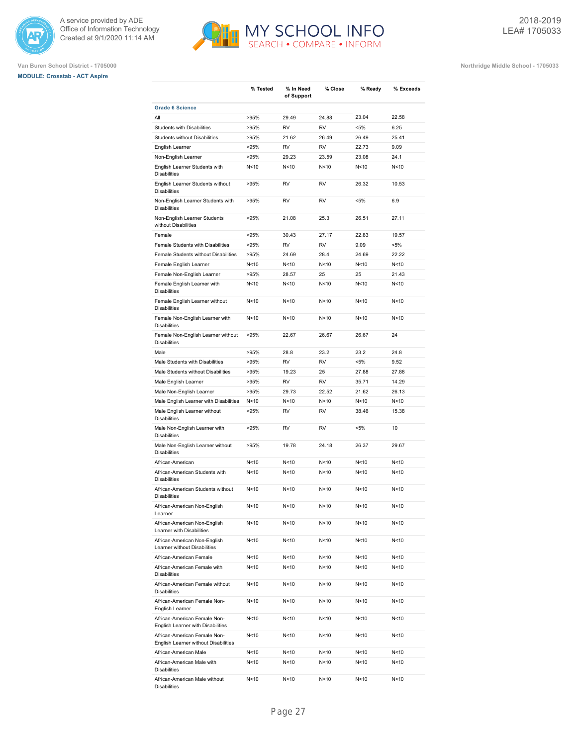Van Buren School District - 1705000

Northridge Middle School - 1705033

**MODULE: Crosstab - ACT Aspire**

|  | % Tested | % In Need of Support | % Close | % Ready | % Exceeds |
|---|---|---|---|---|---|
| **Grade 6 Science** | | | | | |
| All | >95% | 29.49 | 24.88 | 23.04 | 22.58 |
| Students with Disabilities | >95% | RV | RV | <5% | 6.25 |
| Students without Disabilities | >95% | 21.62 | 26.49 | 26.49 | 25.41 |
| English Learner | >95% | RV | RV | 22.73 | 9.09 |
| Non-English Learner | >95% | 29.23 | 23.59 | 23.08 | 24.1 |
| English Learner Students with Disabilities | N<10 | N<10 | N<10 | N<10 | N<10 |
| English Learner Students without Disabilities | >95% | RV | RV | 26.32 | 10.53 |
| Non-English Learner Students with Disabilities | >95% | RV | RV | <5% | 6.9 |
| Non-English Learner Students without Disabilities | >95% | 21.08 | 25.3 | 26.51 | 27.11 |
| Female | >95% | 30.43 | 27.17 | 22.83 | 19.57 |
| Female Students with Disabilities | >95% | RV | RV | 9.09 | <5% |
| Female Students without Disabilities | >95% | 24.69 | 28.4 | 24.69 | 22.22 |
| Female English Learner | N<10 | N<10 | N<10 | N<10 | N<10 |
| Female Non-English Learner | >95% | 28.57 | 25 | 25 | 21.43 |
| Female English Learner with Disabilities | N<10 | N<10 | N<10 | N<10 | N<10 |
| Female English Learner without Disabilities | N<10 | N<10 | N<10 | N<10 | N<10 |
| Female Non-English Learner with Disabilities | N<10 | N<10 | N<10 | N<10 | N<10 |
| Female Non-English Learner without Disabilities | >95% | 22.67 | 26.67 | 26.67 | 24 |
| Male | >95% | 28.8 | 23.2 | 23.2 | 24.8 |
| Male Students with Disabilities | >95% | RV | RV | <5% | 9.52 |
| Male Students without Disabilities | >95% | 19.23 | 25 | 27.88 | 27.88 |
| Male English Learner | >95% | RV | RV | 35.71 | 14.29 |
| Male Non-English Learner | >95% | 29.73 | 22.52 | 21.62 | 26.13 |
| Male English Learner with Disabilities | N<10 | N<10 | N<10 | N<10 | N<10 |
| Male English Learner without Disabilities | >95% | RV | RV | 38.46 | 15.38 |
| Male Non-English Learner with Disabilities | >95% | RV | RV | <5% | 10 |
| Male Non-English Learner without Disabilities | >95% | 19.78 | 24.18 | 26.37 | 29.67 |
| African-American | N<10 | N<10 | N<10 | N<10 | N<10 |
| African-American Students with Disabilities | N<10 | N<10 | N<10 | N<10 | N<10 |
| African-American Students without Disabilities | N<10 | N<10 | N<10 | N<10 | N<10 |
| African-American Non-English Learner | N<10 | N<10 | N<10 | N<10 | N<10 |
| African-American Non-English Learner with Disabilities | N<10 | N<10 | N<10 | N<10 | N<10 |
| African-American Non-English Learner without Disabilities | N<10 | N<10 | N<10 | N<10 | N<10 |
| African-American Female | N<10 | N<10 | N<10 | N<10 | N<10 |
| African-American Female with Disabilities | N<10 | N<10 | N<10 | N<10 | N<10 |
| African-American Female without Disabilities | N<10 | N<10 | N<10 | N<10 | N<10 |
| African-American Female Non-English Learner | N<10 | N<10 | N<10 | N<10 | N<10 |
| African-American Female Non-English Learner with Disabilities | N<10 | N<10 | N<10 | N<10 | N<10 |
| African-American Female Non-English Learner without Disabilities | N<10 | N<10 | N<10 | N<10 | N<10 |
| African-American Male | N<10 | N<10 | N<10 | N<10 | N<10 |
| African-American Male with Disabilities | N<10 | N<10 | N<10 | N<10 | N<10 |
| African-American Male without Disabilities | N<10 | N<10 | N<10 | N<10 | N<10 |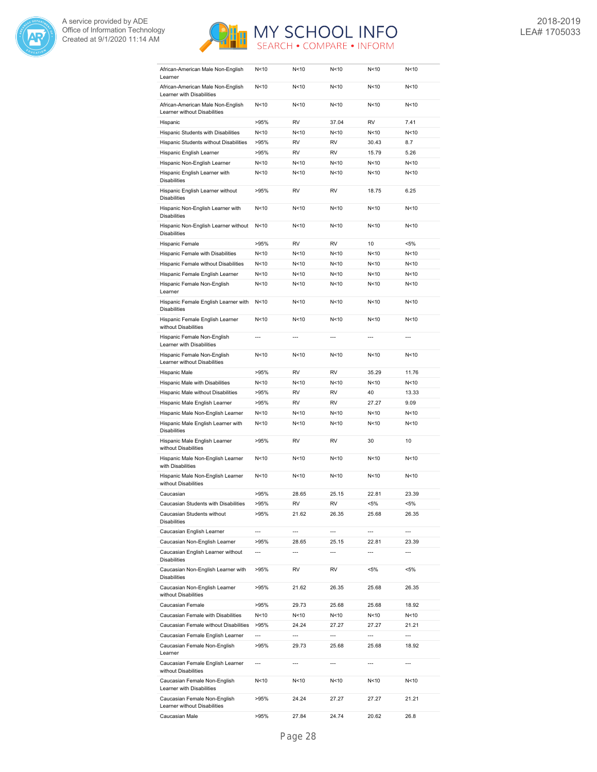| | | | | | |
|---|---|---|---|---|---|
| African-American Male Non-English Learner | N<10 | N<10 | N<10 | N<10 | N<10 |
| African-American Male Non-English Learner with Disabilities | N<10 | N<10 | N<10 | N<10 | N<10 |
| African-American Male Non-English Learner without Disabilities | N<10 | N<10 | N<10 | N<10 | N<10 |
| Hispanic | >95% | RV | 37.04 | RV | 7.41 |
| Hispanic Students with Disabilities | N<10 | N<10 | N<10 | N<10 | N<10 |
| Hispanic Students without Disabilities | >95% | RV | RV | 30.43 | 8.7 |
| Hispanic English Learner | >95% | RV | RV | 15.79 | 5.26 |
| Hispanic Non-English Learner | N<10 | N<10 | N<10 | N<10 | N<10 |
| Hispanic English Learner with Disabilities | N<10 | N<10 | N<10 | N<10 | N<10 |
| Hispanic English Learner without Disabilities | >95% | RV | RV | 18.75 | 6.25 |
| Hispanic Non-English Learner with Disabilities | N<10 | N<10 | N<10 | N<10 | N<10 |
| Hispanic Non-English Learner without Disabilities | N<10 | N<10 | N<10 | N<10 | N<10 |
| Hispanic Female | >95% | RV | RV | 10 | <5% |
| Hispanic Female with Disabilities | N<10 | N<10 | N<10 | N<10 | N<10 |
| Hispanic Female without Disabilities | N<10 | N<10 | N<10 | N<10 | N<10 |
| Hispanic Female English Learner | N<10 | N<10 | N<10 | N<10 | N<10 |
| Hispanic Female Non-English Learner | N<10 | N<10 | N<10 | N<10 | N<10 |
| Hispanic Female English Learner with Disabilities | N<10 | N<10 | N<10 | N<10 | N<10 |
| Hispanic Female English Learner without Disabilities | N<10 | N<10 | N<10 | N<10 | N<10 |
| Hispanic Female Non-English Learner with Disabilities | --- | --- | --- | --- | --- |
| Hispanic Female Non-English Learner without Disabilities | N<10 | N<10 | N<10 | N<10 | N<10 |
| Hispanic Male | >95% | RV | RV | 35.29 | 11.76 |
| Hispanic Male with Disabilities | N<10 | N<10 | N<10 | N<10 | N<10 |
| Hispanic Male without Disabilities | >95% | RV | RV | 40 | 13.33 |
| Hispanic Male English Learner | >95% | RV | RV | 27.27 | 9.09 |
| Hispanic Male Non-English Learner | N<10 | N<10 | N<10 | N<10 | N<10 |
| Hispanic Male English Learner with Disabilities | N<10 | N<10 | N<10 | N<10 | N<10 |
| Hispanic Male English Learner without Disabilities | >95% | RV | RV | 30 | 10 |
| Hispanic Male Non-English Learner with Disabilities | N<10 | N<10 | N<10 | N<10 | N<10 |
| Hispanic Male Non-English Learner without Disabilities | N<10 | N<10 | N<10 | N<10 | N<10 |
| Caucasian | >95% | 28.65 | 25.15 | 22.81 | 23.39 |
| Caucasian Students with Disabilities | >95% | RV | RV | <5% | <5% |
| Caucasian Students without Disabilities | >95% | 21.62 | 26.35 | 25.68 | 26.35 |
| Caucasian English Learner | --- | --- | --- | --- | --- |
| Caucasian Non-English Learner | >95% | 28.65 | 25.15 | 22.81 | 23.39 |
| Caucasian English Learner without Disabilities | --- | --- | --- | --- | --- |
| Caucasian Non-English Learner with Disabilities | >95% | RV | RV | <5% | <5% |
| Caucasian Non-English Learner without Disabilities | >95% | 21.62 | 26.35 | 25.68 | 26.35 |
| Caucasian Female | >95% | 29.73 | 25.68 | 25.68 | 18.92 |
| Caucasian Female with Disabilities | N<10 | N<10 | N<10 | N<10 | N<10 |
| Caucasian Female without Disabilities | >95% | 24.24 | 27.27 | 27.27 | 21.21 |
| Caucasian Female English Learner | --- | --- | --- | --- | --- |
| Caucasian Female Non-English Learner | >95% | 29.73 | 25.68 | 25.68 | 18.92 |
| Caucasian Female English Learner without Disabilities | --- | --- | --- | --- | --- |
| Caucasian Female Non-English Learner with Disabilities | N<10 | N<10 | N<10 | N<10 | N<10 |
| Caucasian Female Non-English Learner without Disabilities | >95% | 24.24 | 27.27 | 27.27 | 21.21 |
| Caucasian Male | >95% | 27.84 | 24.74 | 20.62 | 26.8 |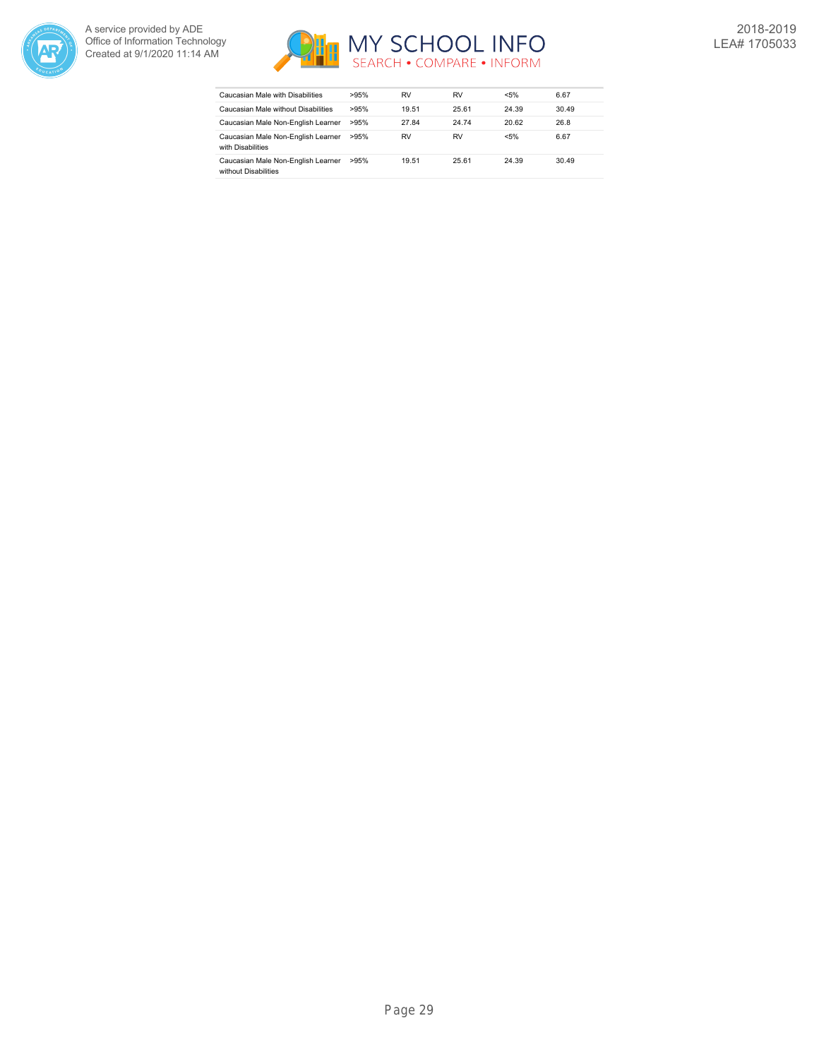| | | | | | |
|---|---|---|---|---|---|
| Caucasian Male with Disabilities | >95% | RV | RV | <5% | 6.67 |
| Caucasian Male without Disabilities | >95% | 19.51 | 25.61 | 24.39 | 30.49 |
| Caucasian Male Non-English Learner | >95% | 27.84 | 24.74 | 20.62 | 26.8 |
| Caucasian Male Non-English Learner with Disabilities | >95% | RV | RV | <5% | 6.67 |
| Caucasian Male Non-English Learner without Disabilities | >95% | 19.51 | 25.61 | 24.39 | 30.49 |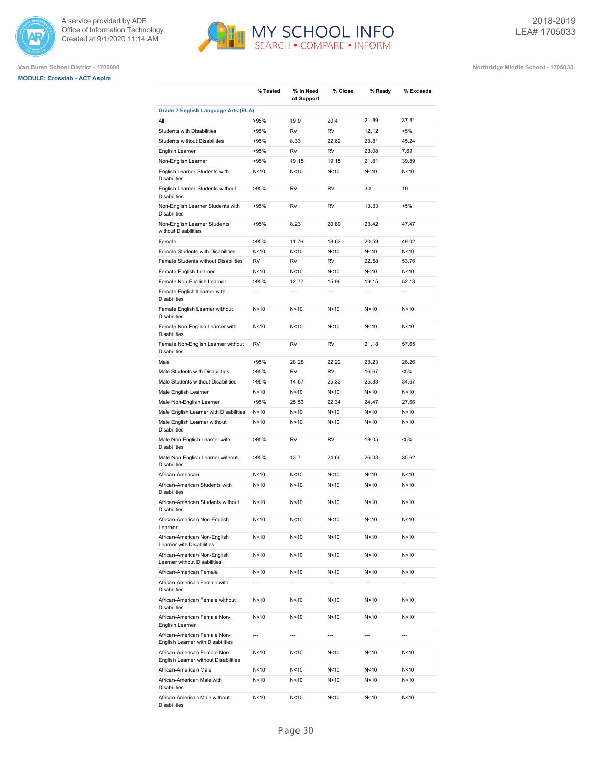Van Buren School District - 1705000

Northridge Middle School - 1705033

**MODULE: Crosstab - ACT Aspire**

| | % Tested | % In Need of Support | % Close | % Ready | % Exceeds |
|---|---|---|---|---|---|
| **Grade 7 English Language Arts (ELA)** | | | | | |
| All | >95% | 19.9 | 20.4 | 21.89 | 37.81 |
| Students with Disabilities | >95% | RV | RV | 12.12 | <5% |
| Students without Disabilities | >95% | 8.33 | 22.62 | 23.81 | 45.24 |
| English Learner | >95% | RV | RV | 23.08 | 7.69 |
| Non-English Learner | >95% | 19.15 | 19.15 | 21.81 | 39.89 |
| English Learner Students with Disabilities | N<10 | N<10 | N<10 | N<10 | N<10 |
| English Learner Students without Disabilities | >95% | RV | RV | 30 | 10 |
| Non-English Learner Students with Disabilities | >95% | RV | RV | 13.33 | <5% |
| Non-English Learner Students without Disabilities | >95% | 8.23 | 20.89 | 23.42 | 47.47 |
| Female | >95% | 11.76 | 18.63 | 20.59 | 49.02 |
| Female Students with Disabilities | N<10 | N<10 | N<10 | N<10 | N<10 |
| Female Students without Disabilities | RV | RV | RV | 22.58 | 53.76 |
| Female English Learner | N<10 | N<10 | N<10 | N<10 | N<10 |
| Female Non-English Learner | >95% | 12.77 | 15.96 | 19.15 | 52.13 |
| Female English Learner with Disabilities | --- | --- | --- | --- | --- |
| Female English Learner without Disabilities | N<10 | N<10 | N<10 | N<10 | N<10 |
| Female Non-English Learner with Disabilities | N<10 | N<10 | N<10 | N<10 | N<10 |
| Female Non-English Learner without Disabilities | RV | RV | RV | 21.18 | 57.65 |
| Male | >95% | 28.28 | 22.22 | 23.23 | 26.26 |
| Male Students with Disabilities | >95% | RV | RV | 16.67 | <5% |
| Male Students without Disabilities | >95% | 14.67 | 25.33 | 25.33 | 34.67 |
| Male English Learner | N<10 | N<10 | N<10 | N<10 | N<10 |
| Male Non-English Learner | >95% | 25.53 | 22.34 | 24.47 | 27.66 |
| Male English Learner with Disabilities | N<10 | N<10 | N<10 | N<10 | N<10 |
| Male English Learner without Disabilities | N<10 | N<10 | N<10 | N<10 | N<10 |
| Male Non-English Learner with Disabilities | >95% | RV | RV | 19.05 | <5% |
| Male Non-English Learner without Disabilities | >95% | 13.7 | 24.66 | 26.03 | 35.62 |
| African-American | N<10 | N<10 | N<10 | N<10 | N<10 |
| African-American Students with Disabilities | N<10 | N<10 | N<10 | N<10 | N<10 |
| African-American Students without Disabilities | N<10 | N<10 | N<10 | N<10 | N<10 |
| African-American Non-English Learner | N<10 | N<10 | N<10 | N<10 | N<10 |
| African-American Non-English Learner with Disabilities | N<10 | N<10 | N<10 | N<10 | N<10 |
| African-American Non-English Learner without Disabilities | N<10 | N<10 | N<10 | N<10 | N<10 |
| African-American Female | N<10 | N<10 | N<10 | N<10 | N<10 |
| African-American Female with Disabilities | --- | --- | --- | --- | --- |
| African-American Female without Disabilities | N<10 | N<10 | N<10 | N<10 | N<10 |
| African-American Female Non-English Learner | N<10 | N<10 | N<10 | N<10 | N<10 |
| African-American Female Non-English Learner with Disabilities | --- | --- | --- | --- | --- |
| African-American Female Non-English Learner without Disabilities | N<10 | N<10 | N<10 | N<10 | N<10 |
| African-American Male | N<10 | N<10 | N<10 | N<10 | N<10 |
| African-American Male with Disabilities | N<10 | N<10 | N<10 | N<10 | N<10 |
| African-American Male without Disabilities | N<10 | N<10 | N<10 | N<10 | N<10 |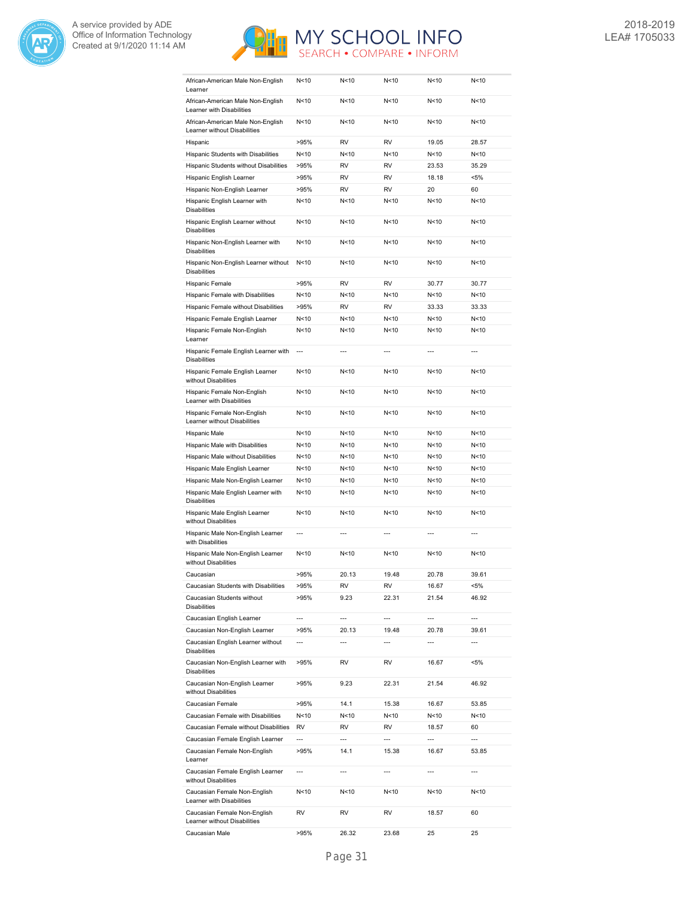| | | | | | |
|---|---|---|---|---|---|
| African-American Male Non-English Learner | N<10 | N<10 | N<10 | N<10 | N<10 |
| African-American Male Non-English Learner with Disabilities | N<10 | N<10 | N<10 | N<10 | N<10 |
| African-American Male Non-English Learner without Disabilities | N<10 | N<10 | N<10 | N<10 | N<10 |
| Hispanic | >95% | RV | RV | 19.05 | 28.57 |
| Hispanic Students with Disabilities | N<10 | N<10 | N<10 | N<10 | N<10 |
| Hispanic Students without Disabilities | >95% | RV | RV | 23.53 | 35.29 |
| Hispanic English Learner | >95% | RV | RV | 18.18 | <5% |
| Hispanic Non-English Learner | >95% | RV | RV | 20 | 60 |
| Hispanic English Learner with Disabilities | N<10 | N<10 | N<10 | N<10 | N<10 |
| Hispanic English Learner without Disabilities | N<10 | N<10 | N<10 | N<10 | N<10 |
| Hispanic Non-English Learner with Disabilities | N<10 | N<10 | N<10 | N<10 | N<10 |
| Hispanic Non-English Learner without Disabilities | N<10 | N<10 | N<10 | N<10 | N<10 |
| Hispanic Female | >95% | RV | RV | 30.77 | 30.77 |
| Hispanic Female with Disabilities | N<10 | N<10 | N<10 | N<10 | N<10 |
| Hispanic Female without Disabilities | >95% | RV | RV | 33.33 | 33.33 |
| Hispanic Female English Learner | N<10 | N<10 | N<10 | N<10 | N<10 |
| Hispanic Female Non-English Learner | N<10 | N<10 | N<10 | N<10 | N<10 |
| Hispanic Female English Learner with Disabilities | --- | --- | --- | --- | --- |
| Hispanic Female English Learner without Disabilities | N<10 | N<10 | N<10 | N<10 | N<10 |
| Hispanic Female Non-English Learner with Disabilities | N<10 | N<10 | N<10 | N<10 | N<10 |
| Hispanic Female Non-English Learner without Disabilities | N<10 | N<10 | N<10 | N<10 | N<10 |
| Hispanic Male | N<10 | N<10 | N<10 | N<10 | N<10 |
| Hispanic Male with Disabilities | N<10 | N<10 | N<10 | N<10 | N<10 |
| Hispanic Male without Disabilities | N<10 | N<10 | N<10 | N<10 | N<10 |
| Hispanic Male English Learner | N<10 | N<10 | N<10 | N<10 | N<10 |
| Hispanic Male Non-English Learner | N<10 | N<10 | N<10 | N<10 | N<10 |
| Hispanic Male English Learner with Disabilities | N<10 | N<10 | N<10 | N<10 | N<10 |
| Hispanic Male English Learner without Disabilities | N<10 | N<10 | N<10 | N<10 | N<10 |
| Hispanic Male Non-English Learner with Disabilities | --- | --- | --- | --- | --- |
| Hispanic Male Non-English Learner without Disabilities | N<10 | N<10 | N<10 | N<10 | N<10 |
| Caucasian | >95% | 20.13 | 19.48 | 20.78 | 39.61 |
| Caucasian Students with Disabilities | >95% | RV | RV | 16.67 | <5% |
| Caucasian Students without Disabilities | >95% | 9.23 | 22.31 | 21.54 | 46.92 |
| Caucasian English Learner | --- | --- | --- | --- | --- |
| Caucasian Non-English Learner | >95% | 20.13 | 19.48 | 20.78 | 39.61 |
| Caucasian English Learner without Disabilities | --- | --- | --- | --- | --- |
| Caucasian Non-English Learner with Disabilities | >95% | RV | RV | 16.67 | <5% |
| Caucasian Non-English Learner without Disabilities | >95% | 9.23 | 22.31 | 21.54 | 46.92 |
| Caucasian Female | >95% | 14.1 | 15.38 | 16.67 | 53.85 |
| Caucasian Female with Disabilities | N<10 | N<10 | N<10 | N<10 | N<10 |
| Caucasian Female without Disabilities | RV | RV | RV | 18.57 | 60 |
| Caucasian Female English Learner | --- | --- | --- | --- | --- |
| Caucasian Female Non-English Learner | >95% | 14.1 | 15.38 | 16.67 | 53.85 |
| Caucasian Female English Learner without Disabilities | --- | --- | --- | --- | --- |
| Caucasian Female Non-English Learner with Disabilities | N<10 | N<10 | N<10 | N<10 | N<10 |
| Caucasian Female Non-English Learner without Disabilities | RV | RV | RV | 18.57 | 60 |
| Caucasian Male | >95% | 26.32 | 23.68 | 25 | 25 |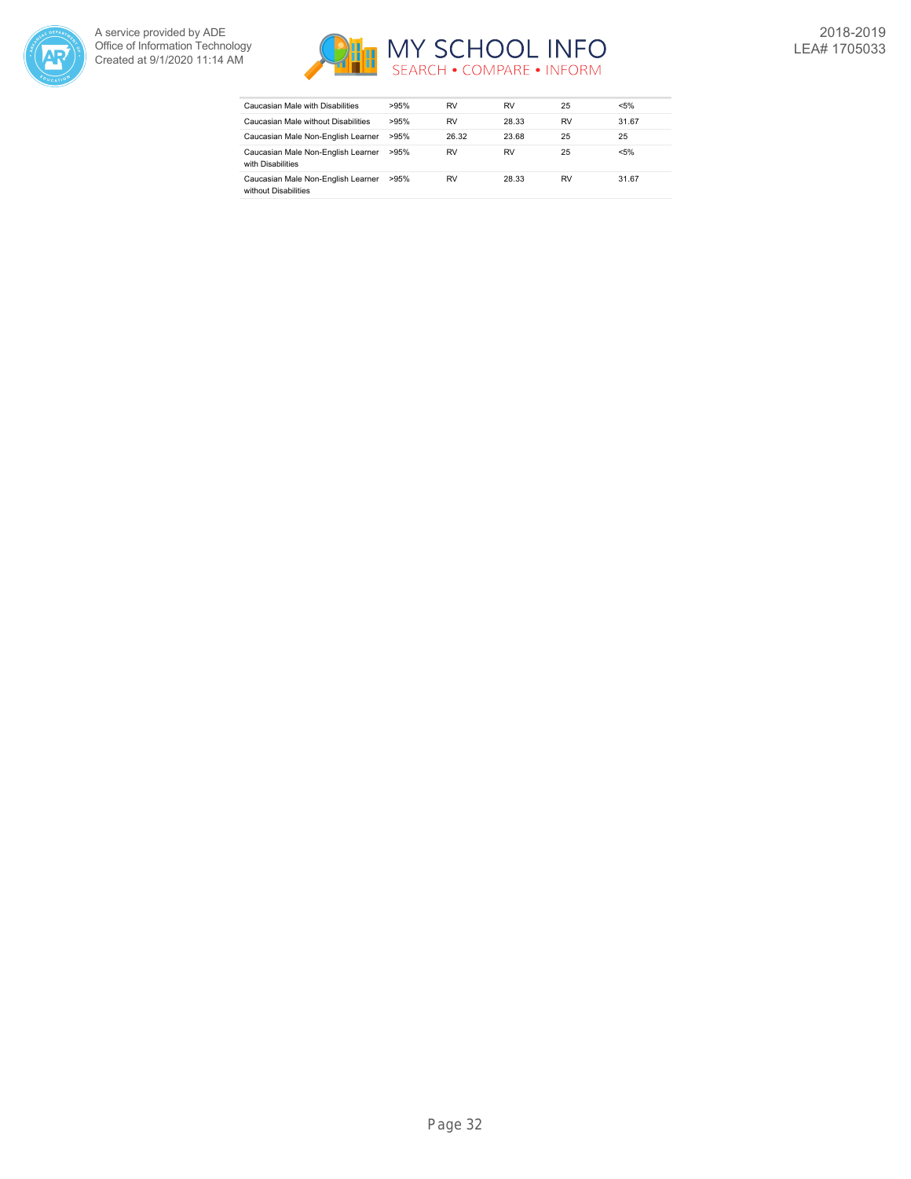| | | | | | |
|---|---|---|---|---|---|
| Caucasian Male with Disabilities | >95% | RV | RV | 25 | <5% |
| Caucasian Male without Disabilities | >95% | RV | 28.33 | RV | 31.67 |
| Caucasian Male Non-English Learner | >95% | 26.32 | 23.68 | 25 | 25 |
| Caucasian Male Non-English Learner with Disabilities | >95% | RV | RV | 25 | <5% |
| Caucasian Male Non-English Learner without Disabilities | >95% | RV | 28.33 | RV | 31.67 |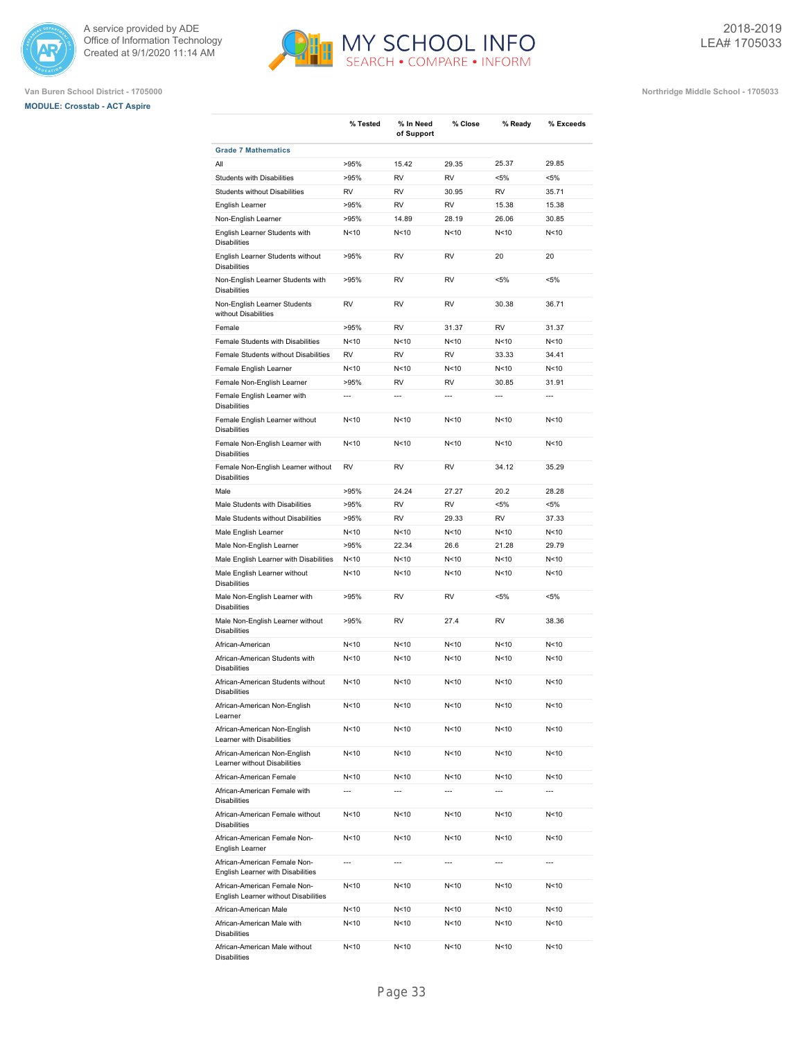Van Buren School District - 1705000

MODULE: Crosstab - ACT Aspire

Northridge Middle School - 1705033

2018-2019
LEA# 1705033

| | % Tested | % In Need of Support | % Close | % Ready | % Exceeds |
|---|---|---|---|---|---|
| **Grade 7 Mathematics** | | | | | |
| All | >95% | 15.42 | 29.35 | 25.37 | 29.85 |
| Students with Disabilities | >95% | RV | RV | <5% | <5% |
| Students without Disabilities | RV | RV | 30.95 | RV | 35.71 |
| English Learner | >95% | RV | RV | 15.38 | 15.38 |
| Non-English Learner | >95% | 14.89 | 28.19 | 26.06 | 30.85 |
| English Learner Students with Disabilities | N<10 | N<10 | N<10 | N<10 | N<10 |
| English Learner Students without Disabilities | >95% | RV | RV | 20 | 20 |
| Non-English Learner Students with Disabilities | >95% | RV | RV | <5% | <5% |
| Non-English Learner Students without Disabilities | RV | RV | RV | 30.38 | 36.71 |
| Female | >95% | RV | 31.37 | RV | 31.37 |
| Female Students with Disabilities | N<10 | N<10 | N<10 | N<10 | N<10 |
| Female Students without Disabilities | RV | RV | RV | 33.33 | 34.41 |
| Female English Learner | N<10 | N<10 | N<10 | N<10 | N<10 |
| Female Non-English Learner | >95% | RV | RV | 30.85 | 31.91 |
| Female English Learner with Disabilities | --- | --- | --- | --- | --- |
| Female English Learner without Disabilities | N<10 | N<10 | N<10 | N<10 | N<10 |
| Female Non-English Learner with Disabilities | N<10 | N<10 | N<10 | N<10 | N<10 |
| Female Non-English Learner without Disabilities | RV | RV | RV | 34.12 | 35.29 |
| Male | >95% | 24.24 | 27.27 | 20.2 | 28.28 |
| Male Students with Disabilities | >95% | RV | RV | <5% | <5% |
| Male Students without Disabilities | >95% | RV | 29.33 | RV | 37.33 |
| Male English Learner | N<10 | N<10 | N<10 | N<10 | N<10 |
| Male Non-English Learner | >95% | 22.34 | 26.6 | 21.28 | 29.79 |
| Male English Learner with Disabilities | N<10 | N<10 | N<10 | N<10 | N<10 |
| Male English Learner without Disabilities | N<10 | N<10 | N<10 | N<10 | N<10 |
| Male Non-English Learner with Disabilities | >95% | RV | RV | <5% | <5% |
| Male Non-English Learner without Disabilities | >95% | RV | 27.4 | RV | 38.36 |
| African-American | N<10 | N<10 | N<10 | N<10 | N<10 |
| African-American Students with Disabilities | N<10 | N<10 | N<10 | N<10 | N<10 |
| African-American Students without Disabilities | N<10 | N<10 | N<10 | N<10 | N<10 |
| African-American Non-English Learner | N<10 | N<10 | N<10 | N<10 | N<10 |
| African-American Non-English Learner with Disabilities | N<10 | N<10 | N<10 | N<10 | N<10 |
| African-American Non-English Learner without Disabilities | N<10 | N<10 | N<10 | N<10 | N<10 |
| African-American Female | N<10 | N<10 | N<10 | N<10 | N<10 |
| African-American Female with Disabilities | --- | --- | --- | --- | --- |
| African-American Female without Disabilities | N<10 | N<10 | N<10 | N<10 | N<10 |
| African-American Female Non-English Learner | N<10 | N<10 | N<10 | N<10 | N<10 |
| African-American Female Non-English Learner with Disabilities | --- | --- | --- | --- | --- |
| African-American Female Non-English Learner without Disabilities | N<10 | N<10 | N<10 | N<10 | N<10 |
| African-American Male | N<10 | N<10 | N<10 | N<10 | N<10 |
| African-American Male with Disabilities | N<10 | N<10 | N<10 | N<10 | N<10 |
| African-American Male without Disabilities | N<10 | N<10 | N<10 | N<10 | N<10 |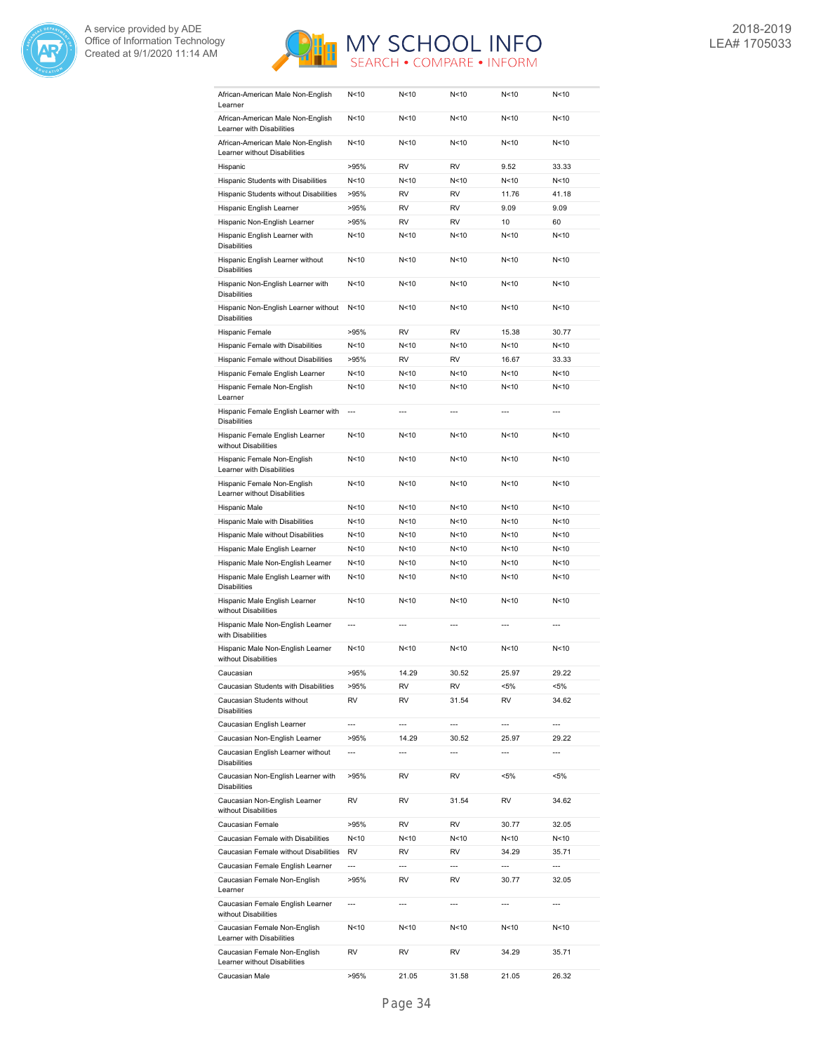| | | | | | |
|---|---|---|---|---|---|
| African-American Male Non-English Learner | N<10 | N<10 | N<10 | N<10 | N<10 |
| African-American Male Non-English Learner with Disabilities | N<10 | N<10 | N<10 | N<10 | N<10 |
| African-American Male Non-English Learner without Disabilities | N<10 | N<10 | N<10 | N<10 | N<10 |
| Hispanic | >95% | RV | RV | 9.52 | 33.33 |
| Hispanic Students with Disabilities | N<10 | N<10 | N<10 | N<10 | N<10 |
| Hispanic Students without Disabilities | >95% | RV | RV | 11.76 | 41.18 |
| Hispanic English Learner | >95% | RV | RV | 9.09 | 9.09 |
| Hispanic Non-English Learner | >95% | RV | RV | 10 | 60 |
| Hispanic English Learner with Disabilities | N<10 | N<10 | N<10 | N<10 | N<10 |
| Hispanic English Learner without Disabilities | N<10 | N<10 | N<10 | N<10 | N<10 |
| Hispanic Non-English Learner with Disabilities | N<10 | N<10 | N<10 | N<10 | N<10 |
| Hispanic Non-English Learner without Disabilities | N<10 | N<10 | N<10 | N<10 | N<10 |
| Hispanic Female | >95% | RV | RV | 15.38 | 30.77 |
| Hispanic Female with Disabilities | N<10 | N<10 | N<10 | N<10 | N<10 |
| Hispanic Female without Disabilities | >95% | RV | RV | 16.67 | 33.33 |
| Hispanic Female English Learner | N<10 | N<10 | N<10 | N<10 | N<10 |
| Hispanic Female Non-English Learner | N<10 | N<10 | N<10 | N<10 | N<10 |
| Hispanic Female English Learner with Disabilities | --- | --- | --- | --- | --- |
| Hispanic Female English Learner without Disabilities | N<10 | N<10 | N<10 | N<10 | N<10 |
| Hispanic Female Non-English Learner with Disabilities | N<10 | N<10 | N<10 | N<10 | N<10 |
| Hispanic Female Non-English Learner without Disabilities | N<10 | N<10 | N<10 | N<10 | N<10 |
| Hispanic Male | N<10 | N<10 | N<10 | N<10 | N<10 |
| Hispanic Male with Disabilities | N<10 | N<10 | N<10 | N<10 | N<10 |
| Hispanic Male without Disabilities | N<10 | N<10 | N<10 | N<10 | N<10 |
| Hispanic Male English Learner | N<10 | N<10 | N<10 | N<10 | N<10 |
| Hispanic Male Non-English Learner | N<10 | N<10 | N<10 | N<10 | N<10 |
| Hispanic Male English Learner with Disabilities | N<10 | N<10 | N<10 | N<10 | N<10 |
| Hispanic Male English Learner without Disabilities | N<10 | N<10 | N<10 | N<10 | N<10 |
| Hispanic Male Non-English Learner with Disabilities | --- | --- | --- | --- | --- |
| Hispanic Male Non-English Learner without Disabilities | N<10 | N<10 | N<10 | N<10 | N<10 |
| Caucasian | >95% | 14.29 | 30.52 | 25.97 | 29.22 |
| Caucasian Students with Disabilities | >95% | RV | RV | <5% | <5% |
| Caucasian Students without Disabilities | RV | RV | 31.54 | RV | 34.62 |
| Caucasian English Learner | --- | --- | --- | --- | --- |
| Caucasian Non-English Learner | >95% | 14.29 | 30.52 | 25.97 | 29.22 |
| Caucasian English Learner without Disabilities | --- | --- | --- | --- | --- |
| Caucasian Non-English Learner with Disabilities | >95% | RV | RV | <5% | <5% |
| Caucasian Non-English Learner without Disabilities | RV | RV | 31.54 | RV | 34.62 |
| Caucasian Female | >95% | RV | RV | 30.77 | 32.05 |
| Caucasian Female with Disabilities | N<10 | N<10 | N<10 | N<10 | N<10 |
| Caucasian Female without Disabilities | RV | RV | RV | 34.29 | 35.71 |
| Caucasian Female English Learner | --- | --- | --- | --- | --- |
| Caucasian Female Non-English Learner | >95% | RV | RV | 30.77 | 32.05 |
| Caucasian Female English Learner without Disabilities | --- | --- | --- | --- | --- |
| Caucasian Female Non-English Learner with Disabilities | N<10 | N<10 | N<10 | N<10 | N<10 |
| Caucasian Female Non-English Learner without Disabilities | RV | RV | RV | 34.29 | 35.71 |
| Caucasian Male | >95% | 21.05 | 31.58 | 21.05 | 26.32 |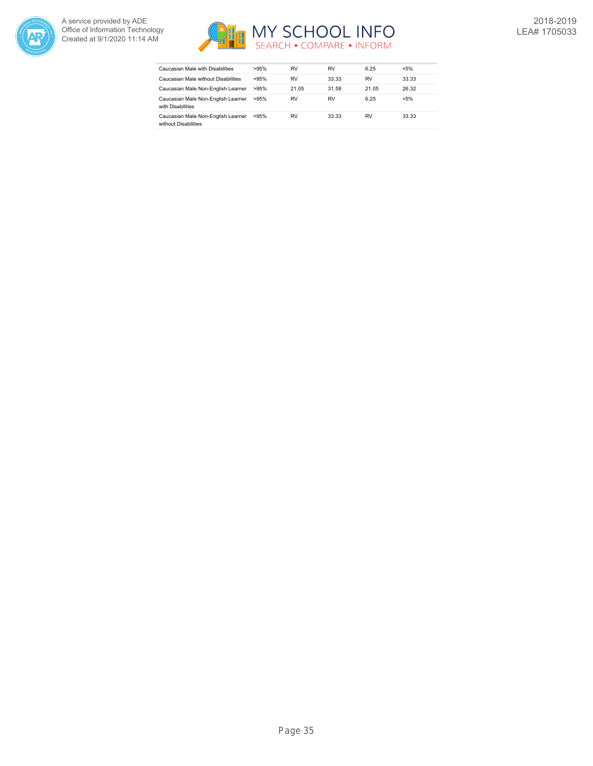| | | | | | |
|---|---|---|---|---|---|
| Caucasian Male with Disabilities | >95% | RV | RV | 6.25 | <5% |
| Caucasian Male without Disabilities | >95% | RV | 33.33 | RV | 33.33 |
| Caucasian Male Non-English Learner | >95% | 21.05 | 31.58 | 21.05 | 26.32 |
| Caucasian Male Non-English Learner with Disabilities | >95% | RV | RV | 6.25 | <5% |
| Caucasian Male Non-English Learner without Disabilities | >95% | RV | 33.33 | RV | 33.33 |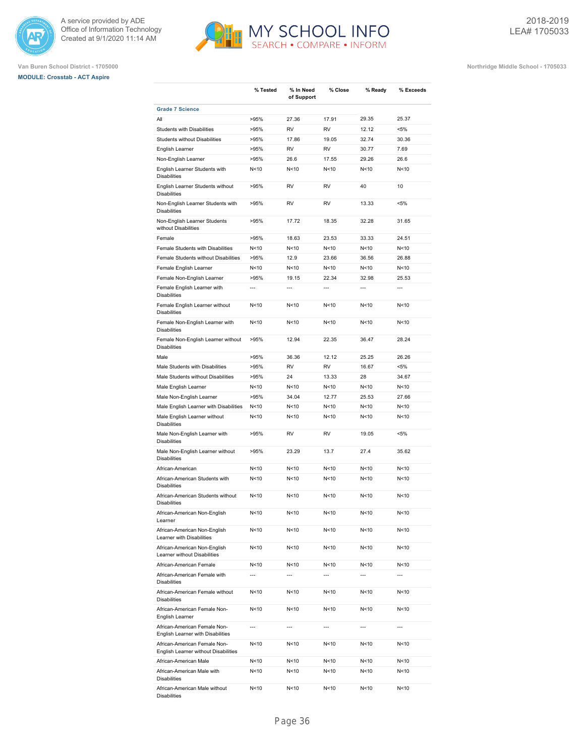Van Buren School District - 1705000

**MODULE: Crosstab - ACT Aspire**

Northridge Middle School - 1705033

|  | % Tested | % In Need of Support | % Close | % Ready | % Exceeds |
|---|---|---|---|---|---|
| **Grade 7 Science** | | | | | |
| All | >95% | 27.36 | 17.91 | 29.35 | 25.37 |
| Students with Disabilities | >95% | RV | RV | 12.12 | <5% |
| Students without Disabilities | >95% | 17.86 | 19.05 | 32.74 | 30.36 |
| English Learner | >95% | RV | RV | 30.77 | 7.69 |
| Non-English Learner | >95% | 26.6 | 17.55 | 29.26 | 26.6 |
| English Learner Students with Disabilities | N<10 | N<10 | N<10 | N<10 | N<10 |
| English Learner Students without Disabilities | >95% | RV | RV | 40 | 10 |
| Non-English Learner Students with Disabilities | >95% | RV | RV | 13.33 | <5% |
| Non-English Learner Students without Disabilities | >95% | 17.72 | 18.35 | 32.28 | 31.65 |
| Female | >95% | 18.63 | 23.53 | 33.33 | 24.51 |
| Female Students with Disabilities | N<10 | N<10 | N<10 | N<10 | N<10 |
| Female Students without Disabilities | >95% | 12.9 | 23.66 | 36.56 | 26.88 |
| Female English Learner | N<10 | N<10 | N<10 | N<10 | N<10 |
| Female Non-English Learner | >95% | 19.15 | 22.34 | 32.98 | 25.53 |
| Female English Learner with Disabilities | --- | --- | --- | --- | --- |
| Female English Learner without Disabilities | N<10 | N<10 | N<10 | N<10 | N<10 |
| Female Non-English Learner with Disabilities | N<10 | N<10 | N<10 | N<10 | N<10 |
| Female Non-English Learner without Disabilities | >95% | 12.94 | 22.35 | 36.47 | 28.24 |
| Male | >95% | 36.36 | 12.12 | 25.25 | 26.26 |
| Male Students with Disabilities | >95% | RV | RV | 16.67 | <5% |
| Male Students without Disabilities | >95% | 24 | 13.33 | 28 | 34.67 |
| Male English Learner | N<10 | N<10 | N<10 | N<10 | N<10 |
| Male Non-English Learner | >95% | 34.04 | 12.77 | 25.53 | 27.66 |
| Male English Learner with Disabilities | N<10 | N<10 | N<10 | N<10 | N<10 |
| Male English Learner without Disabilities | N<10 | N<10 | N<10 | N<10 | N<10 |
| Male Non-English Learner with Disabilities | >95% | RV | RV | 19.05 | <5% |
| Male Non-English Learner without Disabilities | >95% | 23.29 | 13.7 | 27.4 | 35.62 |
| African-American | N<10 | N<10 | N<10 | N<10 | N<10 |
| African-American Students with Disabilities | N<10 | N<10 | N<10 | N<10 | N<10 |
| African-American Students without Disabilities | N<10 | N<10 | N<10 | N<10 | N<10 |
| African-American Non-English Learner | N<10 | N<10 | N<10 | N<10 | N<10 |
| African-American Non-English Learner with Disabilities | N<10 | N<10 | N<10 | N<10 | N<10 |
| African-American Non-English Learner without Disabilities | N<10 | N<10 | N<10 | N<10 | N<10 |
| African-American Female | N<10 | N<10 | N<10 | N<10 | N<10 |
| African-American Female with Disabilities | --- | --- | --- | --- | --- |
| African-American Female without Disabilities | N<10 | N<10 | N<10 | N<10 | N<10 |
| African-American Female Non-English Learner | N<10 | N<10 | N<10 | N<10 | N<10 |
| African-American Female Non-English Learner with Disabilities | --- | --- | --- | --- | --- |
| African-American Female Non-English Learner without Disabilities | N<10 | N<10 | N<10 | N<10 | N<10 |
| African-American Male | N<10 | N<10 | N<10 | N<10 | N<10 |
| African-American Male with Disabilities | N<10 | N<10 | N<10 | N<10 | N<10 |
| African-American Male without Disabilities | N<10 | N<10 | N<10 | N<10 | N<10 |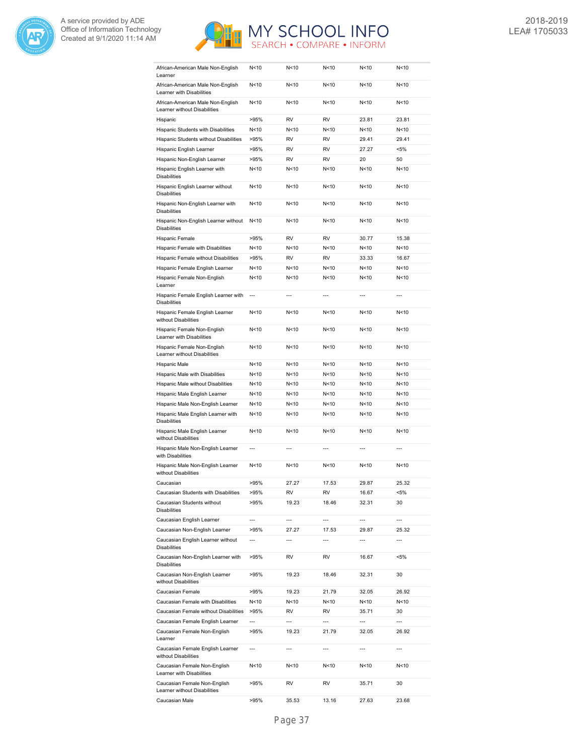| | | | | | |
|---|---|---|---|---|---|
| African-American Male Non-English Learner | N<10 | N<10 | N<10 | N<10 | N<10 |
| African-American Male Non-English Learner with Disabilities | N<10 | N<10 | N<10 | N<10 | N<10 |
| African-American Male Non-English Learner without Disabilities | N<10 | N<10 | N<10 | N<10 | N<10 |
| Hispanic | >95% | RV | RV | 23.81 | 23.81 |
| Hispanic Students with Disabilities | N<10 | N<10 | N<10 | N<10 | N<10 |
| Hispanic Students without Disabilities | >95% | RV | RV | 29.41 | 29.41 |
| Hispanic English Learner | >95% | RV | RV | 27.27 | <5% |
| Hispanic Non-English Learner | >95% | RV | RV | 20 | 50 |
| Hispanic English Learner with Disabilities | N<10 | N<10 | N<10 | N<10 | N<10 |
| Hispanic English Learner without Disabilities | N<10 | N<10 | N<10 | N<10 | N<10 |
| Hispanic Non-English Learner with Disabilities | N<10 | N<10 | N<10 | N<10 | N<10 |
| Hispanic Non-English Learner without Disabilities | N<10 | N<10 | N<10 | N<10 | N<10 |
| Hispanic Female | >95% | RV | RV | 30.77 | 15.38 |
| Hispanic Female with Disabilities | N<10 | N<10 | N<10 | N<10 | N<10 |
| Hispanic Female without Disabilities | >95% | RV | RV | 33.33 | 16.67 |
| Hispanic Female English Learner | N<10 | N<10 | N<10 | N<10 | N<10 |
| Hispanic Female Non-English Learner | N<10 | N<10 | N<10 | N<10 | N<10 |
| Hispanic Female English Learner with Disabilities | --- | --- | --- | --- | --- |
| Hispanic Female English Learner without Disabilities | N<10 | N<10 | N<10 | N<10 | N<10 |
| Hispanic Female Non-English Learner with Disabilities | N<10 | N<10 | N<10 | N<10 | N<10 |
| Hispanic Female Non-English Learner without Disabilities | N<10 | N<10 | N<10 | N<10 | N<10 |
| Hispanic Male | N<10 | N<10 | N<10 | N<10 | N<10 |
| Hispanic Male with Disabilities | N<10 | N<10 | N<10 | N<10 | N<10 |
| Hispanic Male without Disabilities | N<10 | N<10 | N<10 | N<10 | N<10 |
| Hispanic Male English Learner | N<10 | N<10 | N<10 | N<10 | N<10 |
| Hispanic Male Non-English Learner | N<10 | N<10 | N<10 | N<10 | N<10 |
| Hispanic Male English Learner with Disabilities | N<10 | N<10 | N<10 | N<10 | N<10 |
| Hispanic Male English Learner without Disabilities | N<10 | N<10 | N<10 | N<10 | N<10 |
| Hispanic Male Non-English Learner with Disabilities | --- | --- | --- | --- | --- |
| Hispanic Male Non-English Learner without Disabilities | N<10 | N<10 | N<10 | N<10 | N<10 |
| Caucasian | >95% | 27.27 | 17.53 | 29.87 | 25.32 |
| Caucasian Students with Disabilities | >95% | RV | RV | 16.67 | <5% |
| Caucasian Students without Disabilities | >95% | 19.23 | 18.46 | 32.31 | 30 |
| Caucasian English Learner | --- | --- | --- | --- | --- |
| Caucasian Non-English Learner | >95% | 27.27 | 17.53 | 29.87 | 25.32 |
| Caucasian English Learner without Disabilities | --- | --- | --- | --- | --- |
| Caucasian Non-English Learner with Disabilities | >95% | RV | RV | 16.67 | <5% |
| Caucasian Non-English Learner without Disabilities | >95% | 19.23 | 18.46 | 32.31 | 30 |
| Caucasian Female | >95% | 19.23 | 21.79 | 32.05 | 26.92 |
| Caucasian Female with Disabilities | N<10 | N<10 | N<10 | N<10 | N<10 |
| Caucasian Female without Disabilities | >95% | RV | RV | 35.71 | 30 |
| Caucasian Female English Learner | --- | --- | --- | --- | --- |
| Caucasian Female Non-English Learner | >95% | 19.23 | 21.79 | 32.05 | 26.92 |
| Caucasian Female English Learner without Disabilities | --- | --- | --- | --- | --- |
| Caucasian Female Non-English Learner with Disabilities | N<10 | N<10 | N<10 | N<10 | N<10 |
| Caucasian Female Non-English Learner without Disabilities | >95% | RV | RV | 35.71 | 30 |
| Caucasian Male | >95% | 35.53 | 13.16 | 27.63 | 23.68 |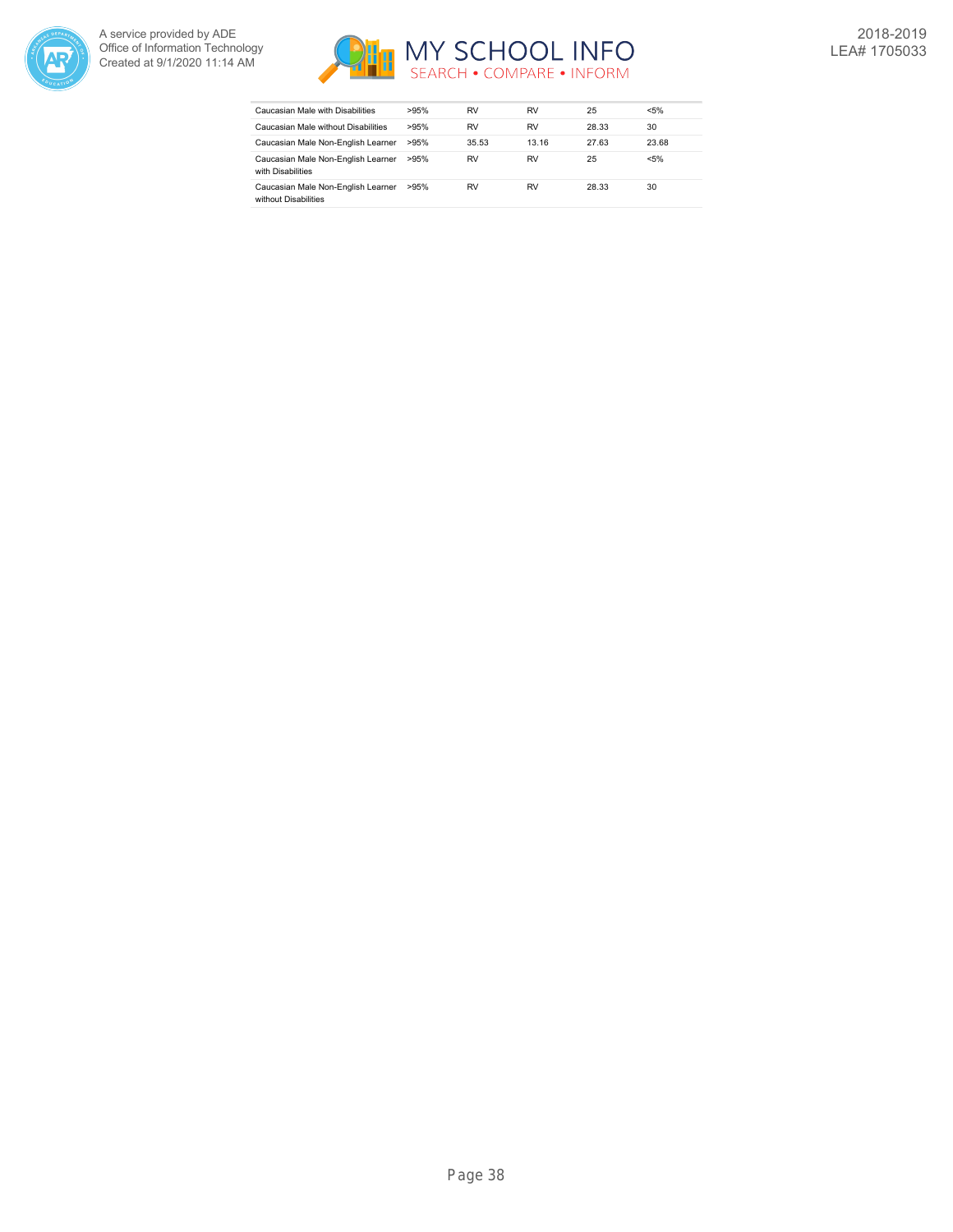| | | | | | |
|---|---|---|---|---|---|
| Caucasian Male with Disabilities | >95% | RV | RV | 25 | <5% |
| Caucasian Male without Disabilities | >95% | RV | RV | 28.33 | 30 |
| Caucasian Male Non-English Learner | >95% | 35.53 | 13.16 | 27.63 | 23.68 |
| Caucasian Male Non-English Learner with Disabilities | >95% | RV | RV | 25 | <5% |
| Caucasian Male Non-English Learner without Disabilities | >95% | RV | RV | 28.33 | 30 |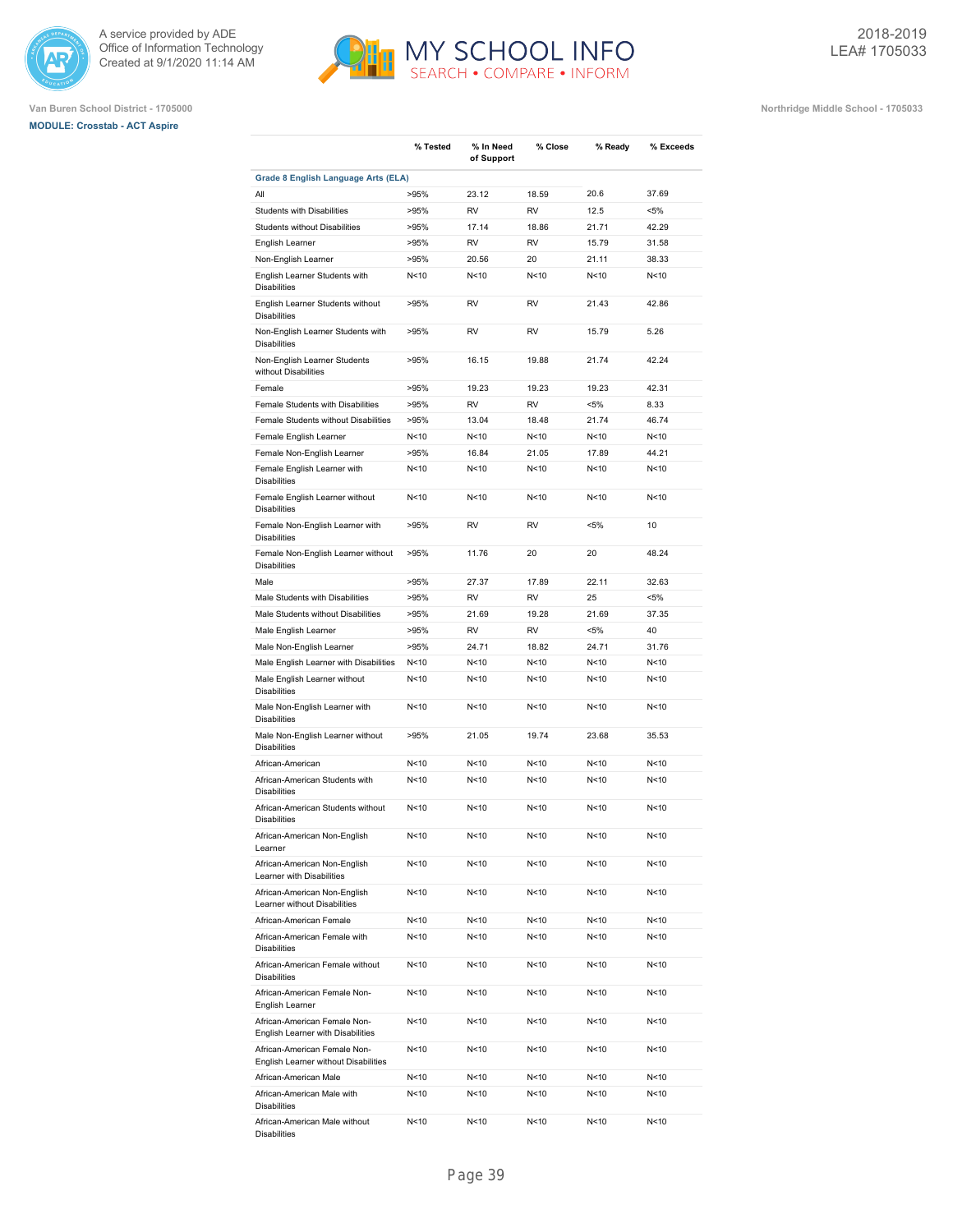Van Buren School District - 1705000

**MODULE: Crosstab - ACT Aspire**

Northridge Middle School - 1705033

|  | % Tested | % In Need of Support | % Close | % Ready | % Exceeds |
|---|---|---|---|---|---|
| **Grade 8 English Language Arts (ELA)** | | | | | |
| All | >95% | 23.12 | 18.59 | 20.6 | 37.69 |
| Students with Disabilities | >95% | RV | RV | 12.5 | <5% |
| Students without Disabilities | >95% | 17.14 | 18.86 | 21.71 | 42.29 |
| English Learner | >95% | RV | RV | 15.79 | 31.58 |
| Non-English Learner | >95% | 20.56 | 20 | 21.11 | 38.33 |
| English Learner Students with Disabilities | N<10 | N<10 | N<10 | N<10 | N<10 |
| English Learner Students without Disabilities | >95% | RV | RV | 21.43 | 42.86 |
| Non-English Learner Students with Disabilities | >95% | RV | RV | 15.79 | 5.26 |
| Non-English Learner Students without Disabilities | >95% | 16.15 | 19.88 | 21.74 | 42.24 |
| Female | >95% | 19.23 | 19.23 | 19.23 | 42.31 |
| Female Students with Disabilities | >95% | RV | RV | <5% | 8.33 |
| Female Students without Disabilities | >95% | 13.04 | 18.48 | 21.74 | 46.74 |
| Female English Learner | N<10 | N<10 | N<10 | N<10 | N<10 |
| Female Non-English Learner | >95% | 16.84 | 21.05 | 17.89 | 44.21 |
| Female English Learner with Disabilities | N<10 | N<10 | N<10 | N<10 | N<10 |
| Female English Learner without Disabilities | N<10 | N<10 | N<10 | N<10 | N<10 |
| Female Non-English Learner with Disabilities | >95% | RV | RV | <5% | 10 |
| Female Non-English Learner without Disabilities | >95% | 11.76 | 20 | 20 | 48.24 |
| Male | >95% | 27.37 | 17.89 | 22.11 | 32.63 |
| Male Students with Disabilities | >95% | RV | RV | 25 | <5% |
| Male Students without Disabilities | >95% | 21.69 | 19.28 | 21.69 | 37.35 |
| Male English Learner | >95% | RV | RV | <5% | 40 |
| Male Non-English Learner | >95% | 24.71 | 18.82 | 24.71 | 31.76 |
| Male English Learner with Disabilities | N<10 | N<10 | N<10 | N<10 | N<10 |
| Male English Learner without Disabilities | N<10 | N<10 | N<10 | N<10 | N<10 |
| Male Non-English Learner with Disabilities | N<10 | N<10 | N<10 | N<10 | N<10 |
| Male Non-English Learner without Disabilities | >95% | 21.05 | 19.74 | 23.68 | 35.53 |
| African-American | N<10 | N<10 | N<10 | N<10 | N<10 |
| African-American Students with Disabilities | N<10 | N<10 | N<10 | N<10 | N<10 |
| African-American Students without Disabilities | N<10 | N<10 | N<10 | N<10 | N<10 |
| African-American Non-English Learner | N<10 | N<10 | N<10 | N<10 | N<10 |
| African-American Non-English Learner with Disabilities | N<10 | N<10 | N<10 | N<10 | N<10 |
| African-American Non-English Learner without Disabilities | N<10 | N<10 | N<10 | N<10 | N<10 |
| African-American Female | N<10 | N<10 | N<10 | N<10 | N<10 |
| African-American Female with Disabilities | N<10 | N<10 | N<10 | N<10 | N<10 |
| African-American Female without Disabilities | N<10 | N<10 | N<10 | N<10 | N<10 |
| African-American Female Non-English Learner | N<10 | N<10 | N<10 | N<10 | N<10 |
| African-American Female Non-English Learner with Disabilities | N<10 | N<10 | N<10 | N<10 | N<10 |
| African-American Female Non-English Learner without Disabilities | N<10 | N<10 | N<10 | N<10 | N<10 |
| African-American Male | N<10 | N<10 | N<10 | N<10 | N<10 |
| African-American Male with Disabilities | N<10 | N<10 | N<10 | N<10 | N<10 |
| African-American Male without Disabilities | N<10 | N<10 | N<10 | N<10 | N<10 |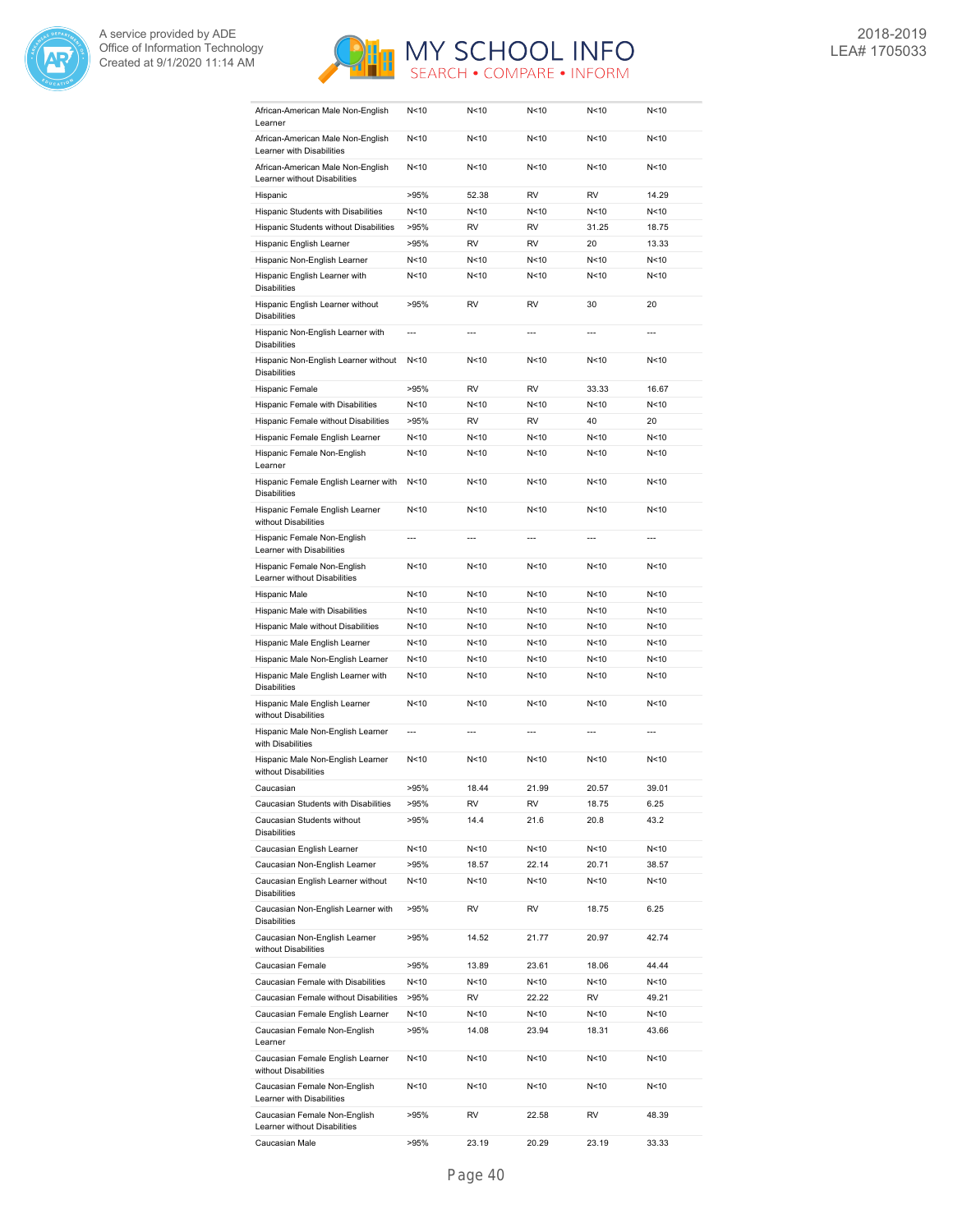| | | | | | |
|---|---|---|---|---|---|
| African-American Male Non-English Learner | N<10 | N<10 | N<10 | N<10 | N<10 |
| African-American Male Non-English Learner with Disabilities | N<10 | N<10 | N<10 | N<10 | N<10 |
| African-American Male Non-English Learner without Disabilities | N<10 | N<10 | N<10 | N<10 | N<10 |
| Hispanic | >95% | 52.38 | RV | RV | 14.29 |
| Hispanic Students with Disabilities | N<10 | N<10 | N<10 | N<10 | N<10 |
| Hispanic Students without Disabilities | >95% | RV | RV | 31.25 | 18.75 |
| Hispanic English Learner | >95% | RV | RV | 20 | 13.33 |
| Hispanic Non-English Learner | N<10 | N<10 | N<10 | N<10 | N<10 |
| Hispanic English Learner with Disabilities | N<10 | N<10 | N<10 | N<10 | N<10 |
| Hispanic English Learner without Disabilities | >95% | RV | RV | 30 | 20 |
| Hispanic Non-English Learner with Disabilities | --- | --- | --- | --- | --- |
| Hispanic Non-English Learner without Disabilities | N<10 | N<10 | N<10 | N<10 | N<10 |
| Hispanic Female | >95% | RV | RV | 33.33 | 16.67 |
| Hispanic Female with Disabilities | N<10 | N<10 | N<10 | N<10 | N<10 |
| Hispanic Female without Disabilities | >95% | RV | RV | 40 | 20 |
| Hispanic Female English Learner | N<10 | N<10 | N<10 | N<10 | N<10 |
| Hispanic Female Non-English Learner | N<10 | N<10 | N<10 | N<10 | N<10 |
| Hispanic Female English Learner with Disabilities | N<10 | N<10 | N<10 | N<10 | N<10 |
| Hispanic Female English Learner without Disabilities | N<10 | N<10 | N<10 | N<10 | N<10 |
| Hispanic Female Non-English Learner with Disabilities | --- | --- | --- | --- | --- |
| Hispanic Female Non-English Learner without Disabilities | N<10 | N<10 | N<10 | N<10 | N<10 |
| Hispanic Male | N<10 | N<10 | N<10 | N<10 | N<10 |
| Hispanic Male with Disabilities | N<10 | N<10 | N<10 | N<10 | N<10 |
| Hispanic Male without Disabilities | N<10 | N<10 | N<10 | N<10 | N<10 |
| Hispanic Male English Learner | N<10 | N<10 | N<10 | N<10 | N<10 |
| Hispanic Male Non-English Learner | N<10 | N<10 | N<10 | N<10 | N<10 |
| Hispanic Male English Learner with Disabilities | N<10 | N<10 | N<10 | N<10 | N<10 |
| Hispanic Male English Learner without Disabilities | N<10 | N<10 | N<10 | N<10 | N<10 |
| Hispanic Male Non-English Learner with Disabilities | --- | --- | --- | --- | --- |
| Hispanic Male Non-English Learner without Disabilities | N<10 | N<10 | N<10 | N<10 | N<10 |
| Caucasian | >95% | 18.44 | 21.99 | 20.57 | 39.01 |
| Caucasian Students with Disabilities | >95% | RV | RV | 18.75 | 6.25 |
| Caucasian Students without Disabilities | >95% | 14.4 | 21.6 | 20.8 | 43.2 |
| Caucasian English Learner | N<10 | N<10 | N<10 | N<10 | N<10 |
| Caucasian Non-English Learner | >95% | 18.57 | 22.14 | 20.71 | 38.57 |
| Caucasian English Learner without Disabilities | N<10 | N<10 | N<10 | N<10 | N<10 |
| Caucasian Non-English Learner with Disabilities | >95% | RV | RV | 18.75 | 6.25 |
| Caucasian Non-English Learner without Disabilities | >95% | 14.52 | 21.77 | 20.97 | 42.74 |
| Caucasian Female | >95% | 13.89 | 23.61 | 18.06 | 44.44 |
| Caucasian Female with Disabilities | N<10 | N<10 | N<10 | N<10 | N<10 |
| Caucasian Female without Disabilities | >95% | RV | 22.22 | RV | 49.21 |
| Caucasian Female English Learner | N<10 | N<10 | N<10 | N<10 | N<10 |
| Caucasian Female Non-English Learner | >95% | 14.08 | 23.94 | 18.31 | 43.66 |
| Caucasian Female English Learner without Disabilities | N<10 | N<10 | N<10 | N<10 | N<10 |
| Caucasian Female Non-English Learner with Disabilities | N<10 | N<10 | N<10 | N<10 | N<10 |
| Caucasian Female Non-English Learner without Disabilities | >95% | RV | 22.58 | RV | 48.39 |
| Caucasian Male | >95% | 23.19 | 20.29 | 23.19 | 33.33 |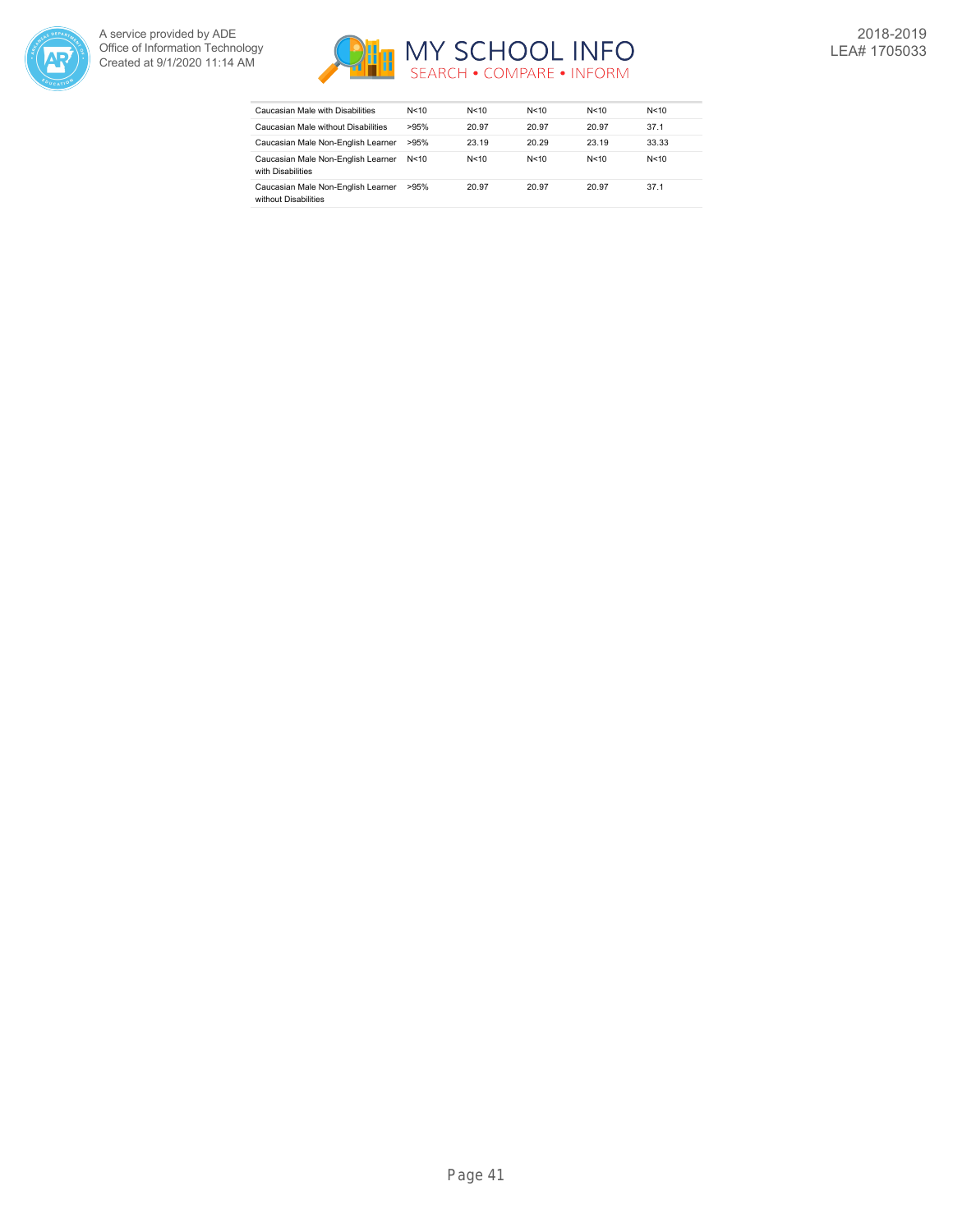| | | | | | |
|---|---|---|---|---|---|
| Caucasian Male with Disabilities | N<10 | N<10 | N<10 | N<10 | N<10 |
| Caucasian Male without Disabilities | >95% | 20.97 | 20.97 | 20.97 | 37.1 |
| Caucasian Male Non-English Learner | >95% | 23.19 | 20.29 | 23.19 | 33.33 |
| Caucasian Male Non-English Learner with Disabilities | N<10 | N<10 | N<10 | N<10 | N<10 |
| Caucasian Male Non-English Learner without Disabilities | >95% | 20.97 | 20.97 | 20.97 | 37.1 |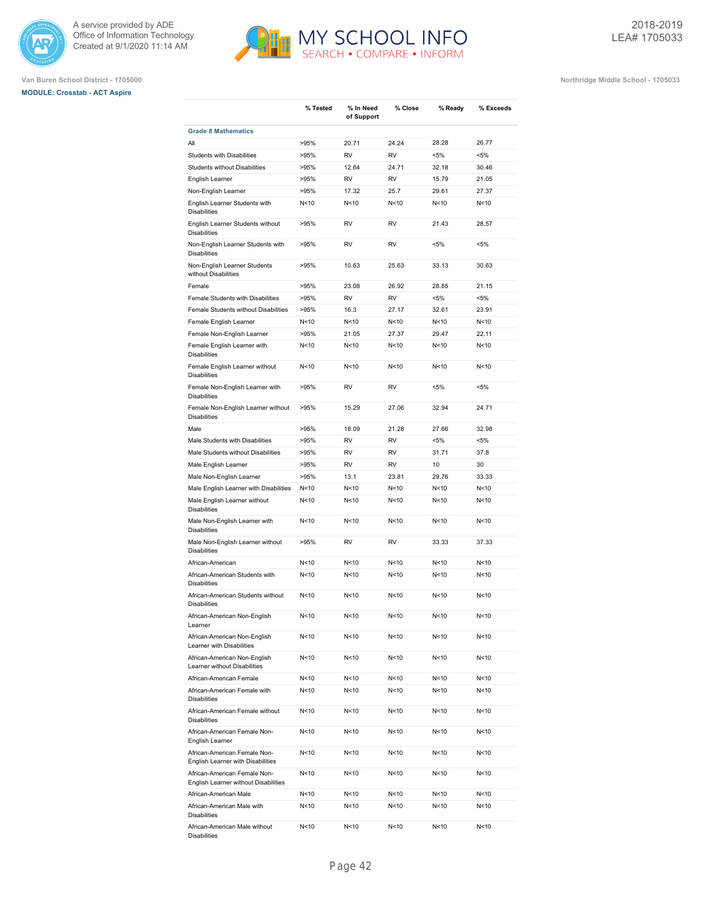A service provided by ADE
Office of Information Technology
Created at 9/1/2020 11:14 AM

2018-2019
LEA# 1705033

Van Buren School District - 1705000

Northridge Middle School - 1705033

**MODULE: Crosstab - ACT Aspire**

| | % Tested | % In Need of Support | % Close | % Ready | % Exceeds |
|---|---|---|---|---|---|
| **Grade 8 Mathematics** | | | | | |
| All | >95% | 20.71 | 24.24 | 28.28 | 26.77 |
| Students with Disabilities | >95% | RV | RV | <5% | <5% |
| Students without Disabilities | >95% | 12.64 | 24.71 | 32.18 | 30.46 |
| English Learner | >95% | RV | RV | 15.79 | 21.05 |
| Non-English Learner | >95% | 17.32 | 25.7 | 29.61 | 27.37 |
| English Learner Students with Disabilities | N<10 | N<10 | N<10 | N<10 | N<10 |
| English Learner Students without Disabilities | >95% | RV | RV | 21.43 | 28.57 |
| Non-English Learner Students with Disabilities | >95% | RV | RV | <5% | <5% |
| Non-English Learner Students without Disabilities | >95% | 10.63 | 25.63 | 33.13 | 30.63 |
| Female | >95% | 23.08 | 26.92 | 28.85 | 21.15 |
| Female Students with Disabilities | >95% | RV | RV | <5% | <5% |
| Female Students without Disabilities | >95% | 16.3 | 27.17 | 32.61 | 23.91 |
| Female English Learner | N<10 | N<10 | N<10 | N<10 | N<10 |
| Female Non-English Learner | >95% | 21.05 | 27.37 | 29.47 | 22.11 |
| Female English Learner with Disabilities | N<10 | N<10 | N<10 | N<10 | N<10 |
| Female English Learner without Disabilities | N<10 | N<10 | N<10 | N<10 | N<10 |
| Female Non-English Learner with Disabilities | >95% | RV | RV | <5% | <5% |
| Female Non-English Learner without Disabilities | >95% | 15.29 | 27.06 | 32.94 | 24.71 |
| Male | >95% | 18.09 | 21.28 | 27.66 | 32.98 |
| Male Students with Disabilities | >95% | RV | RV | <5% | <5% |
| Male Students without Disabilities | >95% | RV | RV | 31.71 | 37.8 |
| Male English Learner | >95% | RV | RV | 10 | 30 |
| Male Non-English Learner | >95% | 13.1 | 23.81 | 29.76 | 33.33 |
| Male English Learner with Disabilities | N<10 | N<10 | N<10 | N<10 | N<10 |
| Male English Learner without Disabilities | N<10 | N<10 | N<10 | N<10 | N<10 |
| Male Non-English Learner with Disabilities | N<10 | N<10 | N<10 | N<10 | N<10 |
| Male Non-English Learner without Disabilities | >95% | RV | RV | 33.33 | 37.33 |
| African-American | N<10 | N<10 | N<10 | N<10 | N<10 |
| African-American Students with Disabilities | N<10 | N<10 | N<10 | N<10 | N<10 |
| African-American Students without Disabilities | N<10 | N<10 | N<10 | N<10 | N<10 |
| African-American Non-English Learner | N<10 | N<10 | N<10 | N<10 | N<10 |
| African-American Non-English Learner with Disabilities | N<10 | N<10 | N<10 | N<10 | N<10 |
| African-American Non-English Learner without Disabilities | N<10 | N<10 | N<10 | N<10 | N<10 |
| African-American Female | N<10 | N<10 | N<10 | N<10 | N<10 |
| African-American Female with Disabilities | N<10 | N<10 | N<10 | N<10 | N<10 |
| African-American Female without Disabilities | N<10 | N<10 | N<10 | N<10 | N<10 |
| African-American Female Non-English Learner | N<10 | N<10 | N<10 | N<10 | N<10 |
| African-American Female Non-English Learner with Disabilities | N<10 | N<10 | N<10 | N<10 | N<10 |
| African-American Female Non-English Learner without Disabilities | N<10 | N<10 | N<10 | N<10 | N<10 |
| African-American Male | N<10 | N<10 | N<10 | N<10 | N<10 |
| African-American Male with Disabilities | N<10 | N<10 | N<10 | N<10 | N<10 |
| African-American Male without Disabilities | N<10 | N<10 | N<10 | N<10 | N<10 |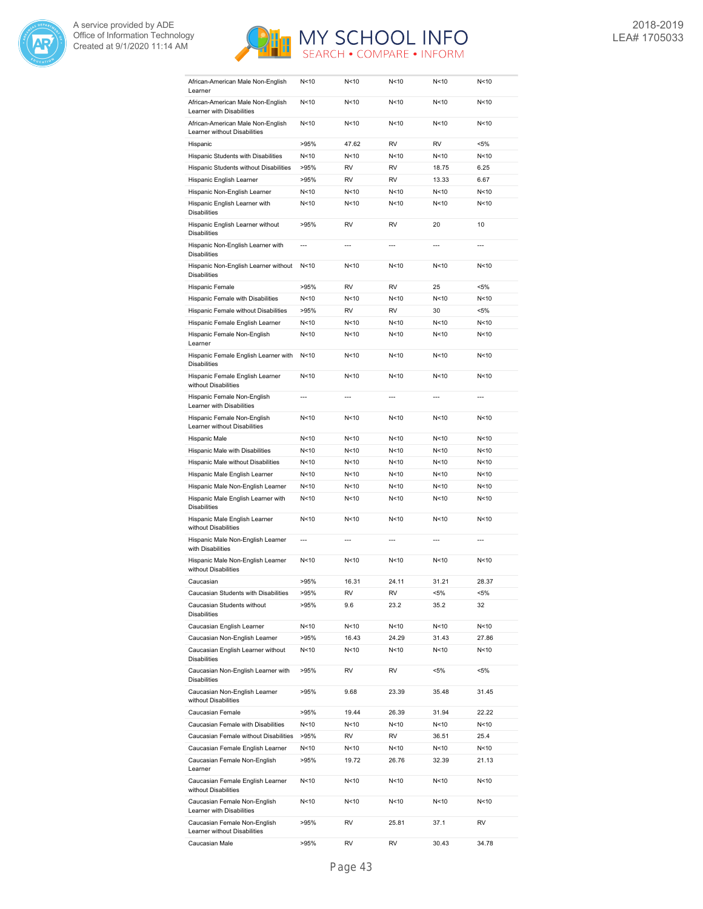| | | | | | |
|---|---|---|---|---|---|
| African-American Male Non-English Learner | N<10 | N<10 | N<10 | N<10 | N<10 |
| African-American Male Non-English Learner with Disabilities | N<10 | N<10 | N<10 | N<10 | N<10 |
| African-American Male Non-English Learner without Disabilities | N<10 | N<10 | N<10 | N<10 | N<10 |
| Hispanic | >95% | 47.62 | RV | RV | <5% |
| Hispanic Students with Disabilities | N<10 | N<10 | N<10 | N<10 | N<10 |
| Hispanic Students without Disabilities | >95% | RV | RV | 18.75 | 6.25 |
| Hispanic English Learner | >95% | RV | RV | 13.33 | 6.67 |
| Hispanic Non-English Learner | N<10 | N<10 | N<10 | N<10 | N<10 |
| Hispanic English Learner with Disabilities | N<10 | N<10 | N<10 | N<10 | N<10 |
| Hispanic English Learner without Disabilities | >95% | RV | RV | 20 | 10 |
| Hispanic Non-English Learner with Disabilities | --- | --- | --- | --- | --- |
| Hispanic Non-English Learner without Disabilities | N<10 | N<10 | N<10 | N<10 | N<10 |
| Hispanic Female | >95% | RV | RV | 25 | <5% |
| Hispanic Female with Disabilities | N<10 | N<10 | N<10 | N<10 | N<10 |
| Hispanic Female without Disabilities | >95% | RV | RV | 30 | <5% |
| Hispanic Female English Learner | N<10 | N<10 | N<10 | N<10 | N<10 |
| Hispanic Female Non-English Learner | N<10 | N<10 | N<10 | N<10 | N<10 |
| Hispanic Female English Learner with Disabilities | N<10 | N<10 | N<10 | N<10 | N<10 |
| Hispanic Female English Learner without Disabilities | N<10 | N<10 | N<10 | N<10 | N<10 |
| Hispanic Female Non-English Learner with Disabilities | --- | --- | --- | --- | --- |
| Hispanic Female Non-English Learner without Disabilities | N<10 | N<10 | N<10 | N<10 | N<10 |
| Hispanic Male | N<10 | N<10 | N<10 | N<10 | N<10 |
| Hispanic Male with Disabilities | N<10 | N<10 | N<10 | N<10 | N<10 |
| Hispanic Male without Disabilities | N<10 | N<10 | N<10 | N<10 | N<10 |
| Hispanic Male English Learner | N<10 | N<10 | N<10 | N<10 | N<10 |
| Hispanic Male Non-English Learner | N<10 | N<10 | N<10 | N<10 | N<10 |
| Hispanic Male English Learner with Disabilities | N<10 | N<10 | N<10 | N<10 | N<10 |
| Hispanic Male English Learner without Disabilities | N<10 | N<10 | N<10 | N<10 | N<10 |
| Hispanic Male Non-English Learner with Disabilities | --- | --- | --- | --- | --- |
| Hispanic Male Non-English Learner without Disabilities | N<10 | N<10 | N<10 | N<10 | N<10 |
| Caucasian | >95% | 16.31 | 24.11 | 31.21 | 28.37 |
| Caucasian Students with Disabilities | >95% | RV | RV | <5% | <5% |
| Caucasian Students without Disabilities | >95% | 9.6 | 23.2 | 35.2 | 32 |
| Caucasian English Learner | N<10 | N<10 | N<10 | N<10 | N<10 |
| Caucasian Non-English Learner | >95% | 16.43 | 24.29 | 31.43 | 27.86 |
| Caucasian English Learner without Disabilities | N<10 | N<10 | N<10 | N<10 | N<10 |
| Caucasian Non-English Learner with Disabilities | >95% | RV | RV | <5% | <5% |
| Caucasian Non-English Learner without Disabilities | >95% | 9.68 | 23.39 | 35.48 | 31.45 |
| Caucasian Female | >95% | 19.44 | 26.39 | 31.94 | 22.22 |
| Caucasian Female with Disabilities | N<10 | N<10 | N<10 | N<10 | N<10 |
| Caucasian Female without Disabilities | >95% | RV | RV | 36.51 | 25.4 |
| Caucasian Female English Learner | N<10 | N<10 | N<10 | N<10 | N<10 |
| Caucasian Female Non-English Learner | >95% | 19.72 | 26.76 | 32.39 | 21.13 |
| Caucasian Female English Learner without Disabilities | N<10 | N<10 | N<10 | N<10 | N<10 |
| Caucasian Female Non-English Learner with Disabilities | N<10 | N<10 | N<10 | N<10 | N<10 |
| Caucasian Female Non-English Learner without Disabilities | >95% | RV | 25.81 | 37.1 | RV |
| Caucasian Male | >95% | RV | RV | 30.43 | 34.78 |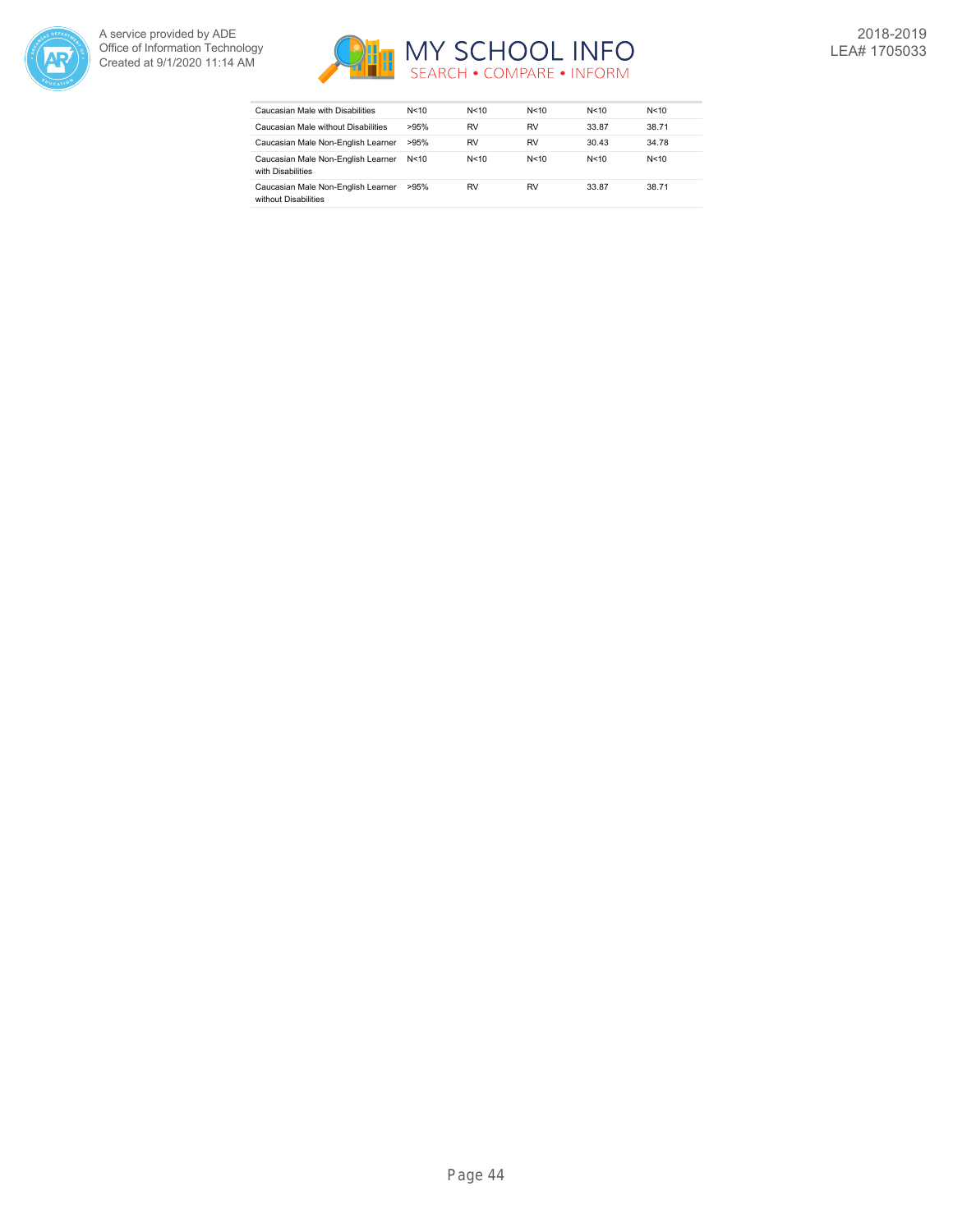| | | | | | |
|---|---|---|---|---|---|
| Caucasian Male with Disabilities | N<10 | N<10 | N<10 | N<10 | N<10 |
| Caucasian Male without Disabilities | >95% | RV | RV | 33.87 | 38.71 |
| Caucasian Male Non-English Learner | >95% | RV | RV | 30.43 | 34.78 |
| Caucasian Male Non-English Learner with Disabilities | N<10 | N<10 | N<10 | N<10 | N<10 |
| Caucasian Male Non-English Learner without Disabilities | >95% | RV | RV | 33.87 | 38.71 |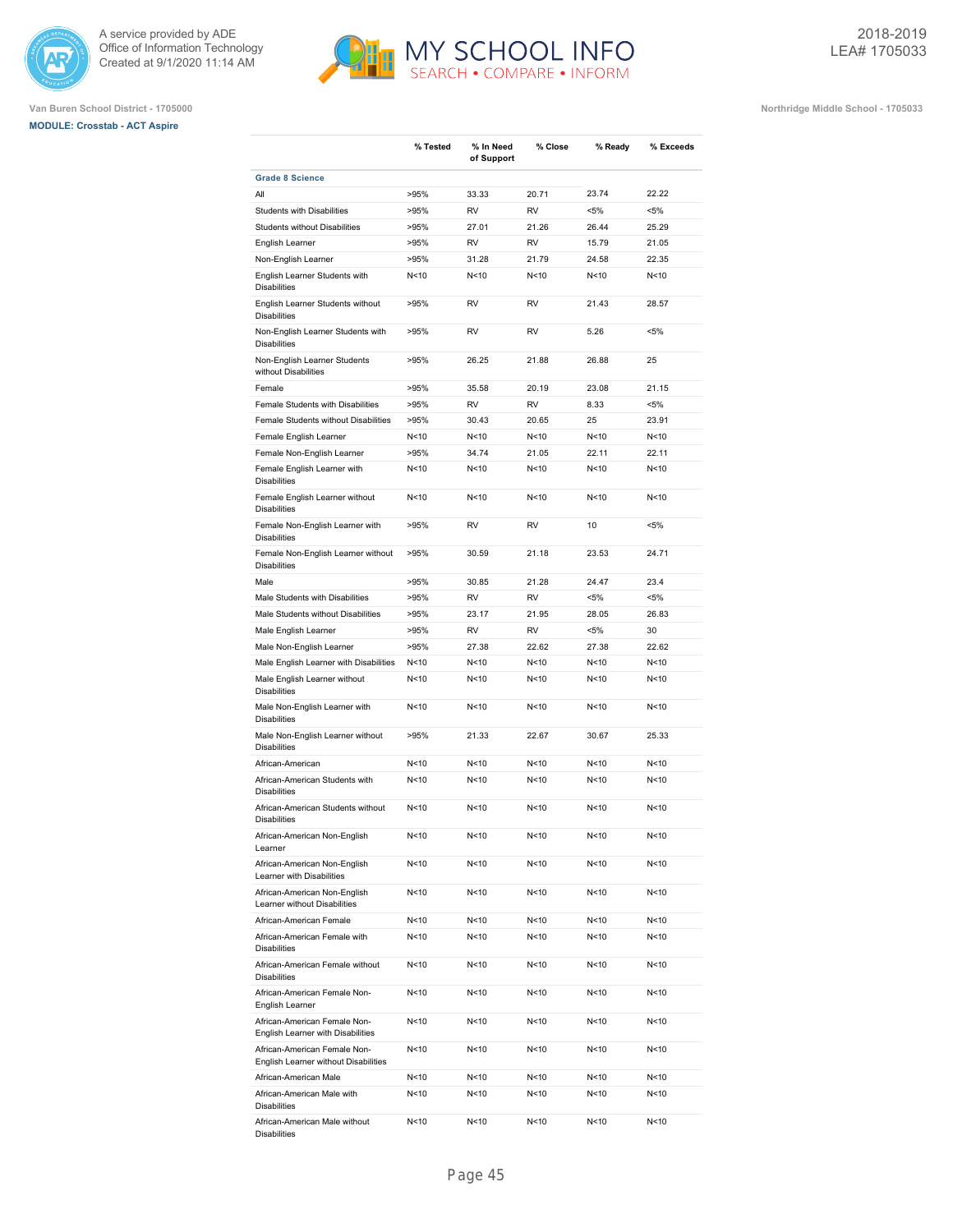Van Buren School District - 1705000

Northridge Middle School - 1705033

**MODULE: Crosstab - ACT Aspire**

| | % Tested | % In Need of Support | % Close | % Ready | % Exceeds |
|---|---|---|---|---|---|
| **Grade 8 Science** | | | | | |
| All | >95% | 33.33 | 20.71 | 23.74 | 22.22 |
| Students with Disabilities | >95% | RV | RV | <5% | <5% |
| Students without Disabilities | >95% | 27.01 | 21.26 | 26.44 | 25.29 |
| English Learner | >95% | RV | RV | 15.79 | 21.05 |
| Non-English Learner | >95% | 31.28 | 21.79 | 24.58 | 22.35 |
| English Learner Students with Disabilities | N<10 | N<10 | N<10 | N<10 | N<10 |
| English Learner Students without Disabilities | >95% | RV | RV | 21.43 | 28.57 |
| Non-English Learner Students with Disabilities | >95% | RV | RV | 5.26 | <5% |
| Non-English Learner Students without Disabilities | >95% | 26.25 | 21.88 | 26.88 | 25 |
| Female | >95% | 35.58 | 20.19 | 23.08 | 21.15 |
| Female Students with Disabilities | >95% | RV | RV | 8.33 | <5% |
| Female Students without Disabilities | >95% | 30.43 | 20.65 | 25 | 23.91 |
| Female English Learner | N<10 | N<10 | N<10 | N<10 | N<10 |
| Female Non-English Learner | >95% | 34.74 | 21.05 | 22.11 | 22.11 |
| Female English Learner with Disabilities | N<10 | N<10 | N<10 | N<10 | N<10 |
| Female English Learner without Disabilities | N<10 | N<10 | N<10 | N<10 | N<10 |
| Female Non-English Learner with Disabilities | >95% | RV | RV | 10 | <5% |
| Female Non-English Learner without Disabilities | >95% | 30.59 | 21.18 | 23.53 | 24.71 |
| Male | >95% | 30.85 | 21.28 | 24.47 | 23.4 |
| Male Students with Disabilities | >95% | RV | RV | <5% | <5% |
| Male Students without Disabilities | >95% | 23.17 | 21.95 | 28.05 | 26.83 |
| Male English Learner | >95% | RV | RV | <5% | 30 |
| Male Non-English Learner | >95% | 27.38 | 22.62 | 27.38 | 22.62 |
| Male English Learner with Disabilities | N<10 | N<10 | N<10 | N<10 | N<10 |
| Male English Learner without Disabilities | N<10 | N<10 | N<10 | N<10 | N<10 |
| Male Non-English Learner with Disabilities | N<10 | N<10 | N<10 | N<10 | N<10 |
| Male Non-English Learner without Disabilities | >95% | 21.33 | 22.67 | 30.67 | 25.33 |
| African-American | N<10 | N<10 | N<10 | N<10 | N<10 |
| African-American Students with Disabilities | N<10 | N<10 | N<10 | N<10 | N<10 |
| African-American Students without Disabilities | N<10 | N<10 | N<10 | N<10 | N<10 |
| African-American Non-English Learner | N<10 | N<10 | N<10 | N<10 | N<10 |
| African-American Non-English Learner with Disabilities | N<10 | N<10 | N<10 | N<10 | N<10 |
| African-American Non-English Learner without Disabilities | N<10 | N<10 | N<10 | N<10 | N<10 |
| African-American Female | N<10 | N<10 | N<10 | N<10 | N<10 |
| African-American Female with Disabilities | N<10 | N<10 | N<10 | N<10 | N<10 |
| African-American Female without Disabilities | N<10 | N<10 | N<10 | N<10 | N<10 |
| African-American Female Non-English Learner | N<10 | N<10 | N<10 | N<10 | N<10 |
| African-American Female Non-English Learner with Disabilities | N<10 | N<10 | N<10 | N<10 | N<10 |
| African-American Female Non-English Learner without Disabilities | N<10 | N<10 | N<10 | N<10 | N<10 |
| African-American Male | N<10 | N<10 | N<10 | N<10 | N<10 |
| African-American Male with Disabilities | N<10 | N<10 | N<10 | N<10 | N<10 |
| African-American Male without Disabilities | N<10 | N<10 | N<10 | N<10 | N<10 |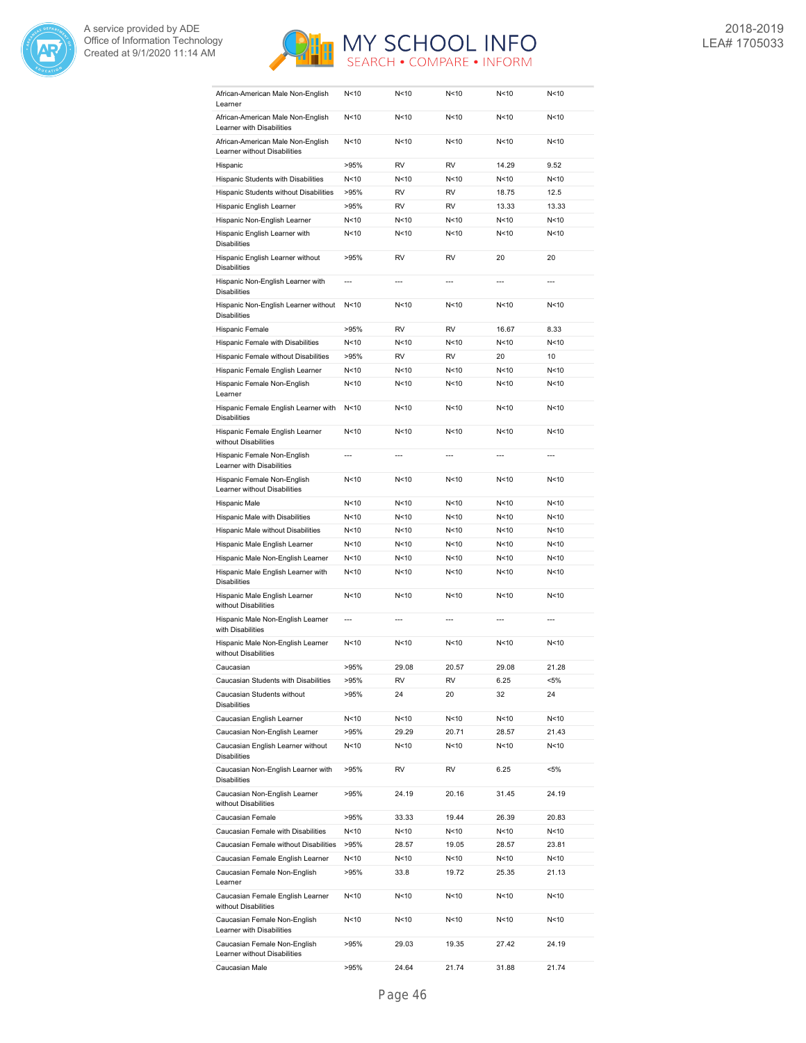| | | | | | |
|---|---|---|---|---|---|
| African-American Male Non-English Learner | N<10 | N<10 | N<10 | N<10 | N<10 |
| African-American Male Non-English Learner with Disabilities | N<10 | N<10 | N<10 | N<10 | N<10 |
| African-American Male Non-English Learner without Disabilities | N<10 | N<10 | N<10 | N<10 | N<10 |
| Hispanic | >95% | RV | RV | 14.29 | 9.52 |
| Hispanic Students with Disabilities | N<10 | N<10 | N<10 | N<10 | N<10 |
| Hispanic Students without Disabilities | >95% | RV | RV | 18.75 | 12.5 |
| Hispanic English Learner | >95% | RV | RV | 13.33 | 13.33 |
| Hispanic Non-English Learner | N<10 | N<10 | N<10 | N<10 | N<10 |
| Hispanic English Learner with Disabilities | N<10 | N<10 | N<10 | N<10 | N<10 |
| Hispanic English Learner without Disabilities | >95% | RV | RV | 20 | 20 |
| Hispanic Non-English Learner with Disabilities | --- | --- | --- | --- | --- |
| Hispanic Non-English Learner without Disabilities | N<10 | N<10 | N<10 | N<10 | N<10 |
| Hispanic Female | >95% | RV | RV | 16.67 | 8.33 |
| Hispanic Female with Disabilities | N<10 | N<10 | N<10 | N<10 | N<10 |
| Hispanic Female without Disabilities | >95% | RV | RV | 20 | 10 |
| Hispanic Female English Learner | N<10 | N<10 | N<10 | N<10 | N<10 |
| Hispanic Female Non-English Learner | N<10 | N<10 | N<10 | N<10 | N<10 |
| Hispanic Female English Learner with Disabilities | N<10 | N<10 | N<10 | N<10 | N<10 |
| Hispanic Female English Learner without Disabilities | N<10 | N<10 | N<10 | N<10 | N<10 |
| Hispanic Female Non-English Learner with Disabilities | --- | --- | --- | --- | --- |
| Hispanic Female Non-English Learner without Disabilities | N<10 | N<10 | N<10 | N<10 | N<10 |
| Hispanic Male | N<10 | N<10 | N<10 | N<10 | N<10 |
| Hispanic Male with Disabilities | N<10 | N<10 | N<10 | N<10 | N<10 |
| Hispanic Male without Disabilities | N<10 | N<10 | N<10 | N<10 | N<10 |
| Hispanic Male English Learner | N<10 | N<10 | N<10 | N<10 | N<10 |
| Hispanic Male Non-English Learner | N<10 | N<10 | N<10 | N<10 | N<10 |
| Hispanic Male English Learner with Disabilities | N<10 | N<10 | N<10 | N<10 | N<10 |
| Hispanic Male English Learner without Disabilities | N<10 | N<10 | N<10 | N<10 | N<10 |
| Hispanic Male Non-English Learner with Disabilities | --- | --- | --- | --- | --- |
| Hispanic Male Non-English Learner without Disabilities | N<10 | N<10 | N<10 | N<10 | N<10 |
| Caucasian | >95% | 29.08 | 20.57 | 29.08 | 21.28 |
| Caucasian Students with Disabilities | >95% | RV | RV | 6.25 | <5% |
| Caucasian Students without Disabilities | >95% | 24 | 20 | 32 | 24 |
| Caucasian English Learner | N<10 | N<10 | N<10 | N<10 | N<10 |
| Caucasian Non-English Learner | >95% | 29.29 | 20.71 | 28.57 | 21.43 |
| Caucasian English Learner without Disabilities | N<10 | N<10 | N<10 | N<10 | N<10 |
| Caucasian Non-English Learner with Disabilities | >95% | RV | RV | 6.25 | <5% |
| Caucasian Non-English Learner without Disabilities | >95% | 24.19 | 20.16 | 31.45 | 24.19 |
| Caucasian Female | >95% | 33.33 | 19.44 | 26.39 | 20.83 |
| Caucasian Female with Disabilities | N<10 | N<10 | N<10 | N<10 | N<10 |
| Caucasian Female without Disabilities | >95% | 28.57 | 19.05 | 28.57 | 23.81 |
| Caucasian Female English Learner | N<10 | N<10 | N<10 | N<10 | N<10 |
| Caucasian Female Non-English Learner | >95% | 33.8 | 19.72 | 25.35 | 21.13 |
| Caucasian Female English Learner without Disabilities | N<10 | N<10 | N<10 | N<10 | N<10 |
| Caucasian Female Non-English Learner with Disabilities | N<10 | N<10 | N<10 | N<10 | N<10 |
| Caucasian Female Non-English Learner without Disabilities | >95% | 29.03 | 19.35 | 27.42 | 24.19 |
| Caucasian Male | >95% | 24.64 | 21.74 | 31.88 | 21.74 |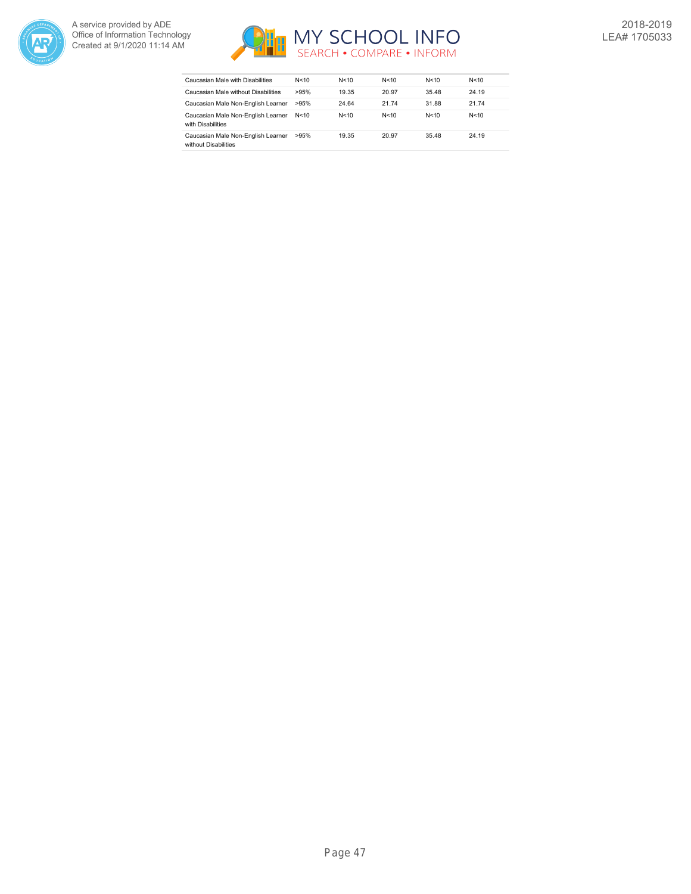| | | | | | |
|---|---|---|---|---|---|
| Caucasian Male with Disabilities | N<10 | N<10 | N<10 | N<10 | N<10 |
| Caucasian Male without Disabilities | >95% | 19.35 | 20.97 | 35.48 | 24.19 |
| Caucasian Male Non-English Learner | >95% | 24.64 | 21.74 | 31.88 | 21.74 |
| Caucasian Male Non-English Learner with Disabilities | N<10 | N<10 | N<10 | N<10 | N<10 |
| Caucasian Male Non-English Learner without Disabilities | >95% | 19.35 | 20.97 | 35.48 | 24.19 |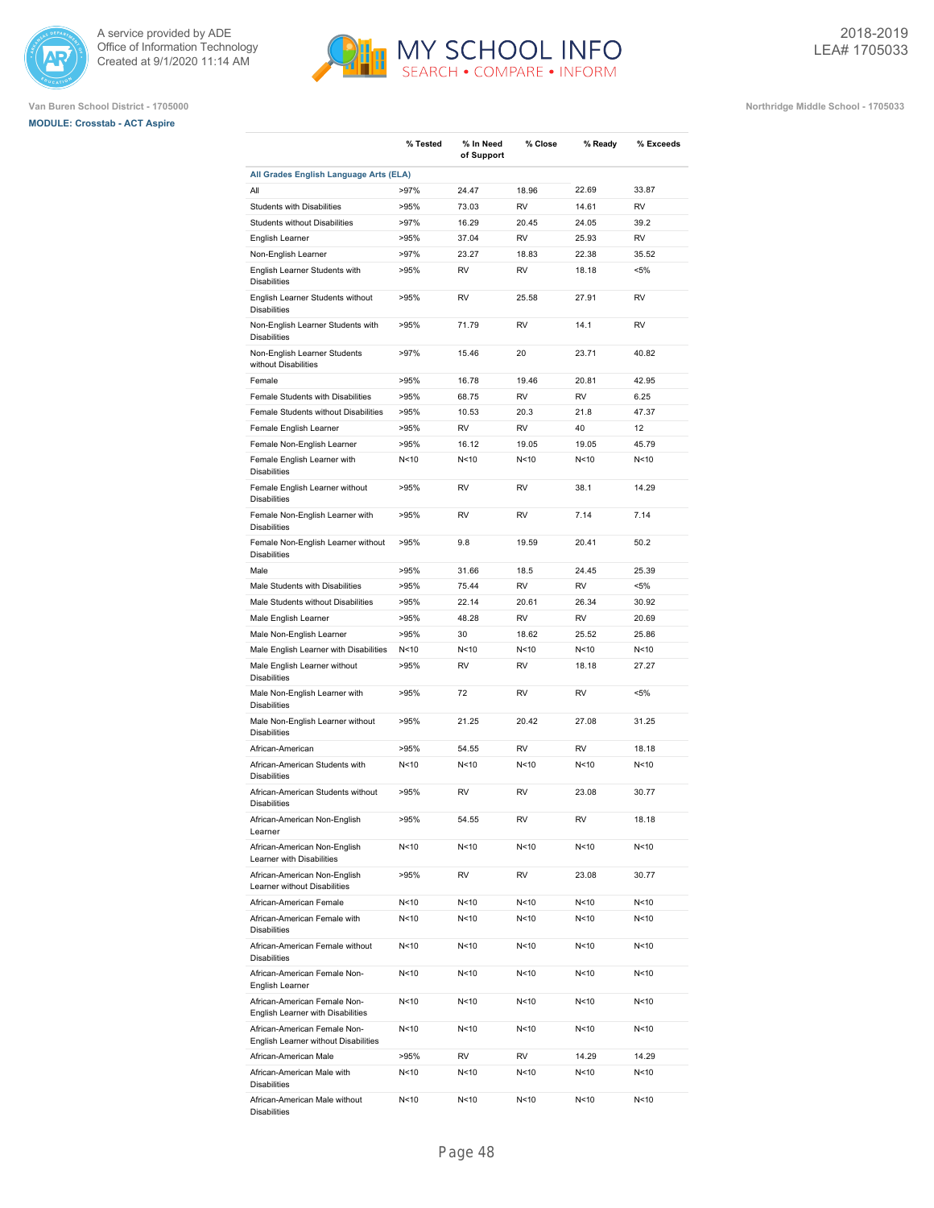Van Buren School District - 1705000

**MODULE: Crosstab - ACT Aspire**

Northridge Middle School - 1705033

| | % Tested | % In Need of Support | % Close | % Ready | % Exceeds |
|---|---|---|---|---|---|
| **All Grades English Language Arts (ELA)** | | | | | |
| All | >97% | 24.47 | 18.96 | 22.69 | 33.87 |
| Students with Disabilities | >95% | 73.03 | RV | 14.61 | RV |
| Students without Disabilities | >97% | 16.29 | 20.45 | 24.05 | 39.2 |
| English Learner | >95% | 37.04 | RV | 25.93 | RV |
| Non-English Learner | >97% | 23.27 | 18.83 | 22.38 | 35.52 |
| English Learner Students with Disabilities | >95% | RV | RV | 18.18 | <5% |
| English Learner Students without Disabilities | >95% | RV | 25.58 | 27.91 | RV |
| Non-English Learner Students with Disabilities | >95% | 71.79 | RV | 14.1 | RV |
| Non-English Learner Students without Disabilities | >97% | 15.46 | 20 | 23.71 | 40.82 |
| Female | >95% | 16.78 | 19.46 | 20.81 | 42.95 |
| Female Students with Disabilities | >95% | 68.75 | RV | RV | 6.25 |
| Female Students without Disabilities | >95% | 10.53 | 20.3 | 21.8 | 47.37 |
| Female English Learner | >95% | RV | RV | 40 | 12 |
| Female Non-English Learner | >95% | 16.12 | 19.05 | 19.05 | 45.79 |
| Female English Learner with Disabilities | N<10 | N<10 | N<10 | N<10 | N<10 |
| Female English Learner without Disabilities | >95% | RV | RV | 38.1 | 14.29 |
| Female Non-English Learner with Disabilities | >95% | RV | RV | 7.14 | 7.14 |
| Female Non-English Learner without Disabilities | >95% | 9.8 | 19.59 | 20.41 | 50.2 |
| Male | >95% | 31.66 | 18.5 | 24.45 | 25.39 |
| Male Students with Disabilities | >95% | 75.44 | RV | RV | <5% |
| Male Students without Disabilities | >95% | 22.14 | 20.61 | 26.34 | 30.92 |
| Male English Learner | >95% | 48.28 | RV | RV | 20.69 |
| Male Non-English Learner | >95% | 30 | 18.62 | 25.52 | 25.86 |
| Male English Learner with Disabilities | N<10 | N<10 | N<10 | N<10 | N<10 |
| Male English Learner without Disabilities | >95% | RV | RV | 18.18 | 27.27 |
| Male Non-English Learner with Disabilities | >95% | 72 | RV | RV | <5% |
| Male Non-English Learner without Disabilities | >95% | 21.25 | 20.42 | 27.08 | 31.25 |
| African-American | >95% | 54.55 | RV | RV | 18.18 |
| African-American Students with Disabilities | N<10 | N<10 | N<10 | N<10 | N<10 |
| African-American Students without Disabilities | >95% | RV | RV | 23.08 | 30.77 |
| African-American Non-English Learner | >95% | 54.55 | RV | RV | 18.18 |
| African-American Non-English Learner with Disabilities | N<10 | N<10 | N<10 | N<10 | N<10 |
| African-American Non-English Learner without Disabilities | >95% | RV | RV | 23.08 | 30.77 |
| African-American Female | N<10 | N<10 | N<10 | N<10 | N<10 |
| African-American Female with Disabilities | N<10 | N<10 | N<10 | N<10 | N<10 |
| African-American Female without Disabilities | N<10 | N<10 | N<10 | N<10 | N<10 |
| African-American Female Non-English Learner | N<10 | N<10 | N<10 | N<10 | N<10 |
| African-American Female Non-English Learner with Disabilities | N<10 | N<10 | N<10 | N<10 | N<10 |
| African-American Female Non-English Learner without Disabilities | N<10 | N<10 | N<10 | N<10 | N<10 |
| African-American Male | >95% | RV | RV | 14.29 | 14.29 |
| African-American Male with Disabilities | N<10 | N<10 | N<10 | N<10 | N<10 |
| African-American Male without Disabilities | N<10 | N<10 | N<10 | N<10 | N<10 |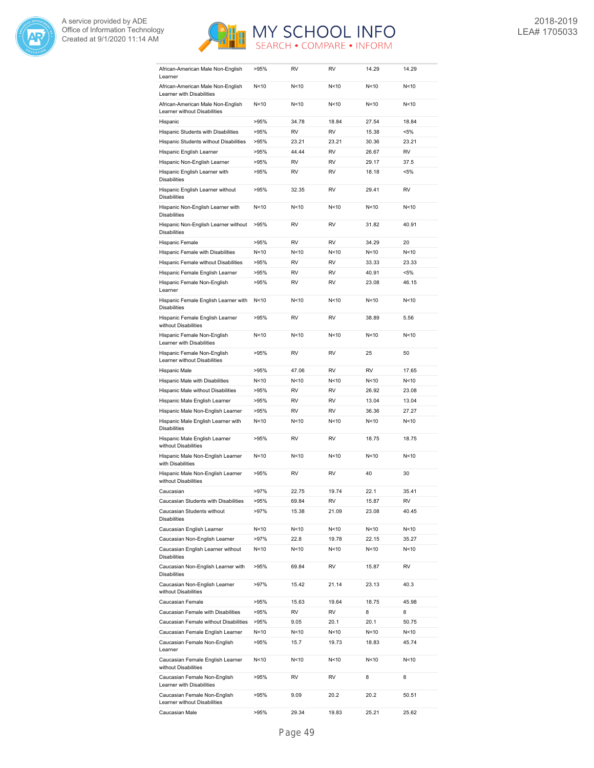| | | | | | |
|---|---|---|---|---|---|
| African-American Male Non-English Learner | >95% | RV | RV | 14.29 | 14.29 |
| African-American Male Non-English Learner with Disabilities | N<10 | N<10 | N<10 | N<10 | N<10 |
| African-American Male Non-English Learner without Disabilities | N<10 | N<10 | N<10 | N<10 | N<10 |
| Hispanic | >95% | 34.78 | 18.84 | 27.54 | 18.84 |
| Hispanic Students with Disabilities | >95% | RV | RV | 15.38 | <5% |
| Hispanic Students without Disabilities | >95% | 23.21 | 23.21 | 30.36 | 23.21 |
| Hispanic English Learner | >95% | 44.44 | RV | 26.67 | RV |
| Hispanic Non-English Learner | >95% | RV | RV | 29.17 | 37.5 |
| Hispanic English Learner with Disabilities | >95% | RV | RV | 18.18 | <5% |
| Hispanic English Learner without Disabilities | >95% | 32.35 | RV | 29.41 | RV |
| Hispanic Non-English Learner with Disabilities | N<10 | N<10 | N<10 | N<10 | N<10 |
| Hispanic Non-English Learner without Disabilities | >95% | RV | RV | 31.82 | 40.91 |
| Hispanic Female | >95% | RV | RV | 34.29 | 20 |
| Hispanic Female with Disabilities | N<10 | N<10 | N<10 | N<10 | N<10 |
| Hispanic Female without Disabilities | >95% | RV | RV | 33.33 | 23.33 |
| Hispanic Female English Learner | >95% | RV | RV | 40.91 | <5% |
| Hispanic Female Non-English Learner | >95% | RV | RV | 23.08 | 46.15 |
| Hispanic Female English Learner with Disabilities | N<10 | N<10 | N<10 | N<10 | N<10 |
| Hispanic Female English Learner without Disabilities | >95% | RV | RV | 38.89 | 5.56 |
| Hispanic Female Non-English Learner with Disabilities | N<10 | N<10 | N<10 | N<10 | N<10 |
| Hispanic Female Non-English Learner without Disabilities | >95% | RV | RV | 25 | 50 |
| Hispanic Male | >95% | 47.06 | RV | RV | 17.65 |
| Hispanic Male with Disabilities | N<10 | N<10 | N<10 | N<10 | N<10 |
| Hispanic Male without Disabilities | >95% | RV | RV | 26.92 | 23.08 |
| Hispanic Male English Learner | >95% | RV | RV | 13.04 | 13.04 |
| Hispanic Male Non-English Learner | >95% | RV | RV | 36.36 | 27.27 |
| Hispanic Male English Learner with Disabilities | N<10 | N<10 | N<10 | N<10 | N<10 |
| Hispanic Male English Learner without Disabilities | >95% | RV | RV | 18.75 | 18.75 |
| Hispanic Male Non-English Learner with Disabilities | N<10 | N<10 | N<10 | N<10 | N<10 |
| Hispanic Male Non-English Learner without Disabilities | >95% | RV | RV | 40 | 30 |
| Caucasian | >97% | 22.75 | 19.74 | 22.1 | 35.41 |
| Caucasian Students with Disabilities | >95% | 69.84 | RV | 15.87 | RV |
| Caucasian Students without Disabilities | >97% | 15.38 | 21.09 | 23.08 | 40.45 |
| Caucasian English Learner | N<10 | N<10 | N<10 | N<10 | N<10 |
| Caucasian Non-English Learner | >97% | 22.8 | 19.78 | 22.15 | 35.27 |
| Caucasian English Learner without Disabilities | N<10 | N<10 | N<10 | N<10 | N<10 |
| Caucasian Non-English Learner with Disabilities | >95% | 69.84 | RV | 15.87 | RV |
| Caucasian Non-English Learner without Disabilities | >97% | 15.42 | 21.14 | 23.13 | 40.3 |
| Caucasian Female | >95% | 15.63 | 19.64 | 18.75 | 45.98 |
| Caucasian Female with Disabilities | >95% | RV | RV | 8 | 8 |
| Caucasian Female without Disabilities | >95% | 9.05 | 20.1 | 20.1 | 50.75 |
| Caucasian Female English Learner | N<10 | N<10 | N<10 | N<10 | N<10 |
| Caucasian Female Non-English Learner | >95% | 15.7 | 19.73 | 18.83 | 45.74 |
| Caucasian Female English Learner without Disabilities | N<10 | N<10 | N<10 | N<10 | N<10 |
| Caucasian Female Non-English Learner with Disabilities | >95% | RV | RV | 8 | 8 |
| Caucasian Female Non-English Learner without Disabilities | >95% | 9.09 | 20.2 | 20.2 | 50.51 |
| Caucasian Male | >95% | 29.34 | 19.83 | 25.21 | 25.62 |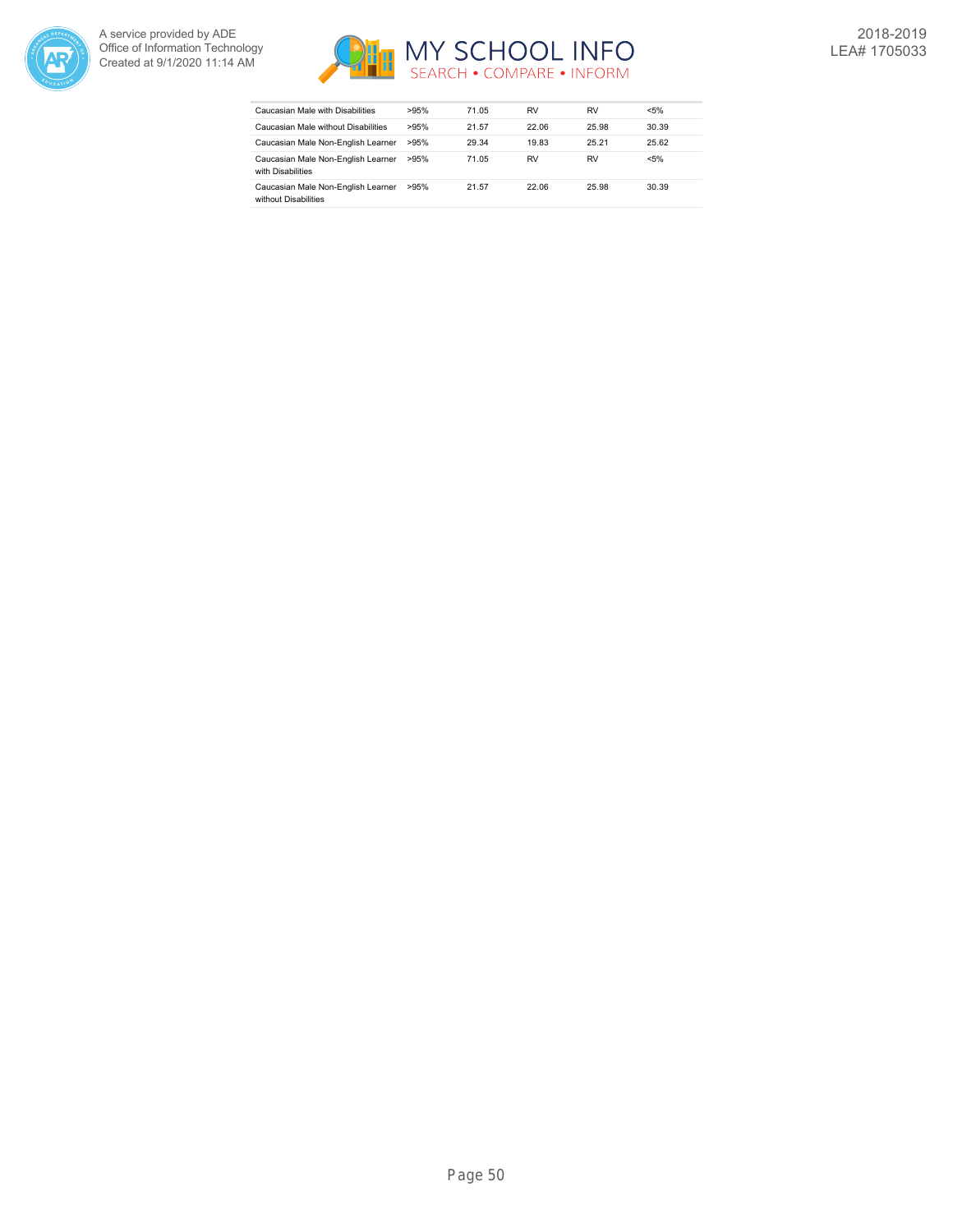| | | | | | |
|---|---|---|---|---|---|
| Caucasian Male with Disabilities | >95% | 71.05 | RV | RV | <5% |
| Caucasian Male without Disabilities | >95% | 21.57 | 22.06 | 25.98 | 30.39 |
| Caucasian Male Non-English Learner | >95% | 29.34 | 19.83 | 25.21 | 25.62 |
| Caucasian Male Non-English Learner with Disabilities | >95% | 71.05 | RV | RV | <5% |
| Caucasian Male Non-English Learner without Disabilities | >95% | 21.57 | 22.06 | 25.98 | 30.39 |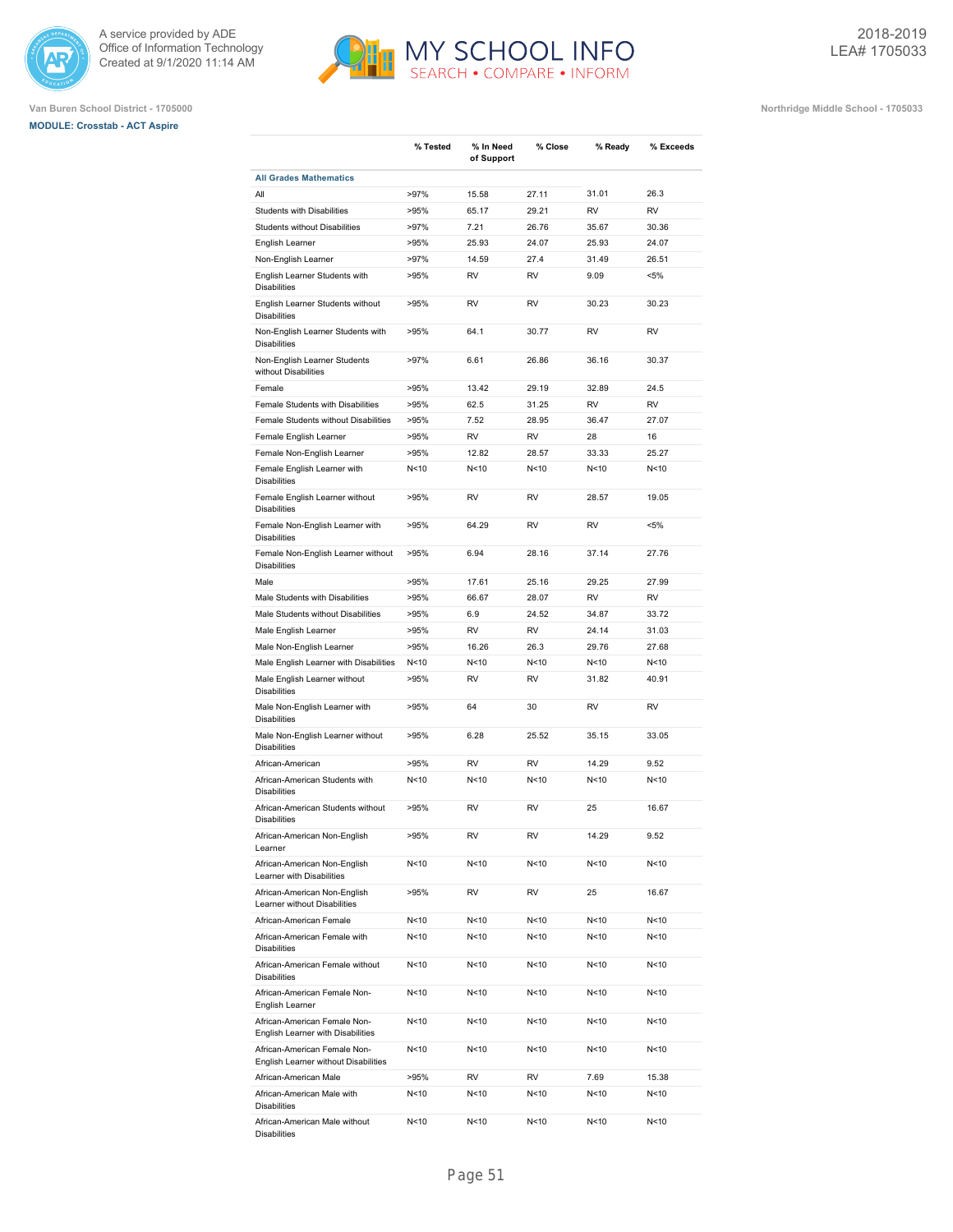Van Buren School District - 1705000

Northridge Middle School - 1705033

2018-2019
LEA# 1705033

**MODULE: Crosstab - ACT Aspire**

| | % Tested | % In Need of Support | % Close | % Ready | % Exceeds |
|---|---|---|---|---|---|
| **All Grades Mathematics** | | | | | |
| All | >97% | 15.58 | 27.11 | 31.01 | 26.3 |
| Students with Disabilities | >95% | 65.17 | 29.21 | RV | RV |
| Students without Disabilities | >97% | 7.21 | 26.76 | 35.67 | 30.36 |
| English Learner | >95% | 25.93 | 24.07 | 25.93 | 24.07 |
| Non-English Learner | >97% | 14.59 | 27.4 | 31.49 | 26.51 |
| English Learner Students with Disabilities | >95% | RV | RV | 9.09 | <5% |
| English Learner Students without Disabilities | >95% | RV | RV | 30.23 | 30.23 |
| Non-English Learner Students with Disabilities | >95% | 64.1 | 30.77 | RV | RV |
| Non-English Learner Students without Disabilities | >97% | 6.61 | 26.86 | 36.16 | 30.37 |
| Female | >95% | 13.42 | 29.19 | 32.89 | 24.5 |
| Female Students with Disabilities | >95% | 62.5 | 31.25 | RV | RV |
| Female Students without Disabilities | >95% | 7.52 | 28.95 | 36.47 | 27.07 |
| Female English Learner | >95% | RV | RV | 28 | 16 |
| Female Non-English Learner | >95% | 12.82 | 28.57 | 33.33 | 25.27 |
| Female English Learner with Disabilities | N<10 | N<10 | N<10 | N<10 | N<10 |
| Female English Learner without Disabilities | >95% | RV | RV | 28.57 | 19.05 |
| Female Non-English Learner with Disabilities | >95% | 64.29 | RV | RV | <5% |
| Female Non-English Learner without Disabilities | >95% | 6.94 | 28.16 | 37.14 | 27.76 |
| Male | >95% | 17.61 | 25.16 | 29.25 | 27.99 |
| Male Students with Disabilities | >95% | 66.67 | 28.07 | RV | RV |
| Male Students without Disabilities | >95% | 6.9 | 24.52 | 34.87 | 33.72 |
| Male English Learner | >95% | RV | RV | 24.14 | 31.03 |
| Male Non-English Learner | >95% | 16.26 | 26.3 | 29.76 | 27.68 |
| Male English Learner with Disabilities | N<10 | N<10 | N<10 | N<10 | N<10 |
| Male English Learner without Disabilities | >95% | RV | RV | 31.82 | 40.91 |
| Male Non-English Learner with Disabilities | >95% | 64 | 30 | RV | RV |
| Male Non-English Learner without Disabilities | >95% | 6.28 | 25.52 | 35.15 | 33.05 |
| African-American | >95% | RV | RV | 14.29 | 9.52 |
| African-American Students with Disabilities | N<10 | N<10 | N<10 | N<10 | N<10 |
| African-American Students without Disabilities | >95% | RV | RV | 25 | 16.67 |
| African-American Non-English Learner | >95% | RV | RV | 14.29 | 9.52 |
| African-American Non-English Learner with Disabilities | N<10 | N<10 | N<10 | N<10 | N<10 |
| African-American Non-English Learner without Disabilities | >95% | RV | RV | 25 | 16.67 |
| African-American Female | N<10 | N<10 | N<10 | N<10 | N<10 |
| African-American Female with Disabilities | N<10 | N<10 | N<10 | N<10 | N<10 |
| African-American Female without Disabilities | N<10 | N<10 | N<10 | N<10 | N<10 |
| African-American Female Non-English Learner | N<10 | N<10 | N<10 | N<10 | N<10 |
| African-American Female Non-English Learner with Disabilities | N<10 | N<10 | N<10 | N<10 | N<10 |
| African-American Female Non-English Learner without Disabilities | N<10 | N<10 | N<10 | N<10 | N<10 |
| African-American Male | >95% | RV | RV | 7.69 | 15.38 |
| African-American Male with Disabilities | N<10 | N<10 | N<10 | N<10 | N<10 |
| African-American Male without Disabilities | N<10 | N<10 | N<10 | N<10 | N<10 |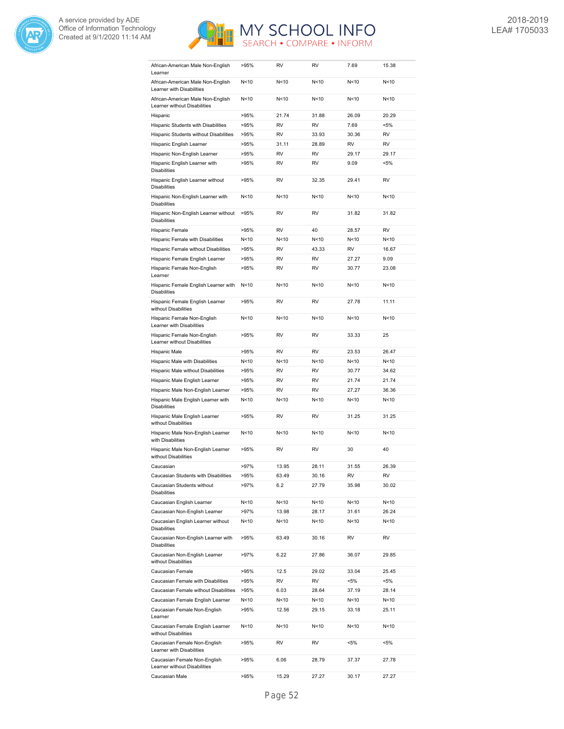| | | | | | |
|---|---|---|---|---|---|
| African-American Male Non-English Learner | >95% | RV | RV | 7.69 | 15.38 |
| African-American Male Non-English Learner with Disabilities | N<10 | N<10 | N<10 | N<10 | N<10 |
| African-American Male Non-English Learner without Disabilities | N<10 | N<10 | N<10 | N<10 | N<10 |
| Hispanic | >95% | 21.74 | 31.88 | 26.09 | 20.29 |
| Hispanic Students with Disabilities | >95% | RV | RV | 7.69 | <5% |
| Hispanic Students without Disabilities | >95% | RV | 33.93 | 30.36 | RV |
| Hispanic English Learner | >95% | 31.11 | 28.89 | RV | RV |
| Hispanic Non-English Learner | >95% | RV | RV | 29.17 | 29.17 |
| Hispanic English Learner with Disabilities | >95% | RV | RV | 9.09 | <5% |
| Hispanic English Learner without Disabilities | >95% | RV | 32.35 | 29.41 | RV |
| Hispanic Non-English Learner with Disabilities | N<10 | N<10 | N<10 | N<10 | N<10 |
| Hispanic Non-English Learner without Disabilities | >95% | RV | RV | 31.82 | 31.82 |
| Hispanic Female | >95% | RV | 40 | 28.57 | RV |
| Hispanic Female with Disabilities | N<10 | N<10 | N<10 | N<10 | N<10 |
| Hispanic Female without Disabilities | >95% | RV | 43.33 | RV | 16.67 |
| Hispanic Female English Learner | >95% | RV | RV | 27.27 | 9.09 |
| Hispanic Female Non-English Learner | >95% | RV | RV | 30.77 | 23.08 |
| Hispanic Female English Learner with Disabilities | N<10 | N<10 | N<10 | N<10 | N<10 |
| Hispanic Female English Learner without Disabilities | >95% | RV | RV | 27.78 | 11.11 |
| Hispanic Female Non-English Learner with Disabilities | N<10 | N<10 | N<10 | N<10 | N<10 |
| Hispanic Female Non-English Learner without Disabilities | >95% | RV | RV | 33.33 | 25 |
| Hispanic Male | >95% | RV | RV | 23.53 | 26.47 |
| Hispanic Male with Disabilities | N<10 | N<10 | N<10 | N<10 | N<10 |
| Hispanic Male without Disabilities | >95% | RV | RV | 30.77 | 34.62 |
| Hispanic Male English Learner | >95% | RV | RV | 21.74 | 21.74 |
| Hispanic Male Non-English Learner | >95% | RV | RV | 27.27 | 36.36 |
| Hispanic Male English Learner with Disabilities | N<10 | N<10 | N<10 | N<10 | N<10 |
| Hispanic Male English Learner without Disabilities | >95% | RV | RV | 31.25 | 31.25 |
| Hispanic Male Non-English Learner with Disabilities | N<10 | N<10 | N<10 | N<10 | N<10 |
| Hispanic Male Non-English Learner without Disabilities | >95% | RV | RV | 30 | 40 |
| Caucasian | >97% | 13.95 | 28.11 | 31.55 | 26.39 |
| Caucasian Students with Disabilities | >95% | 63.49 | 30.16 | RV | RV |
| Caucasian Students without Disabilities | >97% | 6.2 | 27.79 | 35.98 | 30.02 |
| Caucasian English Learner | N<10 | N<10 | N<10 | N<10 | N<10 |
| Caucasian Non-English Learner | >97% | 13.98 | 28.17 | 31.61 | 26.24 |
| Caucasian English Learner without Disabilities | N<10 | N<10 | N<10 | N<10 | N<10 |
| Caucasian Non-English Learner with Disabilities | >95% | 63.49 | 30.16 | RV | RV |
| Caucasian Non-English Learner without Disabilities | >97% | 6.22 | 27.86 | 36.07 | 29.85 |
| Caucasian Female | >95% | 12.5 | 29.02 | 33.04 | 25.45 |
| Caucasian Female with Disabilities | >95% | RV | RV | <5% | <5% |
| Caucasian Female without Disabilities | >95% | 6.03 | 28.64 | 37.19 | 28.14 |
| Caucasian Female English Learner | N<10 | N<10 | N<10 | N<10 | N<10 |
| Caucasian Female Non-English Learner | >95% | 12.56 | 29.15 | 33.18 | 25.11 |
| Caucasian Female English Learner without Disabilities | N<10 | N<10 | N<10 | N<10 | N<10 |
| Caucasian Female Non-English Learner with Disabilities | >95% | RV | RV | <5% | <5% |
| Caucasian Female Non-English Learner without Disabilities | >95% | 6.06 | 28.79 | 37.37 | 27.78 |
| Caucasian Male | >95% | 15.29 | 27.27 | 30.17 | 27.27 |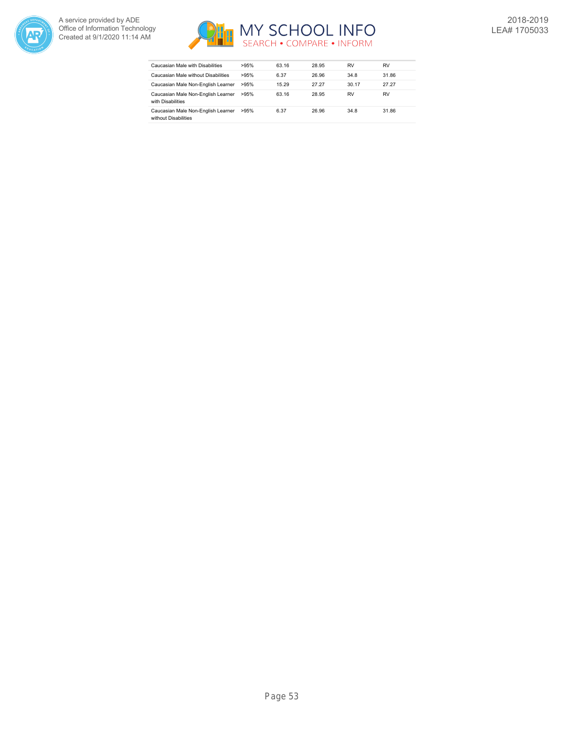| | | | | | |
|---|---|---|---|---|---|
| Caucasian Male with Disabilities | >95% | 63.16 | 28.95 | RV | RV |
| Caucasian Male without Disabilities | >95% | 6.37 | 26.96 | 34.8 | 31.86 |
| Caucasian Male Non-English Learner | >95% | 15.29 | 27.27 | 30.17 | 27.27 |
| Caucasian Male Non-English Learner with Disabilities | >95% | 63.16 | 28.95 | RV | RV |
| Caucasian Male Non-English Learner without Disabilities | >95% | 6.37 | 26.96 | 34.8 | 31.86 |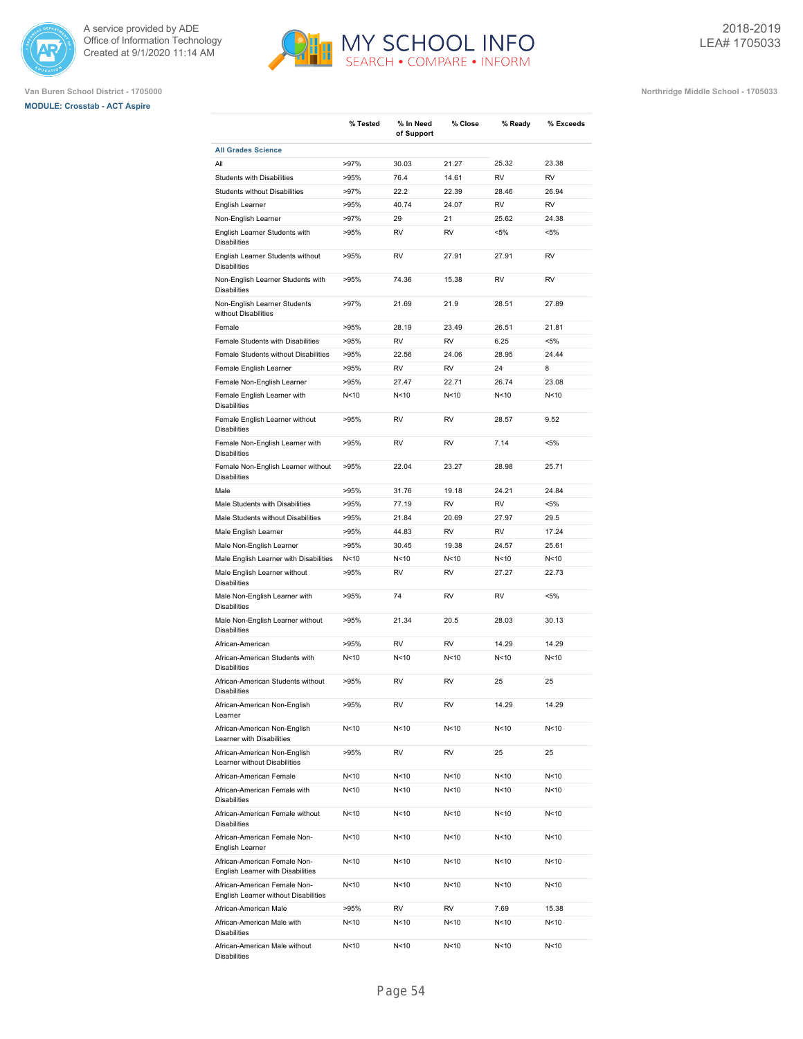Van Buren School District - 1705000

**MODULE: Crosstab - ACT Aspire**

Northridge Middle School - 1705033

2018-2019
LEA# 1705033

|  | % Tested | % In Need of Support | % Close | % Ready | % Exceeds |
|---|---|---|---|---|---|
| **All Grades Science** | | | | | |
| All | >97% | 30.03 | 21.27 | 25.32 | 23.38 |
| Students with Disabilities | >95% | 76.4 | 14.61 | RV | RV |
| Students without Disabilities | >97% | 22.2 | 22.39 | 28.46 | 26.94 |
| English Learner | >95% | 40.74 | 24.07 | RV | RV |
| Non-English Learner | >97% | 29 | 21 | 25.62 | 24.38 |
| English Learner Students with Disabilities | >95% | RV | RV | <5% | <5% |
| English Learner Students without Disabilities | >95% | RV | 27.91 | 27.91 | RV |
| Non-English Learner Students with Disabilities | >95% | 74.36 | 15.38 | RV | RV |
| Non-English Learner Students without Disabilities | >97% | 21.69 | 21.9 | 28.51 | 27.89 |
| Female | >95% | 28.19 | 23.49 | 26.51 | 21.81 |
| Female Students with Disabilities | >95% | RV | RV | 6.25 | <5% |
| Female Students without Disabilities | >95% | 22.56 | 24.06 | 28.95 | 24.44 |
| Female English Learner | >95% | RV | RV | 24 | 8 |
| Female Non-English Learner | >95% | 27.47 | 22.71 | 26.74 | 23.08 |
| Female English Learner with Disabilities | N<10 | N<10 | N<10 | N<10 | N<10 |
| Female English Learner without Disabilities | >95% | RV | RV | 28.57 | 9.52 |
| Female Non-English Learner with Disabilities | >95% | RV | RV | 7.14 | <5% |
| Female Non-English Learner without Disabilities | >95% | 22.04 | 23.27 | 28.98 | 25.71 |
| Male | >95% | 31.76 | 19.18 | 24.21 | 24.84 |
| Male Students with Disabilities | >95% | 77.19 | RV | RV | <5% |
| Male Students without Disabilities | >95% | 21.84 | 20.69 | 27.97 | 29.5 |
| Male English Learner | >95% | 44.83 | RV | RV | 17.24 |
| Male Non-English Learner | >95% | 30.45 | 19.38 | 24.57 | 25.61 |
| Male English Learner with Disabilities | N<10 | N<10 | N<10 | N<10 | N<10 |
| Male English Learner without Disabilities | >95% | RV | RV | 27.27 | 22.73 |
| Male Non-English Learner with Disabilities | >95% | 74 | RV | RV | <5% |
| Male Non-English Learner without Disabilities | >95% | 21.34 | 20.5 | 28.03 | 30.13 |
| African-American | >95% | RV | RV | 14.29 | 14.29 |
| African-American Students with Disabilities | N<10 | N<10 | N<10 | N<10 | N<10 |
| African-American Students without Disabilities | >95% | RV | RV | 25 | 25 |
| African-American Non-English Learner | >95% | RV | RV | 14.29 | 14.29 |
| African-American Non-English Learner with Disabilities | N<10 | N<10 | N<10 | N<10 | N<10 |
| African-American Non-English Learner without Disabilities | >95% | RV | RV | 25 | 25 |
| African-American Female | N<10 | N<10 | N<10 | N<10 | N<10 |
| African-American Female with Disabilities | N<10 | N<10 | N<10 | N<10 | N<10 |
| African-American Female without Disabilities | N<10 | N<10 | N<10 | N<10 | N<10 |
| African-American Female Non-English Learner | N<10 | N<10 | N<10 | N<10 | N<10 |
| African-American Female Non-English Learner with Disabilities | N<10 | N<10 | N<10 | N<10 | N<10 |
| African-American Female Non-English Learner without Disabilities | N<10 | N<10 | N<10 | N<10 | N<10 |
| African-American Male | >95% | RV | RV | 7.69 | 15.38 |
| African-American Male with Disabilities | N<10 | N<10 | N<10 | N<10 | N<10 |
| African-American Male without Disabilities | N<10 | N<10 | N<10 | N<10 | N<10 |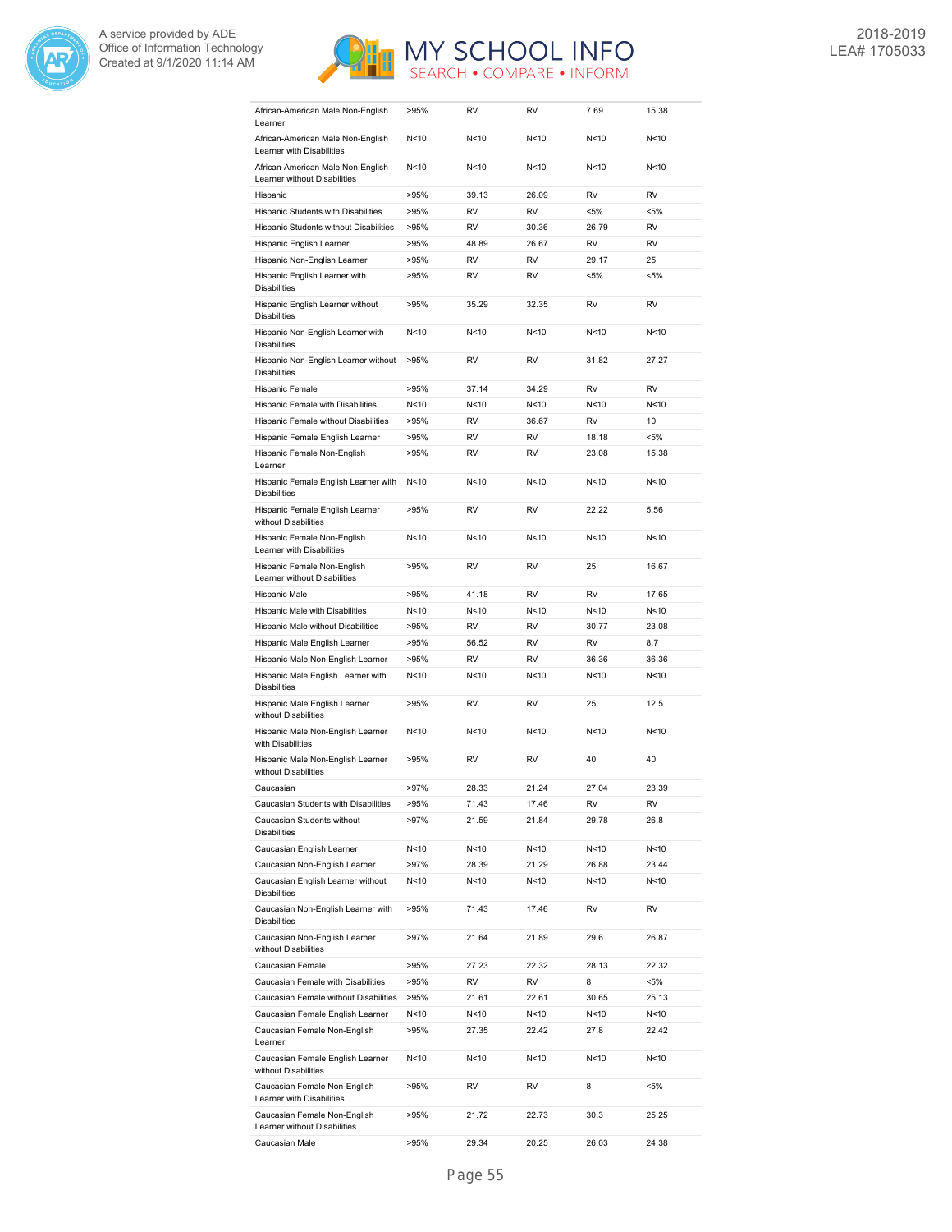| | | | | | |
|---|---|---|---|---|---|
| African-American Male Non-English Learner | >95% | RV | RV | 7.69 | 15.38 |
| African-American Male Non-English Learner with Disabilities | N<10 | N<10 | N<10 | N<10 | N<10 |
| African-American Male Non-English Learner without Disabilities | N<10 | N<10 | N<10 | N<10 | N<10 |
| Hispanic | >95% | 39.13 | 26.09 | RV | RV |
| Hispanic Students with Disabilities | >95% | RV | RV | <5% | <5% |
| Hispanic Students without Disabilities | >95% | RV | 30.36 | 26.79 | RV |
| Hispanic English Learner | >95% | 48.89 | 26.67 | RV | RV |
| Hispanic Non-English Learner | >95% | RV | RV | 29.17 | 25 |
| Hispanic English Learner with Disabilities | >95% | RV | RV | <5% | <5% |
| Hispanic English Learner without Disabilities | >95% | 35.29 | 32.35 | RV | RV |
| Hispanic Non-English Learner with Disabilities | N<10 | N<10 | N<10 | N<10 | N<10 |
| Hispanic Non-English Learner without Disabilities | >95% | RV | RV | 31.82 | 27.27 |
| Hispanic Female | >95% | 37.14 | 34.29 | RV | RV |
| Hispanic Female with Disabilities | N<10 | N<10 | N<10 | N<10 | N<10 |
| Hispanic Female without Disabilities | >95% | RV | 36.67 | RV | 10 |
| Hispanic Female English Learner | >95% | RV | RV | 18.18 | <5% |
| Hispanic Female Non-English Learner | >95% | RV | RV | 23.08 | 15.38 |
| Hispanic Female English Learner with Disabilities | N<10 | N<10 | N<10 | N<10 | N<10 |
| Hispanic Female English Learner without Disabilities | >95% | RV | RV | 22.22 | 5.56 |
| Hispanic Female Non-English Learner with Disabilities | N<10 | N<10 | N<10 | N<10 | N<10 |
| Hispanic Female Non-English Learner without Disabilities | >95% | RV | RV | 25 | 16.67 |
| Hispanic Male | >95% | 41.18 | RV | RV | 17.65 |
| Hispanic Male with Disabilities | N<10 | N<10 | N<10 | N<10 | N<10 |
| Hispanic Male without Disabilities | >95% | RV | RV | 30.77 | 23.08 |
| Hispanic Male English Learner | >95% | 56.52 | RV | RV | 8.7 |
| Hispanic Male Non-English Learner | >95% | RV | RV | 36.36 | 36.36 |
| Hispanic Male English Learner with Disabilities | N<10 | N<10 | N<10 | N<10 | N<10 |
| Hispanic Male English Learner without Disabilities | >95% | RV | RV | 25 | 12.5 |
| Hispanic Male Non-English Learner with Disabilities | N<10 | N<10 | N<10 | N<10 | N<10 |
| Hispanic Male Non-English Learner without Disabilities | >95% | RV | RV | 40 | 40 |
| Caucasian | >97% | 28.33 | 21.24 | 27.04 | 23.39 |
| Caucasian Students with Disabilities | >95% | 71.43 | 17.46 | RV | RV |
| Caucasian Students without Disabilities | >97% | 21.59 | 21.84 | 29.78 | 26.8 |
| Caucasian English Learner | N<10 | N<10 | N<10 | N<10 | N<10 |
| Caucasian Non-English Learner | >97% | 28.39 | 21.29 | 26.88 | 23.44 |
| Caucasian English Learner without Disabilities | N<10 | N<10 | N<10 | N<10 | N<10 |
| Caucasian Non-English Learner with Disabilities | >95% | 71.43 | 17.46 | RV | RV |
| Caucasian Non-English Learner without Disabilities | >97% | 21.64 | 21.89 | 29.6 | 26.87 |
| Caucasian Female | >95% | 27.23 | 22.32 | 28.13 | 22.32 |
| Caucasian Female with Disabilities | >95% | RV | RV | 8 | <5% |
| Caucasian Female without Disabilities | >95% | 21.61 | 22.61 | 30.65 | 25.13 |
| Caucasian Female English Learner | N<10 | N<10 | N<10 | N<10 | N<10 |
| Caucasian Female Non-English Learner | >95% | 27.35 | 22.42 | 27.8 | 22.42 |
| Caucasian Female English Learner without Disabilities | N<10 | N<10 | N<10 | N<10 | N<10 |
| Caucasian Female Non-English Learner with Disabilities | >95% | RV | RV | 8 | <5% |
| Caucasian Female Non-English Learner without Disabilities | >95% | 21.72 | 22.73 | 30.3 | 25.25 |
| Caucasian Male | >95% | 29.34 | 20.25 | 26.03 | 24.38 |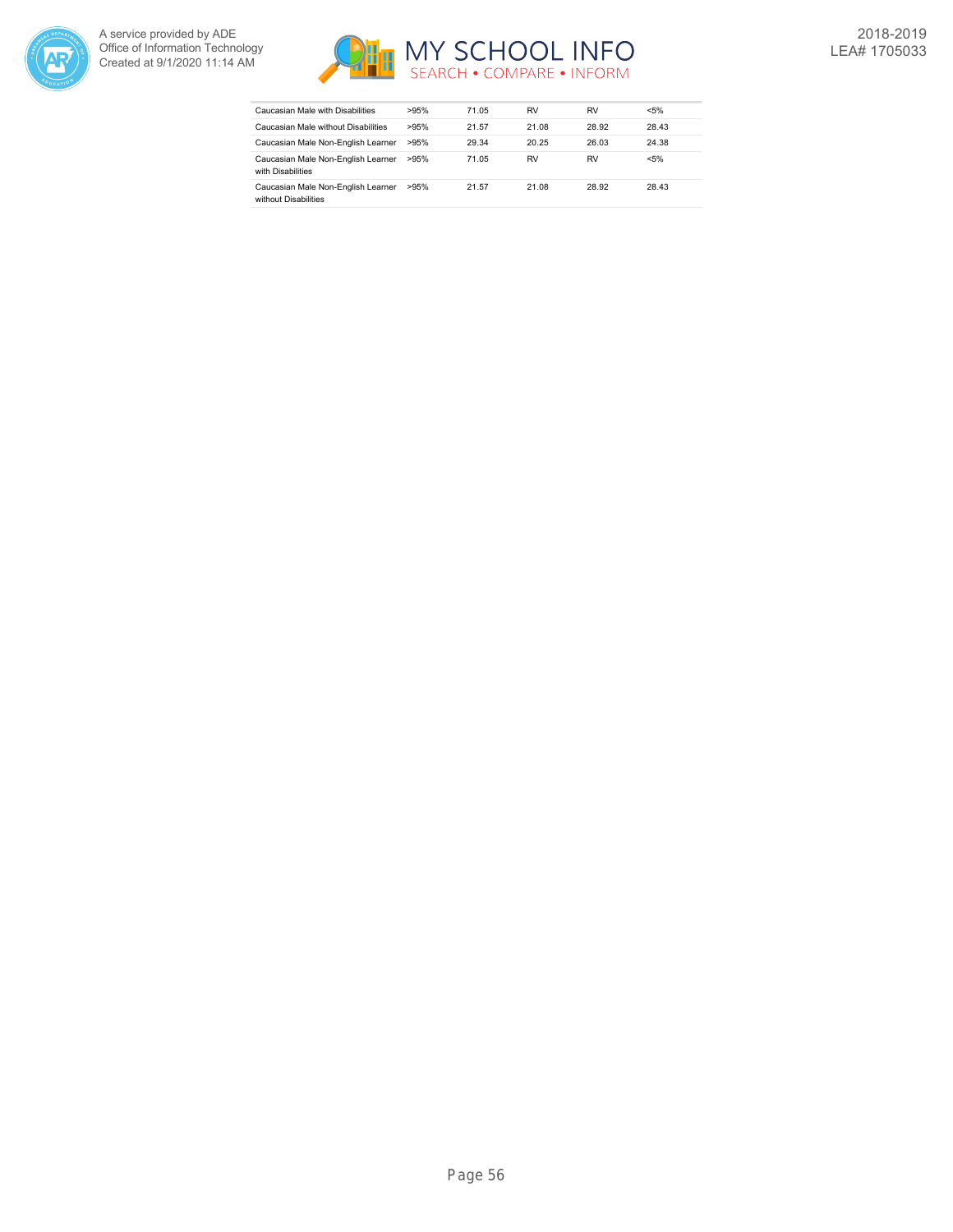| | | | | | |
|---|---|---|---|---|---|
| Caucasian Male with Disabilities | >95% | 71.05 | RV | RV | <5% |
| Caucasian Male without Disabilities | >95% | 21.57 | 21.08 | 28.92 | 28.43 |
| Caucasian Male Non-English Learner | >95% | 29.34 | 20.25 | 26.03 | 24.38 |
| Caucasian Male Non-English Learner with Disabilities | >95% | 71.05 | RV | RV | <5% |
| Caucasian Male Non-English Learner without Disabilities | >95% | 21.57 | 21.08 | 28.92 | 28.43 |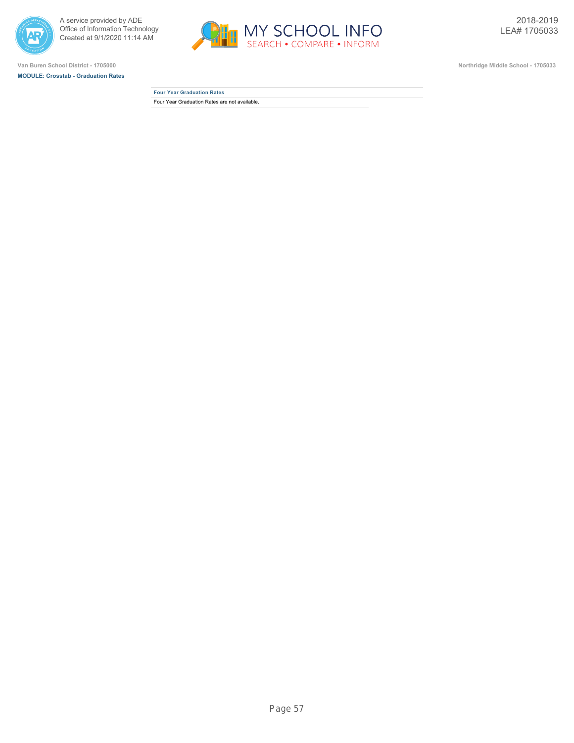Van Buren School District - 1705000

**MODULE: Crosstab - Graduation Rates**

Northridge Middle School - 1705033

2018-2019
LEA# 1705033

| Four Year Graduation Rates |
|---|
| Four Year Graduation Rates are not available. |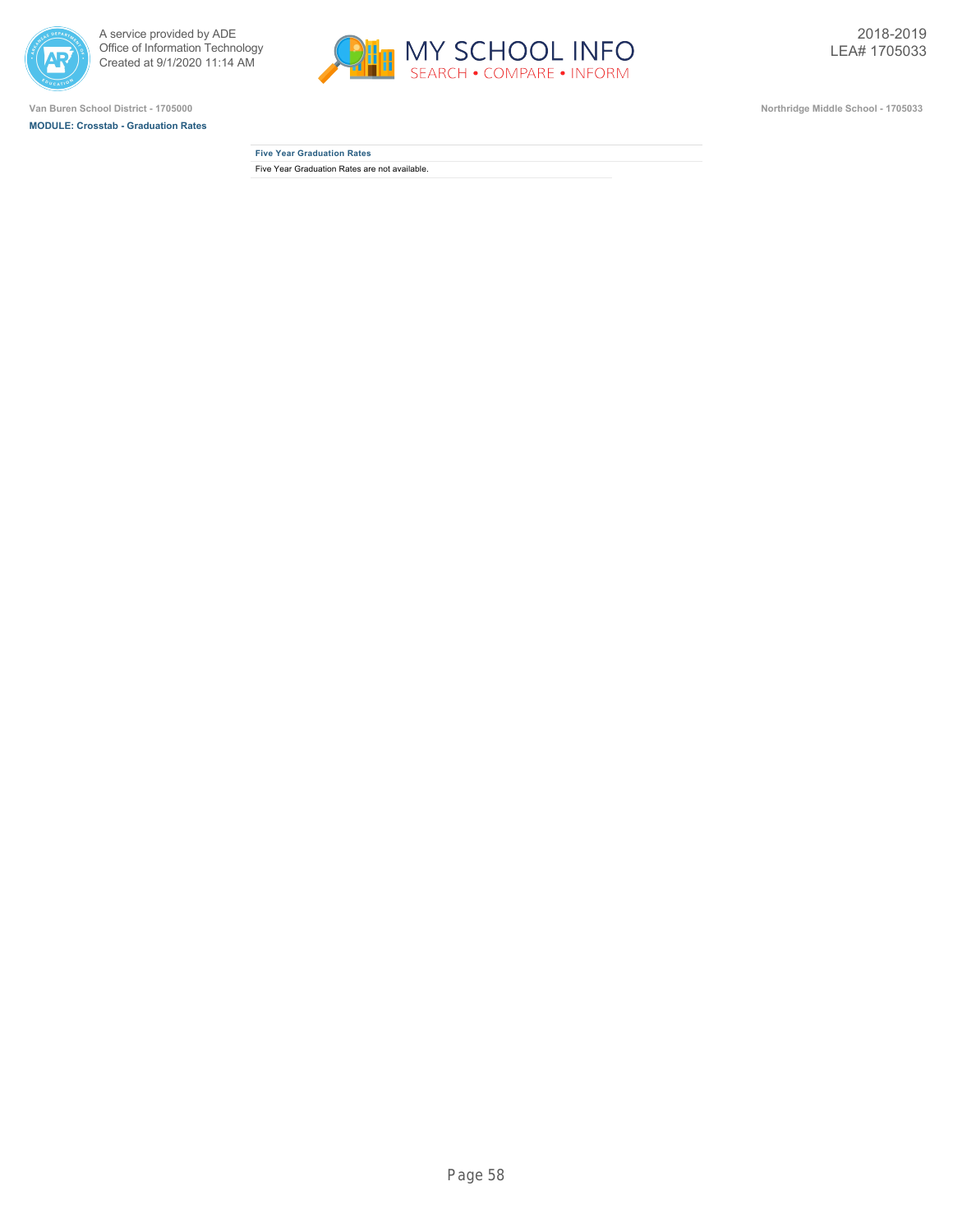Van Buren School District - 1705000

**MODULE: Crosstab - Graduation Rates**

Northridge Middle School - 1705033

### Five Year Graduation Rates

Five Year Graduation Rates are not available.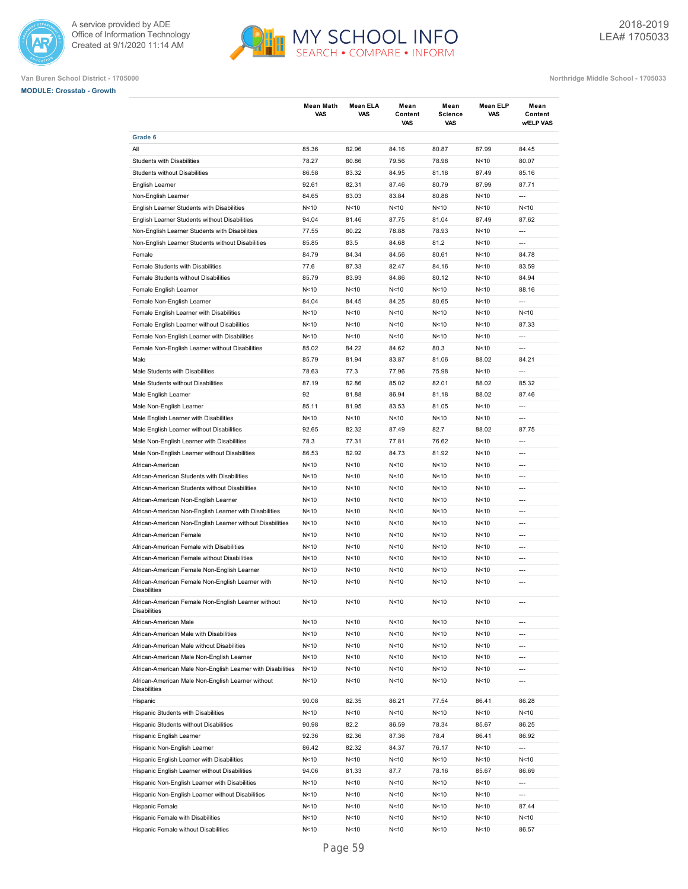Van Buren School District - 1705000

Northridge Middle School - 1705033

**MODULE: Crosstab - Growth**

| | Mean Math VAS | Mean ELA VAS | Mean Content VAS | Mean Science VAS | Mean ELP VAS | Mean Content w/ELP VAS |
|---|---|---|---|---|---|---|
| **Grade 6** | | | | | | |
| All | 85.36 | 82.96 | 84.16 | 80.87 | 87.99 | 84.45 |
| Students with Disabilities | 78.27 | 80.86 | 79.56 | 78.98 | N<10 | 80.07 |
| Students without Disabilities | 86.58 | 83.32 | 84.95 | 81.18 | 87.49 | 85.16 |
| English Learner | 92.61 | 82.31 | 87.46 | 80.79 | 87.99 | 87.71 |
| Non-English Learner | 84.65 | 83.03 | 83.84 | 80.88 | N<10 | --- |
| English Learner Students with Disabilities | N<10 | N<10 | N<10 | N<10 | N<10 | N<10 |
| English Learner Students without Disabilities | 94.04 | 81.46 | 87.75 | 81.04 | 87.49 | 87.62 |
| Non-English Learner Students with Disabilities | 77.55 | 80.22 | 78.88 | 78.93 | N<10 | --- |
| Non-English Learner Students without Disabilities | 85.85 | 83.5 | 84.68 | 81.2 | N<10 | --- |
| Female | 84.79 | 84.34 | 84.56 | 80.61 | N<10 | 84.78 |
| Female Students with Disabilities | 77.6 | 87.33 | 82.47 | 84.16 | N<10 | 83.59 |
| Female Students without Disabilities | 85.79 | 83.93 | 84.86 | 80.12 | N<10 | 84.94 |
| Female English Learner | N<10 | N<10 | N<10 | N<10 | N<10 | 88.16 |
| Female Non-English Learner | 84.04 | 84.45 | 84.25 | 80.65 | N<10 | --- |
| Female English Learner with Disabilities | N<10 | N<10 | N<10 | N<10 | N<10 | N<10 |
| Female English Learner without Disabilities | N<10 | N<10 | N<10 | N<10 | N<10 | 87.33 |
| Female Non-English Learner with Disabilities | N<10 | N<10 | N<10 | N<10 | N<10 | --- |
| Female Non-English Learner without Disabilities | 85.02 | 84.22 | 84.62 | 80.3 | N<10 | --- |
| Male | 85.79 | 81.94 | 83.87 | 81.06 | 88.02 | 84.21 |
| Male Students with Disabilities | 78.63 | 77.3 | 77.96 | 75.98 | N<10 | --- |
| Male Students without Disabilities | 87.19 | 82.86 | 85.02 | 82.01 | 88.02 | 85.32 |
| Male English Learner | 92 | 81.88 | 86.94 | 81.18 | 88.02 | 87.46 |
| Male Non-English Learner | 85.11 | 81.95 | 83.53 | 81.05 | N<10 | --- |
| Male English Learner with Disabilities | N<10 | N<10 | N<10 | N<10 | N<10 | --- |
| Male English Learner without Disabilities | 92.65 | 82.32 | 87.49 | 82.7 | 88.02 | 87.75 |
| Male Non-English Learner with Disabilities | 78.3 | 77.31 | 77.81 | 76.62 | N<10 | --- |
| Male Non-English Learner without Disabilities | 86.53 | 82.92 | 84.73 | 81.92 | N<10 | --- |
| African-American | N<10 | N<10 | N<10 | N<10 | N<10 | --- |
| African-American Students with Disabilities | N<10 | N<10 | N<10 | N<10 | N<10 | --- |
| African-American Students without Disabilities | N<10 | N<10 | N<10 | N<10 | N<10 | --- |
| African-American Non-English Learner | N<10 | N<10 | N<10 | N<10 | N<10 | --- |
| African-American Non-English Learner with Disabilities | N<10 | N<10 | N<10 | N<10 | N<10 | --- |
| African-American Non-English Learner without Disabilities | N<10 | N<10 | N<10 | N<10 | N<10 | --- |
| African-American Female | N<10 | N<10 | N<10 | N<10 | N<10 | --- |
| African-American Female with Disabilities | N<10 | N<10 | N<10 | N<10 | N<10 | --- |
| African-American Female without Disabilities | N<10 | N<10 | N<10 | N<10 | N<10 | --- |
| African-American Female Non-English Learner | N<10 | N<10 | N<10 | N<10 | N<10 | --- |
| African-American Female Non-English Learner with Disabilities | N<10 | N<10 | N<10 | N<10 | N<10 | --- |
| African-American Female Non-English Learner without Disabilities | N<10 | N<10 | N<10 | N<10 | N<10 | --- |
| African-American Male | N<10 | N<10 | N<10 | N<10 | N<10 | --- |
| African-American Male with Disabilities | N<10 | N<10 | N<10 | N<10 | N<10 | --- |
| African-American Male without Disabilities | N<10 | N<10 | N<10 | N<10 | N<10 | --- |
| African-American Male Non-English Learner | N<10 | N<10 | N<10 | N<10 | N<10 | --- |
| African-American Male Non-English Learner with Disabilities | N<10 | N<10 | N<10 | N<10 | N<10 | --- |
| African-American Male Non-English Learner without Disabilities | N<10 | N<10 | N<10 | N<10 | N<10 | --- |
| Hispanic | 90.08 | 82.35 | 86.21 | 77.54 | 86.41 | 86.28 |
| Hispanic Students with Disabilities | N<10 | N<10 | N<10 | N<10 | N<10 | N<10 |
| Hispanic Students without Disabilities | 90.98 | 82.2 | 86.59 | 78.34 | 85.67 | 86.25 |
| Hispanic English Learner | 92.36 | 82.36 | 87.36 | 78.4 | 86.41 | 86.92 |
| Hispanic Non-English Learner | 86.42 | 82.32 | 84.37 | 76.17 | N<10 | --- |
| Hispanic English Learner with Disabilities | N<10 | N<10 | N<10 | N<10 | N<10 | N<10 |
| Hispanic English Learner without Disabilities | 94.06 | 81.33 | 87.7 | 78.16 | 85.67 | 86.69 |
| Hispanic Non-English Learner with Disabilities | N<10 | N<10 | N<10 | N<10 | N<10 | --- |
| Hispanic Non-English Learner without Disabilities | N<10 | N<10 | N<10 | N<10 | N<10 | --- |
| Hispanic Female | N<10 | N<10 | N<10 | N<10 | N<10 | 87.44 |
| Hispanic Female with Disabilities | N<10 | N<10 | N<10 | N<10 | N<10 | N<10 |
| Hispanic Female without Disabilities | N<10 | N<10 | N<10 | N<10 | N<10 | 86.57 |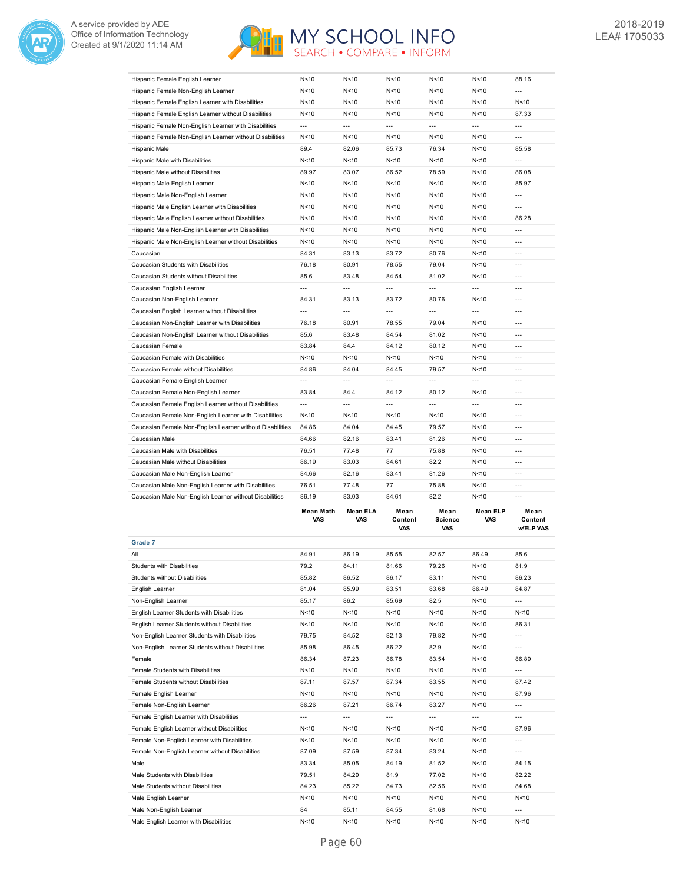| | Mean Math VAS | Mean ELA VAS | Mean Content VAS | Mean Science VAS | Mean ELP VAS | Mean Content w/ELP VAS |
|---|---|---|---|---|---|---|
| Hispanic Female English Learner | N<10 | N<10 | N<10 | N<10 | N<10 | 88.16 |
| Hispanic Female Non-English Learner | N<10 | N<10 | N<10 | N<10 | N<10 | --- |
| Hispanic Female English Learner with Disabilities | N<10 | N<10 | N<10 | N<10 | N<10 | N<10 |
| Hispanic Female English Learner without Disabilities | N<10 | N<10 | N<10 | N<10 | N<10 | 87.33 |
| Hispanic Female Non-English Learner with Disabilities | --- | --- | --- | --- | --- | --- |
| Hispanic Female Non-English Learner without Disabilities | N<10 | N<10 | N<10 | N<10 | N<10 | --- |
| Hispanic Male | 89.4 | 82.06 | 85.73 | 76.34 | N<10 | 85.58 |
| Hispanic Male with Disabilities | N<10 | N<10 | N<10 | N<10 | N<10 | --- |
| Hispanic Male without Disabilities | 89.97 | 83.07 | 86.52 | 78.59 | N<10 | 86.08 |
| Hispanic Male English Learner | N<10 | N<10 | N<10 | N<10 | N<10 | 85.97 |
| Hispanic Male Non-English Learner | N<10 | N<10 | N<10 | N<10 | N<10 | --- |
| Hispanic Male English Learner with Disabilities | N<10 | N<10 | N<10 | N<10 | N<10 | --- |
| Hispanic Male English Learner without Disabilities | N<10 | N<10 | N<10 | N<10 | N<10 | 86.28 |
| Hispanic Male Non-English Learner with Disabilities | N<10 | N<10 | N<10 | N<10 | N<10 | --- |
| Hispanic Male Non-English Learner without Disabilities | N<10 | N<10 | N<10 | N<10 | N<10 | --- |
| Caucasian | 84.31 | 83.13 | 83.72 | 80.76 | N<10 | --- |
| Caucasian Students with Disabilities | 76.18 | 80.91 | 78.55 | 79.04 | N<10 | --- |
| Caucasian Students without Disabilities | 85.6 | 83.48 | 84.54 | 81.02 | N<10 | --- |
| Caucasian English Learner | --- | --- | --- | --- | --- | --- |
| Caucasian Non-English Learner | 84.31 | 83.13 | 83.72 | 80.76 | N<10 | --- |
| Caucasian English Learner without Disabilities | --- | --- | --- | --- | --- | --- |
| Caucasian Non-English Learner with Disabilities | 76.18 | 80.91 | 78.55 | 79.04 | N<10 | --- |
| Caucasian Non-English Learner without Disabilities | 85.6 | 83.48 | 84.54 | 81.02 | N<10 | --- |
| Caucasian Female | 83.84 | 84.4 | 84.12 | 80.12 | N<10 | --- |
| Caucasian Female with Disabilities | N<10 | N<10 | N<10 | N<10 | N<10 | --- |
| Caucasian Female without Disabilities | 84.86 | 84.04 | 84.45 | 79.57 | N<10 | --- |
| Caucasian Female English Learner | --- | --- | --- | --- | --- | --- |
| Caucasian Female Non-English Learner | 83.84 | 84.4 | 84.12 | 80.12 | N<10 | --- |
| Caucasian Female English Learner without Disabilities | --- | --- | --- | --- | --- | --- |
| Caucasian Female Non-English Learner with Disabilities | N<10 | N<10 | N<10 | N<10 | N<10 | --- |
| Caucasian Female Non-English Learner without Disabilities | 84.86 | 84.04 | 84.45 | 79.57 | N<10 | --- |
| Caucasian Male | 84.66 | 82.16 | 83.41 | 81.26 | N<10 | --- |
| Caucasian Male with Disabilities | 76.51 | 77.48 | 77 | 75.88 | N<10 | --- |
| Caucasian Male without Disabilities | 86.19 | 83.03 | 84.61 | 82.2 | N<10 | --- |
| Caucasian Male Non-English Learner | 84.66 | 82.16 | 83.41 | 81.26 | N<10 | --- |
| Caucasian Male Non-English Learner with Disabilities | 76.51 | 77.48 | 77 | 75.88 | N<10 | --- |
| Caucasian Male Non-English Learner without Disabilities | 86.19 | 83.03 | 84.61 | 82.2 | N<10 | --- |

| | Mean Math VAS | Mean ELA VAS | Mean Content VAS | Mean Science VAS | Mean ELP VAS | Mean Content w/ELP VAS |
|---|---|---|---|---|---|---|
| **Grade 7** | | | | | | |
| All | 84.91 | 86.19 | 85.55 | 82.57 | 86.49 | 85.6 |
| Students with Disabilities | 79.2 | 84.11 | 81.66 | 79.26 | N<10 | 81.9 |
| Students without Disabilities | 85.82 | 86.52 | 86.17 | 83.11 | N<10 | 86.23 |
| English Learner | 81.04 | 85.99 | 83.51 | 83.68 | 86.49 | 84.87 |
| Non-English Learner | 85.17 | 86.2 | 85.69 | 82.5 | N<10 | --- |
| English Learner Students with Disabilities | N<10 | N<10 | N<10 | N<10 | N<10 | N<10 |
| English Learner Students without Disabilities | N<10 | N<10 | N<10 | N<10 | N<10 | 86.31 |
| Non-English Learner Students with Disabilities | 79.75 | 84.52 | 82.13 | 79.82 | N<10 | --- |
| Non-English Learner Students without Disabilities | 85.98 | 86.45 | 86.22 | 82.9 | N<10 | --- |
| Female | 86.34 | 87.23 | 86.78 | 83.54 | N<10 | 86.89 |
| Female Students with Disabilities | N<10 | N<10 | N<10 | N<10 | N<10 | --- |
| Female Students without Disabilities | 87.11 | 87.57 | 87.34 | 83.55 | N<10 | 87.42 |
| Female English Learner | N<10 | N<10 | N<10 | N<10 | N<10 | 87.96 |
| Female Non-English Learner | 86.26 | 87.21 | 86.74 | 83.27 | N<10 | --- |
| Female English Learner with Disabilities | --- | --- | --- | --- | --- | --- |
| Female English Learner without Disabilities | N<10 | N<10 | N<10 | N<10 | N<10 | 87.96 |
| Female Non-English Learner with Disabilities | N<10 | N<10 | N<10 | N<10 | N<10 | --- |
| Female Non-English Learner without Disabilities | 87.09 | 87.59 | 87.34 | 83.24 | N<10 | --- |
| Male | 83.34 | 85.05 | 84.19 | 81.52 | N<10 | 84.15 |
| Male Students with Disabilities | 79.51 | 84.29 | 81.9 | 77.02 | N<10 | 82.22 |
| Male Students without Disabilities | 84.23 | 85.22 | 84.73 | 82.56 | N<10 | 84.68 |
| Male English Learner | N<10 | N<10 | N<10 | N<10 | N<10 | N<10 |
| Male Non-English Learner | 84 | 85.11 | 84.55 | 81.68 | N<10 | --- |
| Male English Learner with Disabilities | N<10 | N<10 | N<10 | N<10 | N<10 | N<10 |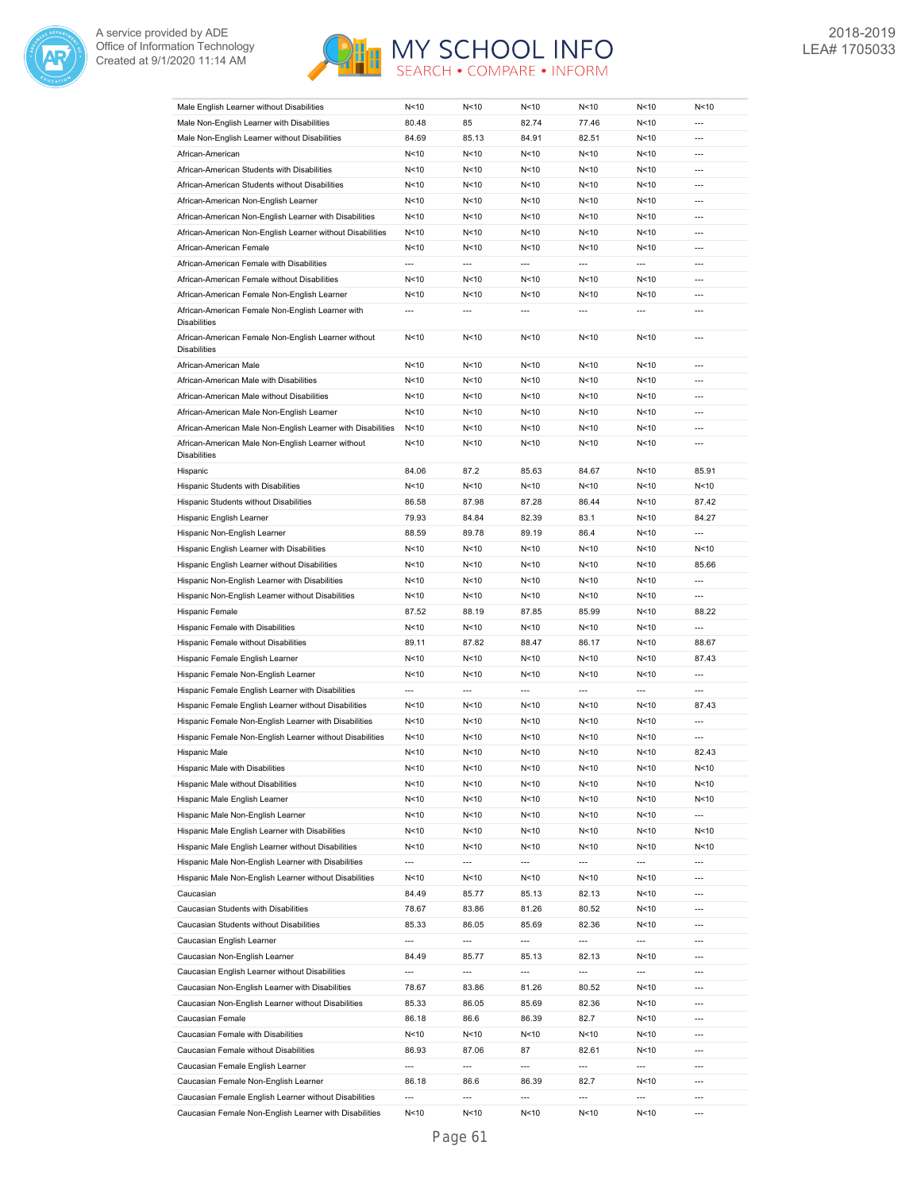| | | | | | | |
|---|---|---|---|---|---|---|
| Male English Learner without Disabilities | N<10 | N<10 | N<10 | N<10 | N<10 | N<10 |
| Male Non-English Learner with Disabilities | 80.48 | 85 | 82.74 | 77.46 | N<10 | --- |
| Male Non-English Learner without Disabilities | 84.69 | 85.13 | 84.91 | 82.51 | N<10 | --- |
| African-American | N<10 | N<10 | N<10 | N<10 | N<10 | --- |
| African-American Students with Disabilities | N<10 | N<10 | N<10 | N<10 | N<10 | --- |
| African-American Students without Disabilities | N<10 | N<10 | N<10 | N<10 | N<10 | --- |
| African-American Non-English Learner | N<10 | N<10 | N<10 | N<10 | N<10 | --- |
| African-American Non-English Learner with Disabilities | N<10 | N<10 | N<10 | N<10 | N<10 | --- |
| African-American Non-English Learner without Disabilities | N<10 | N<10 | N<10 | N<10 | N<10 | --- |
| African-American Female | N<10 | N<10 | N<10 | N<10 | N<10 | --- |
| African-American Female with Disabilities | --- | --- | --- | --- | --- | --- |
| African-American Female without Disabilities | N<10 | N<10 | N<10 | N<10 | N<10 | --- |
| African-American Female Non-English Learner | N<10 | N<10 | N<10 | N<10 | N<10 | --- |
| African-American Female Non-English Learner with Disabilities | --- | --- | --- | --- | --- | --- |
| African-American Female Non-English Learner without Disabilities | N<10 | N<10 | N<10 | N<10 | N<10 | --- |
| African-American Male | N<10 | N<10 | N<10 | N<10 | N<10 | --- |
| African-American Male with Disabilities | N<10 | N<10 | N<10 | N<10 | N<10 | --- |
| African-American Male without Disabilities | N<10 | N<10 | N<10 | N<10 | N<10 | --- |
| African-American Male Non-English Learner | N<10 | N<10 | N<10 | N<10 | N<10 | --- |
| African-American Male Non-English Learner with Disabilities | N<10 | N<10 | N<10 | N<10 | N<10 | --- |
| African-American Male Non-English Learner without Disabilities | N<10 | N<10 | N<10 | N<10 | N<10 | --- |
| Hispanic | 84.06 | 87.2 | 85.63 | 84.67 | N<10 | 85.91 |
| Hispanic Students with Disabilities | N<10 | N<10 | N<10 | N<10 | N<10 | N<10 |
| Hispanic Students without Disabilities | 86.58 | 87.98 | 87.28 | 86.44 | N<10 | 87.42 |
| Hispanic English Learner | 79.93 | 84.84 | 82.39 | 83.1 | N<10 | 84.27 |
| Hispanic Non-English Learner | 88.59 | 89.78 | 89.19 | 86.4 | N<10 | --- |
| Hispanic English Learner with Disabilities | N<10 | N<10 | N<10 | N<10 | N<10 | N<10 |
| Hispanic English Learner without Disabilities | N<10 | N<10 | N<10 | N<10 | N<10 | 85.66 |
| Hispanic Non-English Learner with Disabilities | N<10 | N<10 | N<10 | N<10 | N<10 | --- |
| Hispanic Non-English Learner without Disabilities | N<10 | N<10 | N<10 | N<10 | N<10 | --- |
| Hispanic Female | 87.52 | 88.19 | 87.85 | 85.99 | N<10 | 88.22 |
| Hispanic Female with Disabilities | N<10 | N<10 | N<10 | N<10 | N<10 | --- |
| Hispanic Female without Disabilities | 89.11 | 87.82 | 88.47 | 86.17 | N<10 | 88.67 |
| Hispanic Female English Learner | N<10 | N<10 | N<10 | N<10 | N<10 | 87.43 |
| Hispanic Female Non-English Learner | N<10 | N<10 | N<10 | N<10 | N<10 | --- |
| Hispanic Female English Learner with Disabilities | --- | --- | --- | --- | --- | --- |
| Hispanic Female English Learner without Disabilities | N<10 | N<10 | N<10 | N<10 | N<10 | 87.43 |
| Hispanic Female Non-English Learner with Disabilities | N<10 | N<10 | N<10 | N<10 | N<10 | --- |
| Hispanic Female Non-English Learner without Disabilities | N<10 | N<10 | N<10 | N<10 | N<10 | --- |
| Hispanic Male | N<10 | N<10 | N<10 | N<10 | N<10 | 82.43 |
| Hispanic Male with Disabilities | N<10 | N<10 | N<10 | N<10 | N<10 | N<10 |
| Hispanic Male without Disabilities | N<10 | N<10 | N<10 | N<10 | N<10 | N<10 |
| Hispanic Male English Learner | N<10 | N<10 | N<10 | N<10 | N<10 | N<10 |
| Hispanic Male Non-English Learner | N<10 | N<10 | N<10 | N<10 | N<10 | --- |
| Hispanic Male English Learner with Disabilities | N<10 | N<10 | N<10 | N<10 | N<10 | N<10 |
| Hispanic Male English Learner without Disabilities | N<10 | N<10 | N<10 | N<10 | N<10 | N<10 |
| Hispanic Male Non-English Learner with Disabilities | --- | --- | --- | --- | --- | --- |
| Hispanic Male Non-English Learner without Disabilities | N<10 | N<10 | N<10 | N<10 | N<10 | --- |
| Caucasian | 84.49 | 85.77 | 85.13 | 82.13 | N<10 | --- |
| Caucasian Students with Disabilities | 78.67 | 83.86 | 81.26 | 80.52 | N<10 | --- |
| Caucasian Students without Disabilities | 85.33 | 86.05 | 85.69 | 82.36 | N<10 | --- |
| Caucasian English Learner | --- | --- | --- | --- | --- | --- |
| Caucasian Non-English Learner | 84.49 | 85.77 | 85.13 | 82.13 | N<10 | --- |
| Caucasian English Learner without Disabilities | --- | --- | --- | --- | --- | --- |
| Caucasian Non-English Learner with Disabilities | 78.67 | 83.86 | 81.26 | 80.52 | N<10 | --- |
| Caucasian Non-English Learner without Disabilities | 85.33 | 86.05 | 85.69 | 82.36 | N<10 | --- |
| Caucasian Female | 86.18 | 86.6 | 86.39 | 82.7 | N<10 | --- |
| Caucasian Female with Disabilities | N<10 | N<10 | N<10 | N<10 | N<10 | --- |
| Caucasian Female without Disabilities | 86.93 | 87.06 | 87 | 82.61 | N<10 | --- |
| Caucasian Female English Learner | --- | --- | --- | --- | --- | --- |
| Caucasian Female Non-English Learner | 86.18 | 86.6 | 86.39 | 82.7 | N<10 | --- |
| Caucasian Female English Learner without Disabilities | --- | --- | --- | --- | --- | --- |
| Caucasian Female Non-English Learner with Disabilities | N<10 | N<10 | N<10 | N<10 | N<10 | --- |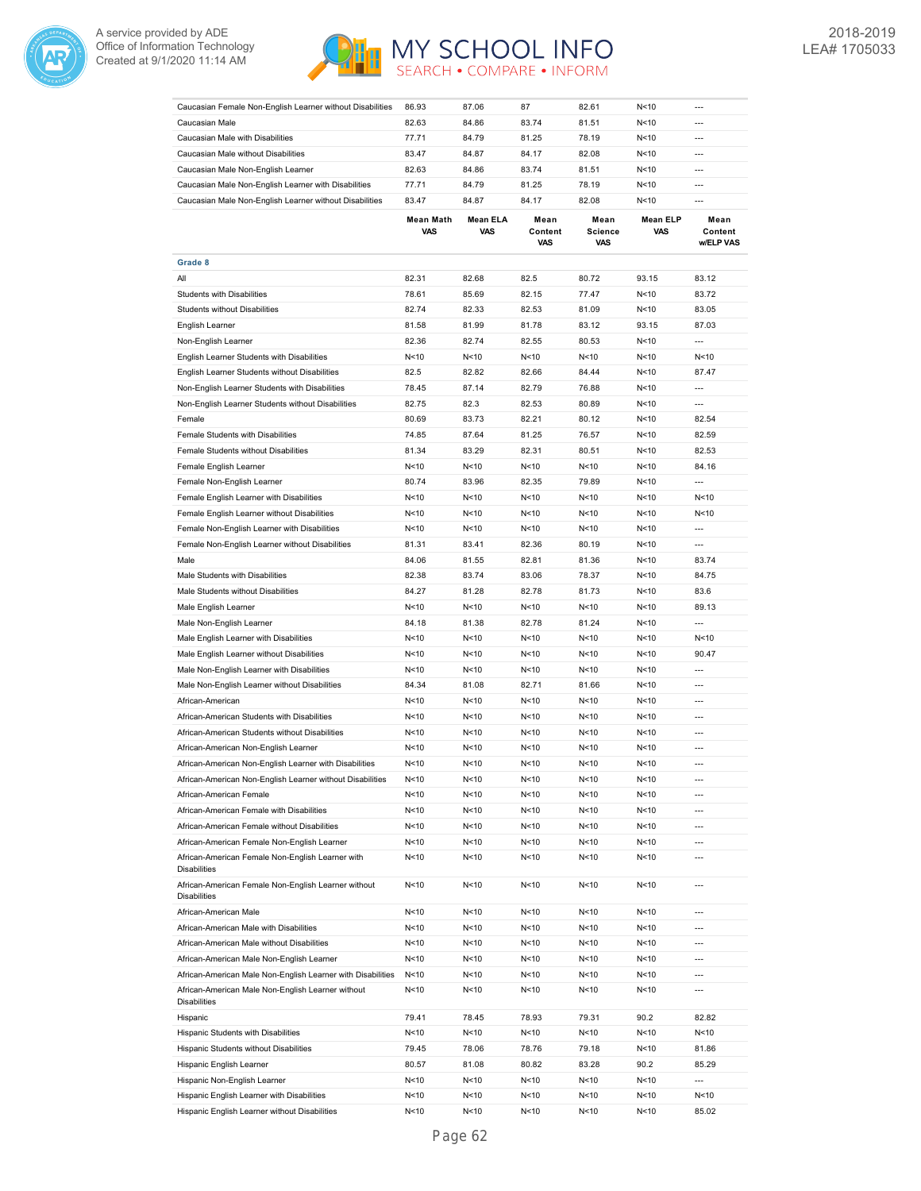| | Mean Math VAS | Mean ELA VAS | Mean Content VAS | Mean Science VAS | Mean ELP VAS | Mean Content w/ELP VAS |
|---|---|---|---|---|---|---|
| Caucasian Female Non-English Learner without Disabilities | 86.93 | 87.06 | 87 | 82.61 | N<10 | --- |
| Caucasian Male | 82.63 | 84.86 | 83.74 | 81.51 | N<10 | --- |
| Caucasian Male with Disabilities | 77.71 | 84.79 | 81.25 | 78.19 | N<10 | --- |
| Caucasian Male without Disabilities | 83.47 | 84.87 | 84.17 | 82.08 | N<10 | --- |
| Caucasian Male Non-English Learner | 82.63 | 84.86 | 83.74 | 81.51 | N<10 | --- |
| Caucasian Male Non-English Learner with Disabilities | 77.71 | 84.79 | 81.25 | 78.19 | N<10 | --- |
| Caucasian Male Non-English Learner without Disabilities | 83.47 | 84.87 | 84.17 | 82.08 | N<10 | --- |

| | Mean Math VAS | Mean ELA VAS | Mean Content VAS | Mean Science VAS | Mean ELP VAS | Mean Content w/ELP VAS |
|---|---|---|---|---|---|---|
| **Grade 8** | | | | | | |
| All | 82.31 | 82.68 | 82.5 | 80.72 | 93.15 | 83.12 |
| Students with Disabilities | 78.61 | 85.69 | 82.15 | 77.47 | N<10 | 83.72 |
| Students without Disabilities | 82.74 | 82.33 | 82.53 | 81.09 | N<10 | 83.05 |
| English Learner | 81.58 | 81.99 | 81.78 | 83.12 | 93.15 | 87.03 |
| Non-English Learner | 82.36 | 82.74 | 82.55 | 80.53 | N<10 | --- |
| English Learner Students with Disabilities | N<10 | N<10 | N<10 | N<10 | N<10 | N<10 |
| English Learner Students without Disabilities | 82.5 | 82.82 | 82.66 | 84.44 | N<10 | 87.47 |
| Non-English Learner Students with Disabilities | 78.45 | 87.14 | 82.79 | 76.88 | N<10 | --- |
| Non-English Learner Students without Disabilities | 82.75 | 82.3 | 82.53 | 80.89 | N<10 | --- |
| Female | 80.69 | 83.73 | 82.21 | 80.12 | N<10 | 82.54 |
| Female Students with Disabilities | 74.85 | 87.64 | 81.25 | 76.57 | N<10 | 82.59 |
| Female Students without Disabilities | 81.34 | 83.29 | 82.31 | 80.51 | N<10 | 82.53 |
| Female English Learner | N<10 | N<10 | N<10 | N<10 | N<10 | 84.16 |
| Female Non-English Learner | 80.74 | 83.96 | 82.35 | 79.89 | N<10 | --- |
| Female English Learner with Disabilities | N<10 | N<10 | N<10 | N<10 | N<10 | N<10 |
| Female English Learner without Disabilities | N<10 | N<10 | N<10 | N<10 | N<10 | N<10 |
| Female Non-English Learner with Disabilities | N<10 | N<10 | N<10 | N<10 | N<10 | --- |
| Female Non-English Learner without Disabilities | 81.31 | 83.41 | 82.36 | 80.19 | N<10 | --- |
| Male | 84.06 | 81.55 | 82.81 | 81.36 | N<10 | 83.74 |
| Male Students with Disabilities | 82.38 | 83.74 | 83.06 | 78.37 | N<10 | 84.75 |
| Male Students without Disabilities | 84.27 | 81.28 | 82.78 | 81.73 | N<10 | 83.6 |
| Male English Learner | N<10 | N<10 | N<10 | N<10 | N<10 | 89.13 |
| Male Non-English Learner | 84.18 | 81.38 | 82.78 | 81.24 | N<10 | --- |
| Male English Learner with Disabilities | N<10 | N<10 | N<10 | N<10 | N<10 | N<10 |
| Male English Learner without Disabilities | N<10 | N<10 | N<10 | N<10 | N<10 | 90.47 |
| Male Non-English Learner with Disabilities | N<10 | N<10 | N<10 | N<10 | N<10 | --- |
| Male Non-English Learner without Disabilities | 84.34 | 81.08 | 82.71 | 81.66 | N<10 | --- |
| African-American | N<10 | N<10 | N<10 | N<10 | N<10 | --- |
| African-American Students with Disabilities | N<10 | N<10 | N<10 | N<10 | N<10 | --- |
| African-American Students without Disabilities | N<10 | N<10 | N<10 | N<10 | N<10 | --- |
| African-American Non-English Learner | N<10 | N<10 | N<10 | N<10 | N<10 | --- |
| African-American Non-English Learner with Disabilities | N<10 | N<10 | N<10 | N<10 | N<10 | --- |
| African-American Non-English Learner without Disabilities | N<10 | N<10 | N<10 | N<10 | N<10 | --- |
| African-American Female | N<10 | N<10 | N<10 | N<10 | N<10 | --- |
| African-American Female with Disabilities | N<10 | N<10 | N<10 | N<10 | N<10 | --- |
| African-American Female without Disabilities | N<10 | N<10 | N<10 | N<10 | N<10 | --- |
| African-American Female Non-English Learner | N<10 | N<10 | N<10 | N<10 | N<10 | --- |
| African-American Female Non-English Learner with Disabilities | N<10 | N<10 | N<10 | N<10 | N<10 | --- |
| African-American Female Non-English Learner without Disabilities | N<10 | N<10 | N<10 | N<10 | N<10 | --- |
| African-American Male | N<10 | N<10 | N<10 | N<10 | N<10 | --- |
| African-American Male with Disabilities | N<10 | N<10 | N<10 | N<10 | N<10 | --- |
| African-American Male without Disabilities | N<10 | N<10 | N<10 | N<10 | N<10 | --- |
| African-American Male Non-English Learner | N<10 | N<10 | N<10 | N<10 | N<10 | --- |
| African-American Male Non-English Learner with Disabilities | N<10 | N<10 | N<10 | N<10 | N<10 | --- |
| African-American Male Non-English Learner without Disabilities | N<10 | N<10 | N<10 | N<10 | N<10 | --- |
| Hispanic | 79.41 | 78.45 | 78.93 | 79.31 | 90.2 | 82.82 |
| Hispanic Students with Disabilities | N<10 | N<10 | N<10 | N<10 | N<10 | N<10 |
| Hispanic Students without Disabilities | 79.45 | 78.06 | 78.76 | 79.18 | N<10 | 81.86 |
| Hispanic English Learner | 80.57 | 81.08 | 80.82 | 83.28 | 90.2 | 85.29 |
| Hispanic Non-English Learner | N<10 | N<10 | N<10 | N<10 | N<10 | --- |
| Hispanic English Learner with Disabilities | N<10 | N<10 | N<10 | N<10 | N<10 | N<10 |
| Hispanic English Learner without Disabilities | N<10 | N<10 | N<10 | N<10 | N<10 | 85.02 |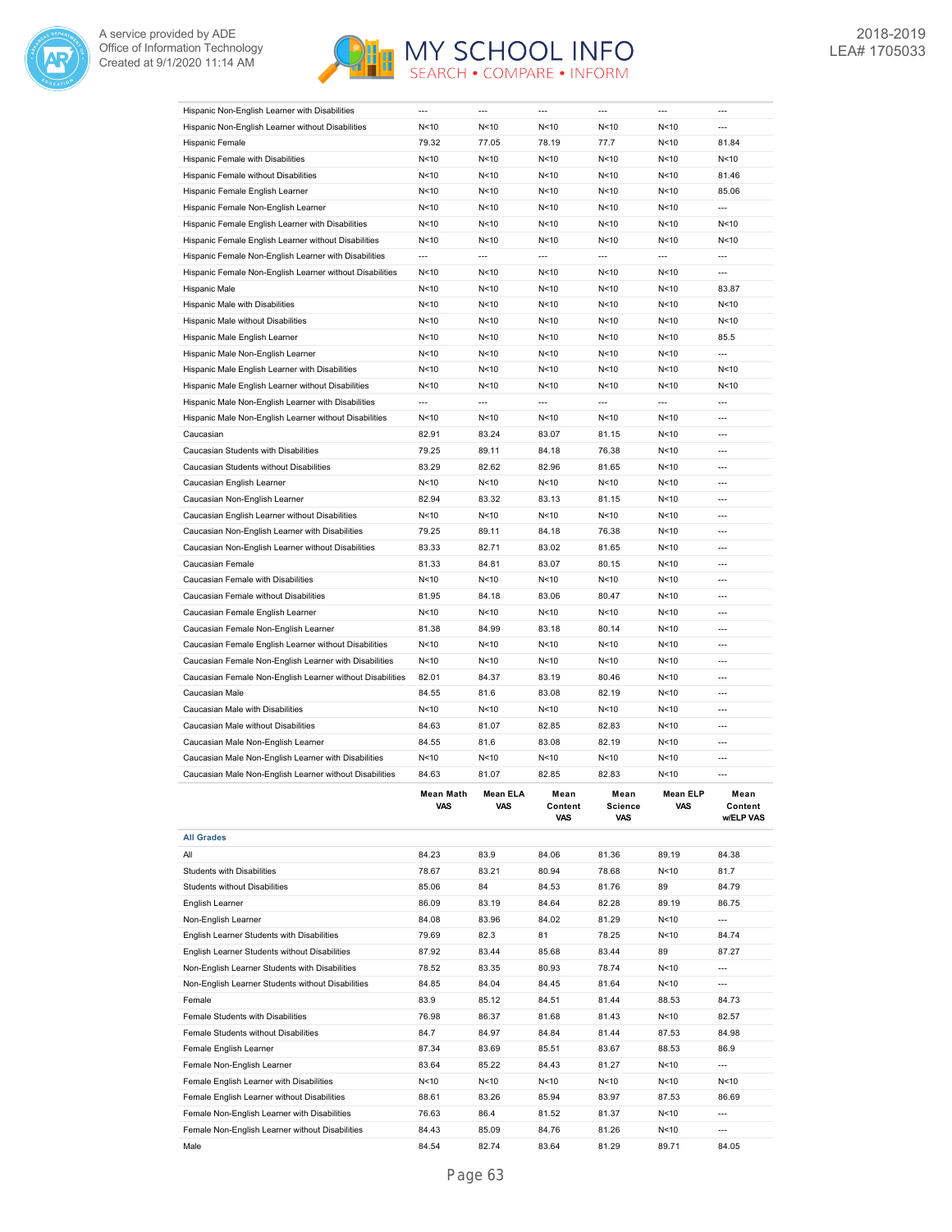| | | | | | | |
|---|---|---|---|---|---|---|
| Hispanic Non-English Learner with Disabilities | --- | --- | --- | --- | --- | --- |
| Hispanic Non-English Learner without Disabilities | N<10 | N<10 | N<10 | N<10 | N<10 | --- |
| Hispanic Female | 79.32 | 77.05 | 78.19 | 77.7 | N<10 | 81.84 |
| Hispanic Female with Disabilities | N<10 | N<10 | N<10 | N<10 | N<10 | N<10 |
| Hispanic Female without Disabilities | N<10 | N<10 | N<10 | N<10 | N<10 | 81.46 |
| Hispanic Female English Learner | N<10 | N<10 | N<10 | N<10 | N<10 | 85.06 |
| Hispanic Female Non-English Learner | N<10 | N<10 | N<10 | N<10 | N<10 | --- |
| Hispanic Female English Learner with Disabilities | N<10 | N<10 | N<10 | N<10 | N<10 | N<10 |
| Hispanic Female English Learner without Disabilities | N<10 | N<10 | N<10 | N<10 | N<10 | N<10 |
| Hispanic Female Non-English Learner with Disabilities | --- | --- | --- | --- | --- | --- |
| Hispanic Female Non-English Learner without Disabilities | N<10 | N<10 | N<10 | N<10 | N<10 | --- |
| Hispanic Male | N<10 | N<10 | N<10 | N<10 | N<10 | 83.87 |
| Hispanic Male with Disabilities | N<10 | N<10 | N<10 | N<10 | N<10 | N<10 |
| Hispanic Male without Disabilities | N<10 | N<10 | N<10 | N<10 | N<10 | N<10 |
| Hispanic Male English Learner | N<10 | N<10 | N<10 | N<10 | N<10 | 85.5 |
| Hispanic Male Non-English Learner | N<10 | N<10 | N<10 | N<10 | N<10 | --- |
| Hispanic Male English Learner with Disabilities | N<10 | N<10 | N<10 | N<10 | N<10 | N<10 |
| Hispanic Male English Learner without Disabilities | N<10 | N<10 | N<10 | N<10 | N<10 | N<10 |
| Hispanic Male Non-English Learner with Disabilities | --- | --- | --- | --- | --- | --- |
| Hispanic Male Non-English Learner without Disabilities | N<10 | N<10 | N<10 | N<10 | N<10 | --- |
| Caucasian | 82.91 | 83.24 | 83.07 | 81.15 | N<10 | --- |
| Caucasian Students with Disabilities | 79.25 | 89.11 | 84.18 | 76.38 | N<10 | --- |
| Caucasian Students without Disabilities | 83.29 | 82.62 | 82.96 | 81.65 | N<10 | --- |
| Caucasian English Learner | N<10 | N<10 | N<10 | N<10 | N<10 | --- |
| Caucasian Non-English Learner | 82.94 | 83.32 | 83.13 | 81.15 | N<10 | --- |
| Caucasian English Learner without Disabilities | N<10 | N<10 | N<10 | N<10 | N<10 | --- |
| Caucasian Non-English Learner with Disabilities | 79.25 | 89.11 | 84.18 | 76.38 | N<10 | --- |
| Caucasian Non-English Learner without Disabilities | 83.33 | 82.71 | 83.02 | 81.65 | N<10 | --- |
| Caucasian Female | 81.33 | 84.81 | 83.07 | 80.15 | N<10 | --- |
| Caucasian Female with Disabilities | N<10 | N<10 | N<10 | N<10 | N<10 | --- |
| Caucasian Female without Disabilities | 81.95 | 84.18 | 83.06 | 80.47 | N<10 | --- |
| Caucasian Female English Learner | N<10 | N<10 | N<10 | N<10 | N<10 | --- |
| Caucasian Female Non-English Learner | 81.38 | 84.99 | 83.18 | 80.14 | N<10 | --- |
| Caucasian Female English Learner without Disabilities | N<10 | N<10 | N<10 | N<10 | N<10 | --- |
| Caucasian Female Non-English Learner with Disabilities | N<10 | N<10 | N<10 | N<10 | N<10 | --- |
| Caucasian Female Non-English Learner without Disabilities | 82.01 | 84.37 | 83.19 | 80.46 | N<10 | --- |
| Caucasian Male | 84.55 | 81.6 | 83.08 | 82.19 | N<10 | --- |
| Caucasian Male with Disabilities | N<10 | N<10 | N<10 | N<10 | N<10 | --- |
| Caucasian Male without Disabilities | 84.63 | 81.07 | 82.85 | 82.83 | N<10 | --- |
| Caucasian Male Non-English Learner | 84.55 | 81.6 | 83.08 | 82.19 | N<10 | --- |
| Caucasian Male Non-English Learner with Disabilities | N<10 | N<10 | N<10 | N<10 | N<10 | --- |
| Caucasian Male Non-English Learner without Disabilities | 84.63 | 81.07 | 82.85 | 82.83 | N<10 | --- |

| | Mean Math VAS | Mean ELA VAS | Mean Content VAS | Mean Science VAS | Mean ELP VAS | Mean Content w/ELP VAS |
|---|---|---|---|---|---|---|
| **All Grades** | | | | | | |
| All | 84.23 | 83.9 | 84.06 | 81.36 | 89.19 | 84.38 |
| Students with Disabilities | 78.67 | 83.21 | 80.94 | 78.68 | N<10 | 81.7 |
| Students without Disabilities | 85.06 | 84 | 84.53 | 81.76 | 89 | 84.79 |
| English Learner | 86.09 | 83.19 | 84.64 | 82.28 | 89.19 | 86.75 |
| Non-English Learner | 84.08 | 83.96 | 84.02 | 81.29 | N<10 | --- |
| English Learner Students with Disabilities | 79.69 | 82.3 | 81 | 78.25 | N<10 | 84.74 |
| English Learner Students without Disabilities | 87.92 | 83.44 | 85.68 | 83.44 | 89 | 87.27 |
| Non-English Learner Students with Disabilities | 78.52 | 83.35 | 80.93 | 78.74 | N<10 | --- |
| Non-English Learner Students without Disabilities | 84.85 | 84.04 | 84.45 | 81.64 | N<10 | --- |
| Female | 83.9 | 85.12 | 84.51 | 81.44 | 88.53 | 84.73 |
| Female Students with Disabilities | 76.98 | 86.37 | 81.68 | 81.43 | N<10 | 82.57 |
| Female Students without Disabilities | 84.7 | 84.97 | 84.84 | 81.44 | 87.53 | 84.98 |
| Female English Learner | 87.34 | 83.69 | 85.51 | 83.67 | 88.53 | 86.9 |
| Female Non-English Learner | 83.64 | 85.22 | 84.43 | 81.27 | N<10 | --- |
| Female English Learner with Disabilities | N<10 | N<10 | N<10 | N<10 | N<10 | N<10 |
| Female English Learner without Disabilities | 88.61 | 83.26 | 85.94 | 83.97 | 87.53 | 86.69 |
| Female Non-English Learner with Disabilities | 76.63 | 86.4 | 81.52 | 81.37 | N<10 | --- |
| Female Non-English Learner without Disabilities | 84.43 | 85.09 | 84.76 | 81.26 | N<10 | --- |
| Male | 84.54 | 82.74 | 83.64 | 81.29 | 89.71 | 84.05 |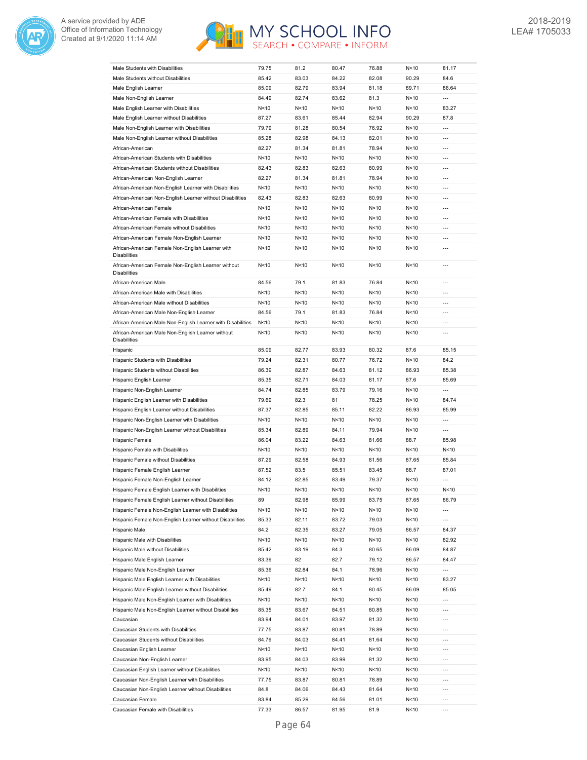| | | | | | | |
|---|---|---|---|---|---|---|
| Male Students with Disabilities | 79.75 | 81.2 | 80.47 | 76.88 | N<10 | 81.17 |
| Male Students without Disabilities | 85.42 | 83.03 | 84.22 | 82.08 | 90.29 | 84.6 |
| Male English Learner | 85.09 | 82.79 | 83.94 | 81.18 | 89.71 | 86.64 |
| Male Non-English Learner | 84.49 | 82.74 | 83.62 | 81.3 | N<10 | --- |
| Male English Learner with Disabilities | N<10 | N<10 | N<10 | N<10 | N<10 | 83.27 |
| Male English Learner without Disabilities | 87.27 | 83.61 | 85.44 | 82.94 | 90.29 | 87.8 |
| Male Non-English Learner with Disabilities | 79.79 | 81.28 | 80.54 | 76.92 | N<10 | --- |
| Male Non-English Learner without Disabilities | 85.28 | 82.98 | 84.13 | 82.01 | N<10 | --- |
| African-American | 82.27 | 81.34 | 81.81 | 78.94 | N<10 | --- |
| African-American Students with Disabilities | N<10 | N<10 | N<10 | N<10 | N<10 | --- |
| African-American Students without Disabilities | 82.43 | 82.83 | 82.63 | 80.99 | N<10 | --- |
| African-American Non-English Learner | 82.27 | 81.34 | 81.81 | 78.94 | N<10 | --- |
| African-American Non-English Learner with Disabilities | N<10 | N<10 | N<10 | N<10 | N<10 | --- |
| African-American Non-English Learner without Disabilities | 82.43 | 82.83 | 82.63 | 80.99 | N<10 | --- |
| African-American Female | N<10 | N<10 | N<10 | N<10 | N<10 | --- |
| African-American Female with Disabilities | N<10 | N<10 | N<10 | N<10 | N<10 | --- |
| African-American Female without Disabilities | N<10 | N<10 | N<10 | N<10 | N<10 | --- |
| African-American Female Non-English Learner | N<10 | N<10 | N<10 | N<10 | N<10 | --- |
| African-American Female Non-English Learner with Disabilities | N<10 | N<10 | N<10 | N<10 | N<10 | --- |
| African-American Female Non-English Learner without Disabilities | N<10 | N<10 | N<10 | N<10 | N<10 | --- |
| African-American Male | 84.56 | 79.1 | 81.83 | 76.84 | N<10 | --- |
| African-American Male with Disabilities | N<10 | N<10 | N<10 | N<10 | N<10 | --- |
| African-American Male without Disabilities | N<10 | N<10 | N<10 | N<10 | N<10 | --- |
| African-American Male Non-English Learner | 84.56 | 79.1 | 81.83 | 76.84 | N<10 | --- |
| African-American Male Non-English Learner with Disabilities | N<10 | N<10 | N<10 | N<10 | N<10 | --- |
| African-American Male Non-English Learner without Disabilities | N<10 | N<10 | N<10 | N<10 | N<10 | --- |
| Hispanic | 85.09 | 82.77 | 83.93 | 80.32 | 87.6 | 85.15 |
| Hispanic Students with Disabilities | 79.24 | 82.31 | 80.77 | 76.72 | N<10 | 84.2 |
| Hispanic Students without Disabilities | 86.39 | 82.87 | 84.63 | 81.12 | 86.93 | 85.38 |
| Hispanic English Learner | 85.35 | 82.71 | 84.03 | 81.17 | 87.6 | 85.69 |
| Hispanic Non-English Learner | 84.74 | 82.85 | 83.79 | 79.16 | N<10 | --- |
| Hispanic English Learner with Disabilities | 79.69 | 82.3 | 81 | 78.25 | N<10 | 84.74 |
| Hispanic English Learner without Disabilities | 87.37 | 82.85 | 85.11 | 82.22 | 86.93 | 85.99 |
| Hispanic Non-English Learner with Disabilities | N<10 | N<10 | N<10 | N<10 | N<10 | --- |
| Hispanic Non-English Learner without Disabilities | 85.34 | 82.89 | 84.11 | 79.94 | N<10 | --- |
| Hispanic Female | 86.04 | 83.22 | 84.63 | 81.66 | 88.7 | 85.98 |
| Hispanic Female with Disabilities | N<10 | N<10 | N<10 | N<10 | N<10 | N<10 |
| Hispanic Female without Disabilities | 87.29 | 82.58 | 84.93 | 81.56 | 87.65 | 85.84 |
| Hispanic Female English Learner | 87.52 | 83.5 | 85.51 | 83.45 | 88.7 | 87.01 |
| Hispanic Female Non-English Learner | 84.12 | 82.85 | 83.49 | 79.37 | N<10 | --- |
| Hispanic Female English Learner with Disabilities | N<10 | N<10 | N<10 | N<10 | N<10 | N<10 |
| Hispanic Female English Learner without Disabilities | 89 | 82.98 | 85.99 | 83.75 | 87.65 | 86.79 |
| Hispanic Female Non-English Learner with Disabilities | N<10 | N<10 | N<10 | N<10 | N<10 | --- |
| Hispanic Female Non-English Learner without Disabilities | 85.33 | 82.11 | 83.72 | 79.03 | N<10 | --- |
| Hispanic Male | 84.2 | 82.35 | 83.27 | 79.05 | 86.57 | 84.37 |
| Hispanic Male with Disabilities | N<10 | N<10 | N<10 | N<10 | N<10 | 82.92 |
| Hispanic Male without Disabilities | 85.42 | 83.19 | 84.3 | 80.65 | 86.09 | 84.87 |
| Hispanic Male English Learner | 83.39 | 82 | 82.7 | 79.12 | 86.57 | 84.47 |
| Hispanic Male Non-English Learner | 85.36 | 82.84 | 84.1 | 78.96 | N<10 | --- |
| Hispanic Male English Learner with Disabilities | N<10 | N<10 | N<10 | N<10 | N<10 | 83.27 |
| Hispanic Male English Learner without Disabilities | 85.49 | 82.7 | 84.1 | 80.45 | 86.09 | 85.05 |
| Hispanic Male Non-English Learner with Disabilities | N<10 | N<10 | N<10 | N<10 | N<10 | --- |
| Hispanic Male Non-English Learner without Disabilities | 85.35 | 83.67 | 84.51 | 80.85 | N<10 | --- |
| Caucasian | 83.94 | 84.01 | 83.97 | 81.32 | N<10 | --- |
| Caucasian Students with Disabilities | 77.75 | 83.87 | 80.81 | 78.89 | N<10 | --- |
| Caucasian Students without Disabilities | 84.79 | 84.03 | 84.41 | 81.64 | N<10 | --- |
| Caucasian English Learner | N<10 | N<10 | N<10 | N<10 | N<10 | --- |
| Caucasian Non-English Learner | 83.95 | 84.03 | 83.99 | 81.32 | N<10 | --- |
| Caucasian English Learner without Disabilities | N<10 | N<10 | N<10 | N<10 | N<10 | --- |
| Caucasian Non-English Learner with Disabilities | 77.75 | 83.87 | 80.81 | 78.89 | N<10 | --- |
| Caucasian Non-English Learner without Disabilities | 84.8 | 84.06 | 84.43 | 81.64 | N<10 | --- |
| Caucasian Female | 83.84 | 85.29 | 84.56 | 81.01 | N<10 | --- |
| Caucasian Female with Disabilities | 77.33 | 86.57 | 81.95 | 81.9 | N<10 | --- |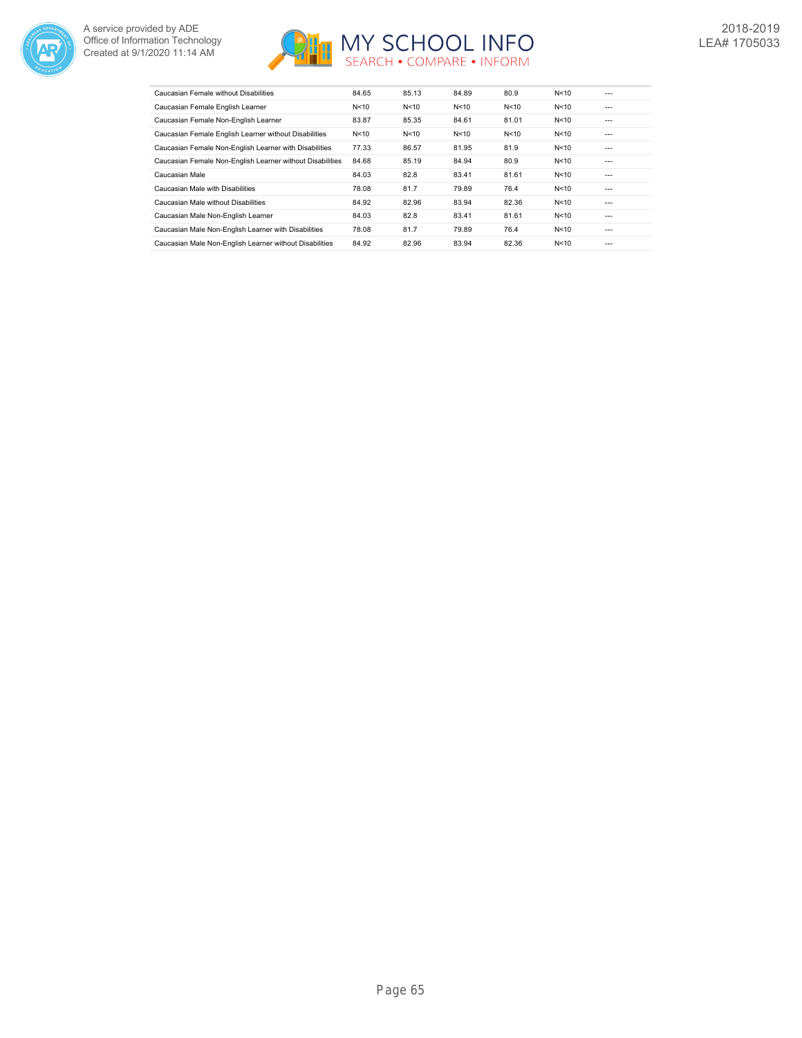| | | | | | | |
|---|---|---|---|---|---|---|
| Caucasian Female without Disabilities | 84.65 | 85.13 | 84.89 | 80.9 | N<10 | --- |
| Caucasian Female English Learner | N<10 | N<10 | N<10 | N<10 | N<10 | --- |
| Caucasian Female Non-English Learner | 83.87 | 85.35 | 84.61 | 81.01 | N<10 | --- |
| Caucasian Female English Learner without Disabilities | N<10 | N<10 | N<10 | N<10 | N<10 | --- |
| Caucasian Female Non-English Learner with Disabilities | 77.33 | 86.57 | 81.95 | 81.9 | N<10 | --- |
| Caucasian Female Non-English Learner without Disabilities | 84.68 | 85.19 | 84.94 | 80.9 | N<10 | --- |
| Caucasian Male | 84.03 | 82.8 | 83.41 | 81.61 | N<10 | --- |
| Caucasian Male with Disabilities | 78.08 | 81.7 | 79.89 | 76.4 | N<10 | --- |
| Caucasian Male without Disabilities | 84.92 | 82.96 | 83.94 | 82.36 | N<10 | --- |
| Caucasian Male Non-English Learner | 84.03 | 82.8 | 83.41 | 81.61 | N<10 | --- |
| Caucasian Male Non-English Learner with Disabilities | 78.08 | 81.7 | 79.89 | 76.4 | N<10 | --- |
| Caucasian Male Non-English Learner without Disabilities | 84.92 | 82.96 | 83.94 | 82.36 | N<10 | --- |